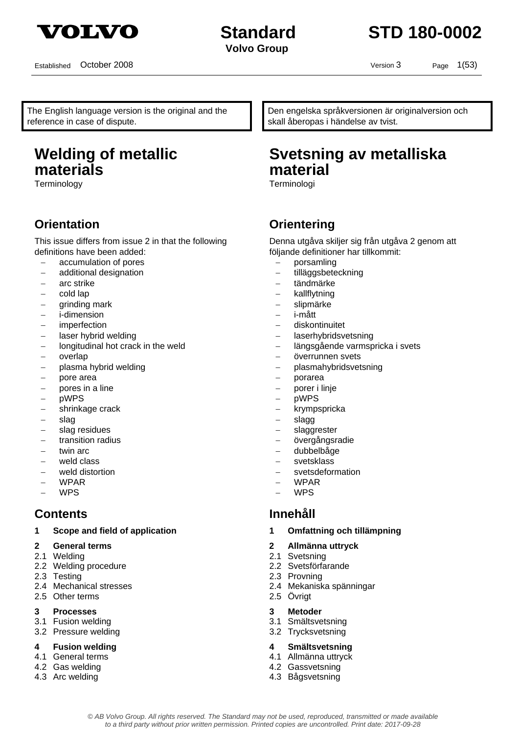The English language version is the original and the reference in case of dispute.

# Welding of metallic materials

Terminology

## Orientation

This issue differs from issue 2 in that the following definitions have been added:

- accumulation of pores
- additional designation
- arc strike
- cold lap
- grinding mark
- i-dimension
- imperfection
- laser hybrid welding
- longitudinal hot crack in the weld
- overlap
- plasma hybrid welding
- pore area
- pores in a line
- pWPS
- shrinkage crack
- slag
- slag residues
- transition radius
- twin arc
- weld class
- weld distortion
- WPAR
- WPS

## Contents

**1 Scope and field of application**

**2 General terms**
2.1 Welding
2.2 Welding procedure
2.3 Testing
2.4 Mechanical stresses
2.5 Other terms

**3 Processes**
3.1 Fusion welding
3.2 Pressure welding

**4 Fusion welding**
4.1 General terms
4.2 Gas welding
4.3 Arc welding

Den engelska språkversionen är originalversion och skall åberopas i händelse av tvist.

# Svetsning av metalliska material

Terminologi

## Orientering

Denna utgåva skiljer sig från utgåva 2 genom att följande definitioner har tillkommit:

- porsamling
- tilläggsbeteckning
- tändmärke
- kallflytning
- slipmärke
- i-mått
- diskontinuitet
- laserhybridsvetsning
- längsgående varmspricka i svets
- överrunnen svets
- plasmahybridsvetsning
- porarea
- porer i linje
- pWPS
- krympspricka
- slagg
- slaggrester
- övergångsradie
- dubbelbåge
- svetsklass
- svetsdeformation
- WPAR
- WPS

## Innehåll

**1 Omfattning och tillämpning**

**2 Allmänna uttryck**
2.1 Svetsning
2.2 Svetsförfarande
2.3 Provning
2.4 Mekaniska spänningar
2.5 Övrigt

**3 Metoder**
3.1 Smältsvetsning
3.2 Trycksvetsning

**4 Smältsvetsning**
4.1 Allmänna uttryck
4.2 Gassvetsning
4.3 Bågsvetsning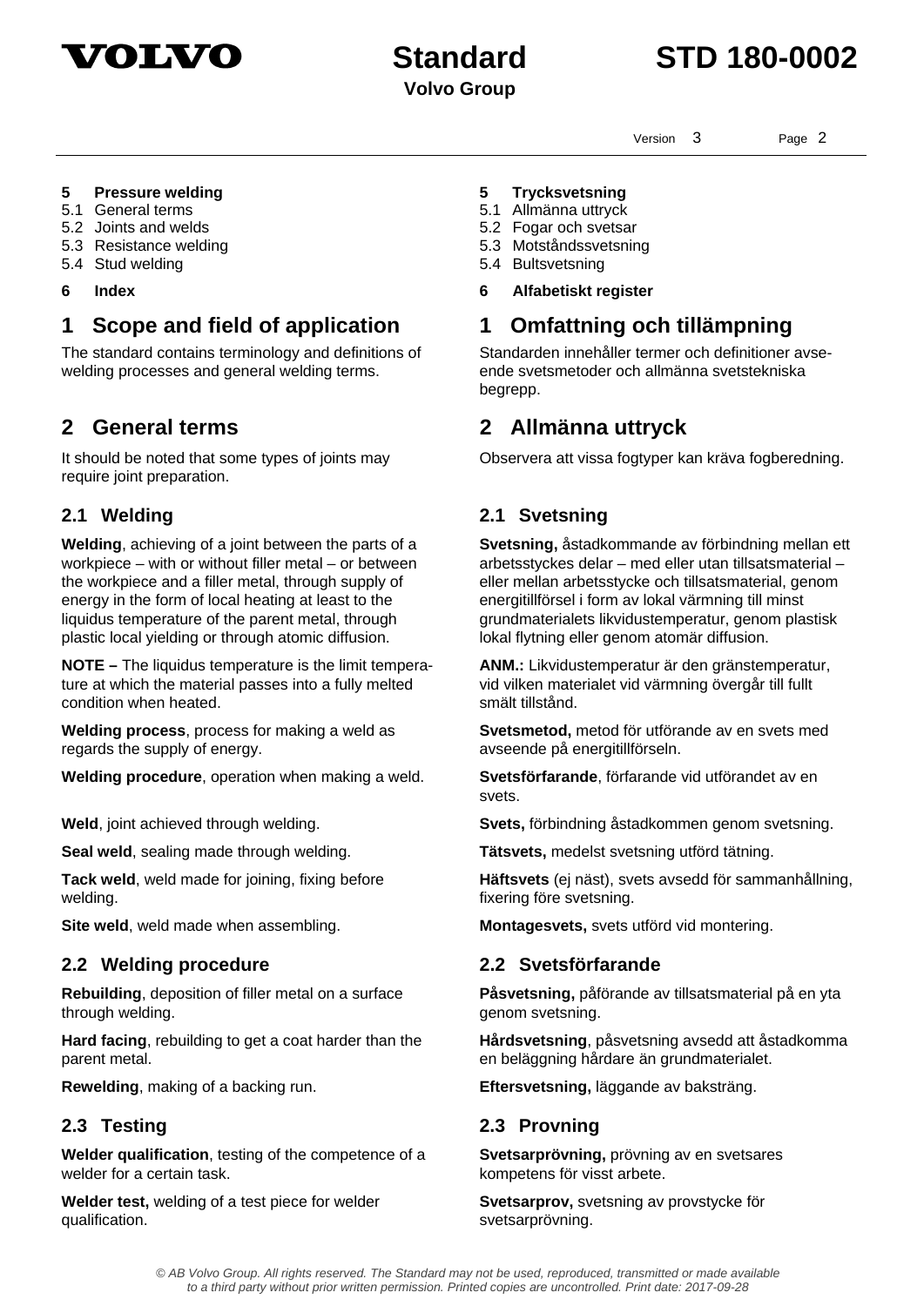**5 Pressure welding**
5.1 General terms
5.2 Joints and welds
5.3 Resistance welding
5.4 Stud welding

**6 Index**

**5 Trycksvetsning**
5.1 Allmänna uttryck
5.2 Fogar och svetsar
5.3 Motståndssvetsning
5.4 Bultsvetsning

**6 Alfabetiskt register**

# 1 Scope and field of application

The standard contains terminology and definitions of welding processes and general welding terms.

# 1 Omfattning och tillämpning

Standarden innehåller termer och definitioner avseende svetsmetoder och allmänna svetstekniska begrepp.

# 2 General terms

It should be noted that some types of joints may require joint preparation.

# 2 Allmänna uttryck

Observera att vissa fogtyper kan kräva fogberedning.

## 2.1 Welding

**Welding**, achieving of a joint between the parts of a workpiece – with or without filler metal – or between the workpiece and a filler metal, through supply of energy in the form of local heating at least to the liquidus temperature of the parent metal, through plastic local yielding or through atomic diffusion.

**NOTE –** The liquidus temperature is the limit temperature at which the material passes into a fully melted condition when heated.

**Welding process**, process for making a weld as regards the supply of energy.

**Welding procedure**, operation when making a weld.

**Weld**, joint achieved through welding.

**Seal weld**, sealing made through welding.

**Tack weld**, weld made for joining, fixing before welding.

**Site weld**, weld made when assembling.

## 2.1 Svetsning

**Svetsning,** åstadkommande av förbindning mellan ett arbetsstyckes delar – med eller utan tillsatsmaterial – eller mellan arbetsstycke och tillsatsmaterial, genom energitillförsel i form av lokal värmning till minst grundmaterialets likvidustemperatur, genom plastisk lokal flytning eller genom atomär diffusion.

**ANM.:** Likvidustemperatur är den gränstemperatur, vid vilken materialet vid värmning övergår till fullt smält tillstånd.

**Svetsmetod,** metod för utförande av en svets med avseende på energitillförseln.

**Svetsförfarande**, förfarande vid utförandet av en svets.

**Svets,** förbindning åstadkommen genom svetsning.

**Tätsvets,** medelst svetsning utförd tätning.

**Häftsvets** (ej näst), svets avsedd för sammanhållning, fixering före svetsning.

**Montagesvets,** svets utförd vid montering.

## 2.2 Welding procedure

**Rebuilding**, deposition of filler metal on a surface through welding.

**Hard facing**, rebuilding to get a coat harder than the parent metal.

**Rewelding**, making of a backing run.

## 2.2 Svetsförfarande

**Påsvetsning,** påförande av tillsatsmaterial på en yta genom svetsning.

**Hårdsvetsning**, påsvetsning avsedd att åstadkomma en beläggning hårdare än grundmaterialet.

**Eftersvetsning,** läggande av baksträng.

## 2.3 Testing

**Welder qualification**, testing of the competence of a welder for a certain task.

**Welder test,** welding of a test piece for welder qualification.

## 2.3 Provning

**Svetsarprövning,** prövning av en svetsares kompetens för visst arbete.

**Svetsarprov,** svetsning av provstycke för svetsarprövning.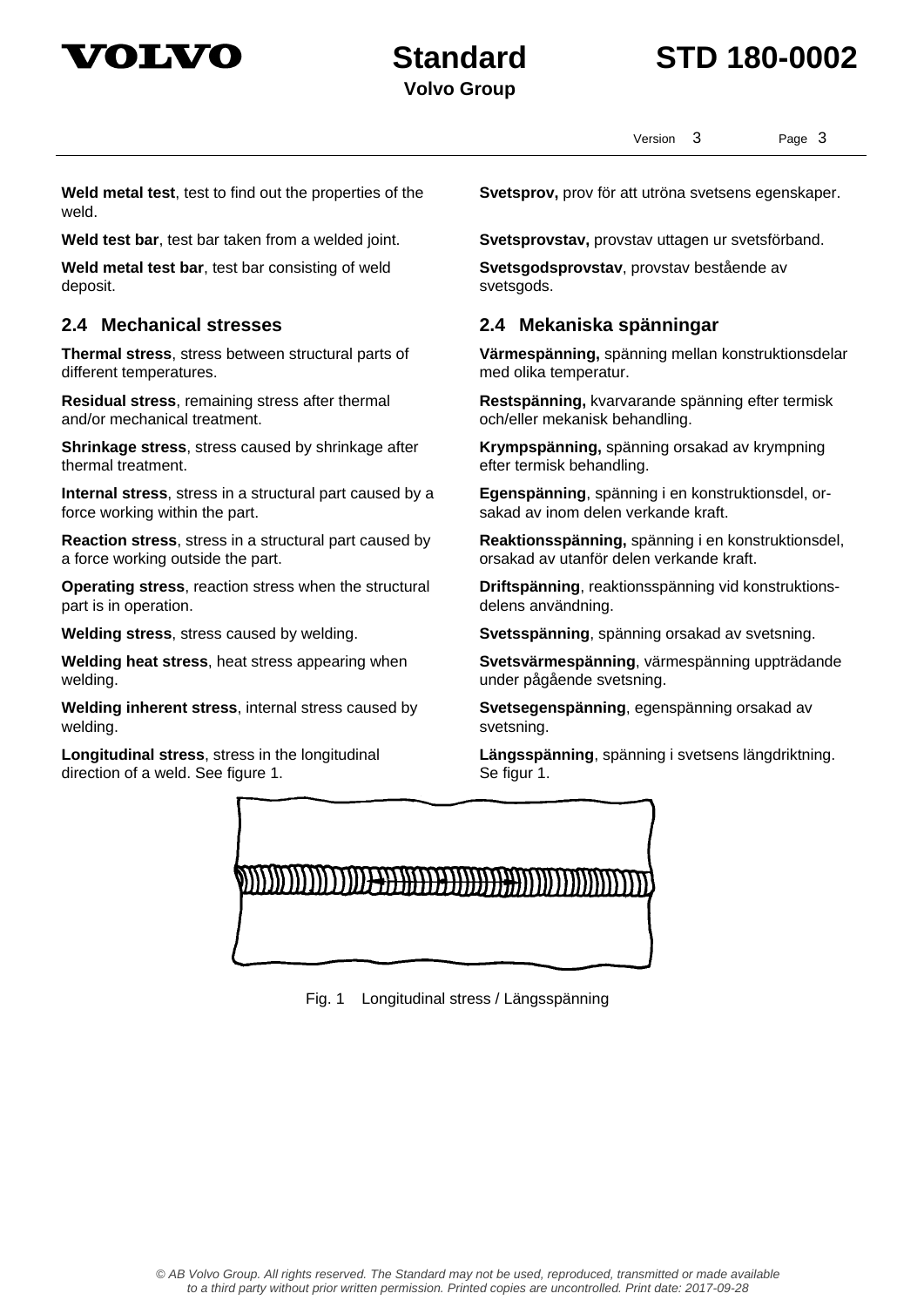**Weld metal test**, test to find out the properties of the weld.

**Svetsprov,** prov för att utröna svetsens egenskaper.

**Weld test bar**, test bar taken from a welded joint.

**Svetsprovstav,** provstav uttagen ur svetsförband.

**Weld metal test bar**, test bar consisting of weld deposit.

**Svetsgodsprovstav**, provstav bestående av svetsgods.

## 2.4 Mechanical stresses

## 2.4 Mekaniska spänningar

**Thermal stress**, stress between structural parts of different temperatures.

**Värmespänning,** spänning mellan konstruktionsdelar med olika temperatur.

**Residual stress**, remaining stress after thermal and/or mechanical treatment.

**Restspänning,** kvarvarande spänning efter termisk och/eller mekanisk behandling.

**Shrinkage stress**, stress caused by shrinkage after thermal treatment.

**Krympspänning,** spänning orsakad av krympning efter termisk behandling.

**Internal stress**, stress in a structural part caused by a force working within the part.

**Egenspänning**, spänning i en konstruktionsdel, orsakad av inom delen verkande kraft.

**Reaction stress**, stress in a structural part caused by a force working outside the part.

**Reaktionsspänning,** spänning i en konstruktionsdel, orsakad av utanför delen verkande kraft.

**Operating stress**, reaction stress when the structural part is in operation.

**Driftspänning**, reaktionsspänning vid konstruktionsdelens användning.

**Welding stress**, stress caused by welding.

**Svetsspänning**, spänning orsakad av svetsning.

**Welding heat stress**, heat stress appearing when welding.

**Svetsvärmespänning**, värmespänning uppträdande under pågående svetsning.

**Welding inherent stress**, internal stress caused by welding.

**Svetsegenspänning**, egenspänning orsakad av svetsning.

**Longitudinal stress**, stress in the longitudinal direction of a weld. See figure 1.

**Längsspänning**, spänning i svetsens längdriktning. Se figur 1.

Fig. 1 Longitudinal stress / Längsspänning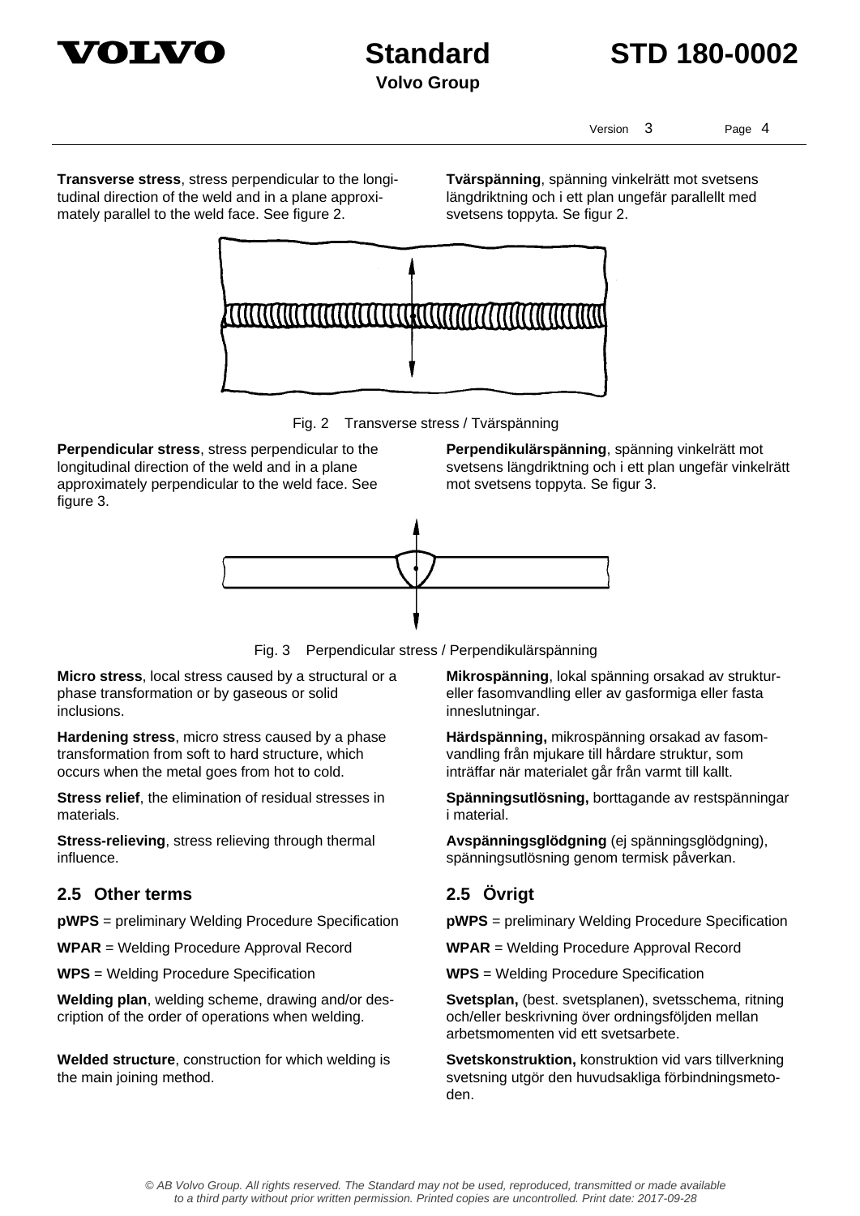**Transverse stress**, stress perpendicular to the longitudinal direction of the weld and in a plane approximately parallel to the weld face. See figure 2.

**Tvärspänning**, spänning vinkelrätt mot svetsens längdriktning och i ett plan ungefär parallellt med svetsens toppyta. Se figur 2.

Fig. 2 Transverse stress / Tvärspänning

**Perpendicular stress**, stress perpendicular to the longitudinal direction of the weld and in a plane approximately perpendicular to the weld face. See figure 3.

**Perpendikulärspänning**, spänning vinkelrätt mot svetsens längdriktning och i ett plan ungefär vinkelrätt mot svetsens toppyta. Se figur 3.

Fig. 3 Perpendicular stress / Perpendikulärspänning

**Micro stress**, local stress caused by a structural or a phase transformation or by gaseous or solid inclusions.

**Mikrospänning**, lokal spänning orsakad av struktur- eller fasomvandling eller av gasformiga eller fasta inneslutningar.

**Hardening stress**, micro stress caused by a phase transformation from soft to hard structure, which occurs when the metal goes from hot to cold.

**Härdspänning,** mikrospänning orsakad av fasomvandling från mjukare till hårdare struktur, som inträffar när materialet går från varmt till kallt.

**Stress relief**, the elimination of residual stresses in materials.

**Spänningsutlösning,** borttagande av restspänningar i material.

**Stress-relieving**, stress relieving through thermal influence.

**Avspänningsglödgning** (ej spänningsglödgning), spänningsutlösning genom termisk påverkan.

## 2.5 Other terms

## 2.5 Övrigt

**pWPS** = preliminary Welding Procedure Specification

**WPAR** = Welding Procedure Approval Record

**WPS** = Welding Procedure Specification

**Welding plan**, welding scheme, drawing and/or description of the order of operations when welding.

**Svetsplan,** (best. svetsplanen), svetsschema, ritning och/eller beskrivning över ordningsföljden mellan arbetsmomenten vid ett svetsarbete.

**Welded structure**, construction for which welding is the main joining method.

**Svetskonstruktion,** konstruktion vid vars tillverkning svetsning utgör den huvudsakliga förbindningsmetoden.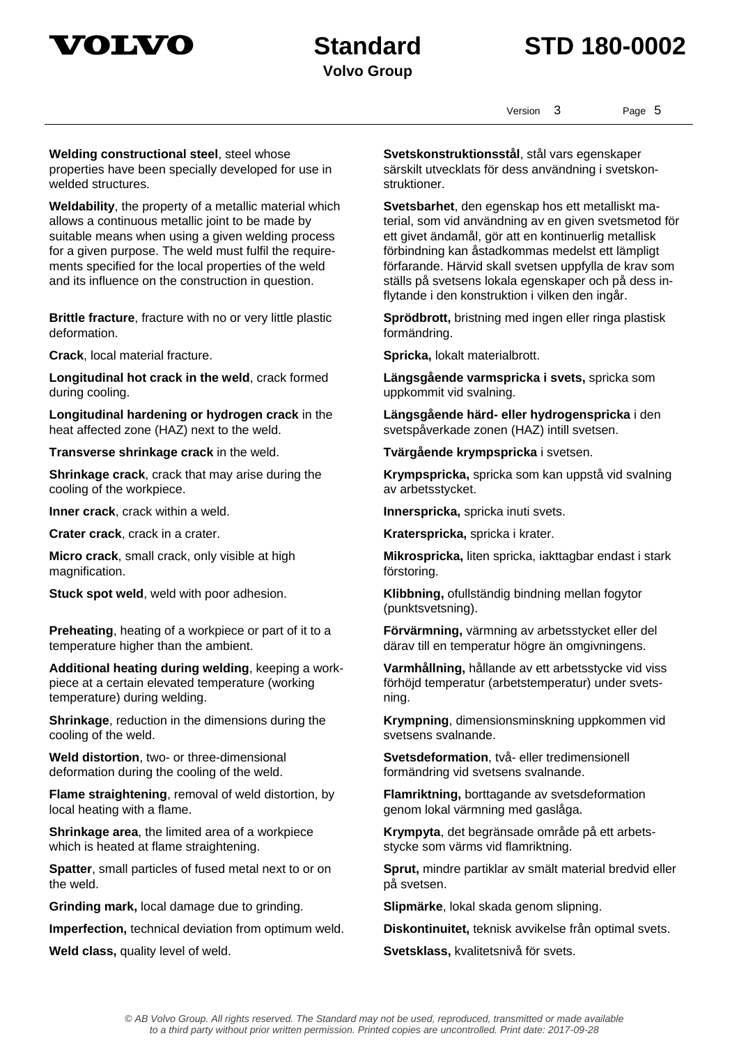**Welding constructional steel**, steel whose properties have been specially developed for use in welded structures.

**Svetskonstruktionsstål**, stål vars egenskaper särskilt utvecklats för dess användning i svetskonstruktioner.

**Weldability**, the property of a metallic material which allows a continuous metallic joint to be made by suitable means when using a given welding process for a given purpose. The weld must fulfil the requirements specified for the local properties of the weld and its influence on the construction in question.

**Svetsbarhet**, den egenskap hos ett metalliskt material, som vid användning av en given svetsmetod för ett givet ändamål, gör att en kontinuerlig metallisk förbindning kan åstadkommas medelst ett lämpligt förfarande. Härvid skall svetsen uppfylla de krav som ställs på svetsens lokala egenskaper och på dess inflytande i den konstruktion i vilken den ingår.

**Brittle fracture**, fracture with no or very little plastic deformation.

**Sprödbrott,** bristning med ingen eller ringa plastisk formändring.

**Crack**, local material fracture.

**Spricka,** lokalt materialbrott.

**Longitudinal hot crack in the weld**, crack formed during cooling.

**Längsgående varmspricka i svets,** spricka som uppkommit vid svalning.

**Longitudinal hardening or hydrogen crack** in the heat affected zone (HAZ) next to the weld.

**Längsgående härd- eller hydrogenspricka** i den svetspåverkade zonen (HAZ) intill svetsen.

**Transverse shrinkage crack** in the weld.

**Tvärgående krympspricka** i svetsen.

**Shrinkage crack**, crack that may arise during the cooling of the workpiece.

**Krympspricka,** spricka som kan uppstå vid svalning av arbetsstycket.

**Inner crack**, crack within a weld.

**Innerspricka,** spricka inuti svets.

**Crater crack**, crack in a crater.

**Kraterspricka,** spricka i krater.

**Micro crack**, small crack, only visible at high magnification.

**Mikrospricka,** liten spricka, iakttagbar endast i stark förstoring.

**Stuck spot weld**, weld with poor adhesion.

**Klibbning,** ofullständig bindning mellan fogytor (punktsvetsning).

**Preheating**, heating of a workpiece or part of it to a temperature higher than the ambient.

**Förvärmning,** värmning av arbetsstycket eller del därav till en temperatur högre än omgivningens.

**Additional heating during welding**, keeping a workpiece at a certain elevated temperature (working temperature) during welding.

**Varmhållning,** hållande av ett arbetsstycke vid viss förhöjd temperatur (arbetstemperatur) under svetsning.

**Shrinkage**, reduction in the dimensions during the cooling of the weld.

**Krympning**, dimensionsminskning uppkommen vid svetsens svalnande.

**Weld distortion**, two- or three-dimensional deformation during the cooling of the weld.

**Svetsdeformation**, två- eller tredimensionell formändring vid svetsens svalnande.

**Flame straightening**, removal of weld distortion, by local heating with a flame.

**Flamriktning,** borttagande av svetsdeformation genom lokal värmning med gaslåga.

**Shrinkage area**, the limited area of a workpiece which is heated at flame straightening.

**Krympyta**, det begränsade området på ett arbetsstycke som värms vid flamriktning.

**Spatter**, small particles of fused metal next to or on the weld.

**Sprut,** mindre partiklar av smält material bredvid eller på svetsen.

**Grinding mark,** local damage due to grinding.

**Slipmärke**, lokal skada genom slipning.

**Imperfection,** technical deviation from optimum weld.

**Diskontinuitet,** teknisk avvikelse från optimal svets.

**Weld class,** quality level of weld.

**Svetsklass,** kvalitetsnivå för svets.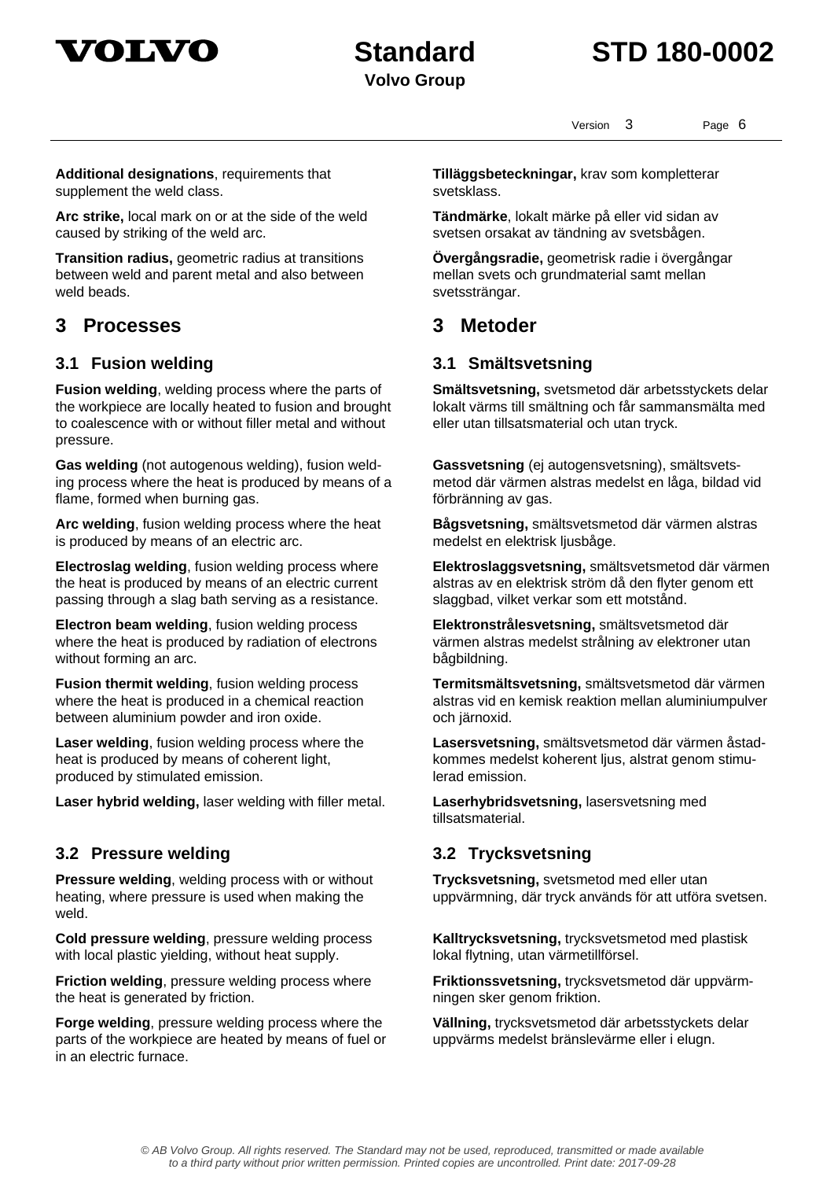**Additional designations**, requirements that supplement the weld class.

**Tilläggsbeteckningar,** krav som kompletterar svetsklass.

**Arc strike,** local mark on or at the side of the weld caused by striking of the weld arc.

**Tändmärke**, lokalt märke på eller vid sidan av svetsen orsakat av tändning av svetsbågen.

**Transition radius,** geometric radius at transitions between weld and parent metal and also between weld beads.

**Övergångsradie,** geometrisk radie i övergångar mellan svets och grundmaterial samt mellan svetssträngar.

## 3 Processes

## 3 Metoder

### 3.1 Fusion welding

### 3.1 Smältsvetsning

**Fusion welding**, welding process where the parts of the workpiece are locally heated to fusion and brought to coalescence with or without filler metal and without pressure.

**Smältsvetsning,** svetsmetod där arbetsstyckets delar lokalt värms till smältning och får sammansmälta med eller utan tillsatsmaterial och utan tryck.

**Gas welding** (not autogenous welding), fusion welding process where the heat is produced by means of a flame, formed when burning gas.

**Gassvetsning** (ej autogensvetsning), smältsvetsmetod där värmen alstras medelst en låga, bildad vid förbränning av gas.

**Arc welding**, fusion welding process where the heat is produced by means of an electric arc.

**Bågsvetsning,** smältsvetsmetod där värmen alstras medelst en elektrisk ljusbåge.

**Electroslag welding**, fusion welding process where the heat is produced by means of an electric current passing through a slag bath serving as a resistance.

**Elektroslaggsvetsning,** smältsvetsmetod där värmen alstras av en elektrisk ström då den flyter genom ett slaggbad, vilket verkar som ett motstånd.

**Electron beam welding**, fusion welding process where the heat is produced by radiation of electrons without forming an arc.

**Elektronstrålesvetsning,** smältsvetsmetod där värmen alstras medelst strålning av elektroner utan bågbildning.

**Fusion thermit welding**, fusion welding process where the heat is produced in a chemical reaction between aluminium powder and iron oxide.

**Termitsmältsvetsning,** smältsvetsmetod där värmen alstras vid en kemisk reaktion mellan aluminiumpulver och järnoxid.

**Laser welding**, fusion welding process where the heat is produced by means of coherent light, produced by stimulated emission.

**Lasersvetsning,** smältsvetsmetod där värmen åstadkommes medelst koherent ljus, alstrat genom stimulerad emission.

**Laser hybrid welding,** laser welding with filler metal.

**Laserhybridsvetsning,** lasersvetsning med tillsatsmaterial.

### 3.2 Pressure welding

### 3.2 Trycksvetsning

**Pressure welding**, welding process with or without heating, where pressure is used when making the weld.

**Trycksvetsning,** svetsmetod med eller utan uppvärmning, där tryck används för att utföra svetsen.

**Cold pressure welding**, pressure welding process with local plastic yielding, without heat supply.

**Kalltrycksvetsning,** trycksvetsmetod med plastisk lokal flytning, utan värmetillförsel.

**Friction welding**, pressure welding process where the heat is generated by friction.

**Friktionssvetsning,** trycksvetsmetod där uppvärmningen sker genom friktion.

**Forge welding**, pressure welding process where the parts of the workpiece are heated by means of fuel or in an electric furnace.

**Vällning,** trycksvetsmetod där arbetsstyckets delar uppvärms medelst bränslevärme eller i elugn.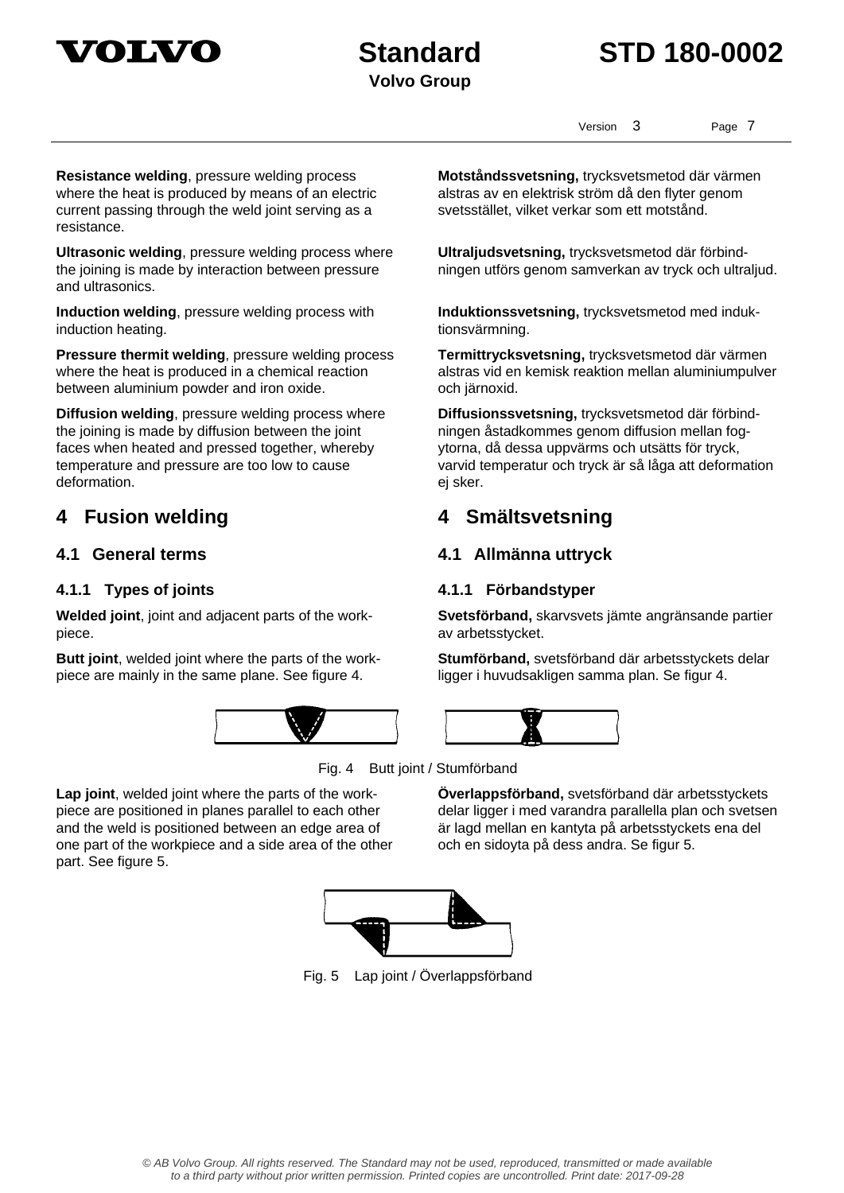**Resistance welding**, pressure welding process where the heat is produced by means of an electric current passing through the weld joint serving as a resistance.

**Motståndssvetsning,** trycksvetsmetod där värmen alstras av en elektrisk ström då den flyter genom svetsstället, vilket verkar som ett motstånd.

**Ultrasonic welding**, pressure welding process where the joining is made by interaction between pressure and ultrasonics.

**Ultraljudsvetsning,** trycksvetsmetod där förbindningen utförs genom samverkan av tryck och ultraljud.

**Induction welding**, pressure welding process with induction heating.

**Induktionssvetsning,** trycksvetsmetod med induktionsvärmning.

**Pressure thermit welding**, pressure welding process where the heat is produced in a chemical reaction between aluminium powder and iron oxide.

**Termittrycksvetsning,** trycksvetsmetod där värmen alstras vid en kemisk reaktion mellan aluminiumpulver och järnoxid.

**Diffusion welding**, pressure welding process where the joining is made by diffusion between the joint faces when heated and pressed together, whereby temperature and pressure are too low to cause deformation.

**Diffusionssvetsning,** trycksvetsmetod där förbindningen åstadkommes genom diffusion mellan fogytorna, då dessa uppvärms och utsätts för tryck, varvid temperatur och tryck är så låga att deformation ej sker.

# 4 Fusion welding

# 4 Smältsvetsning

## 4.1 General terms

## 4.1 Allmänna uttryck

### 4.1.1 Types of joints

### 4.1.1 Förbandstyper

**Welded joint**, joint and adjacent parts of the workpiece.

**Svetsförband,** skarvsvets jämte angränsande partier av arbetsstycket.

**Butt joint**, welded joint where the parts of the workpiece are mainly in the same plane. See figure 4.

**Stumförband,** svetsförband där arbetsstyckets delar ligger i huvudsakligen samma plan. Se figur 4.

Fig. 4 Butt joint / Stumförband

**Lap joint**, welded joint where the parts of the workpiece are positioned in planes parallel to each other and the weld is positioned between an edge area of one part of the workpiece and a side area of the other part. See figure 5.

**Överlappsförband,** svetsförband där arbetsstyckets delar ligger i med varandra parallella plan och svetsen är lagd mellan en kantyta på arbetsstyckets ena del och en sidoyta på dess andra. Se figur 5.

Fig. 5 Lap joint / Överlappsförband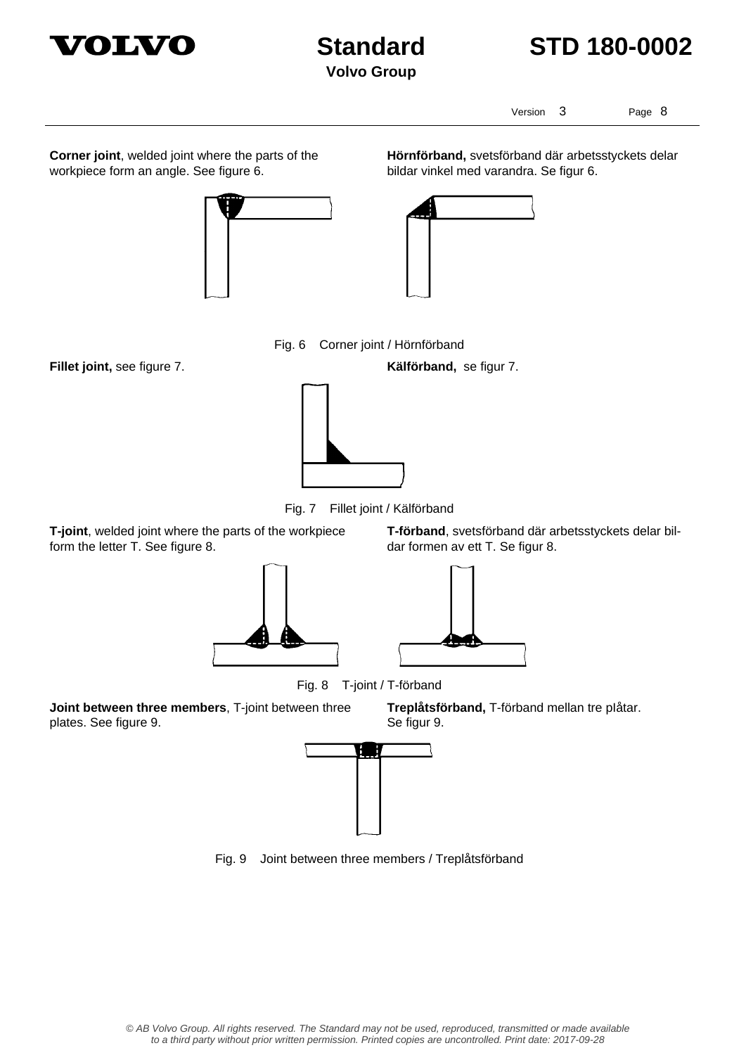**Corner joint**, welded joint where the parts of the workpiece form an angle. See figure 6.

**Hörnförband,** svetsförband där arbetsstyckets delar bildar vinkel med varandra. Se figur 6.

Fig. 6 Corner joint / Hörnförband

**Fillet joint,** see figure 7.

**Kälförband,** se figur 7.

Fig. 7 Fillet joint / Kälförband

**T-joint**, welded joint where the parts of the workpiece form the letter T. See figure 8.

**T-förband**, svetsförband där arbetsstyckets delar bildar formen av ett T. Se figur 8.

Fig. 8 T-joint / T-förband

**Joint between three members**, T-joint between three plates. See figure 9.

**Treplåtsförband,** T-förband mellan tre plåtar. Se figur 9.

Fig. 9 Joint between three members / Treplåtsförband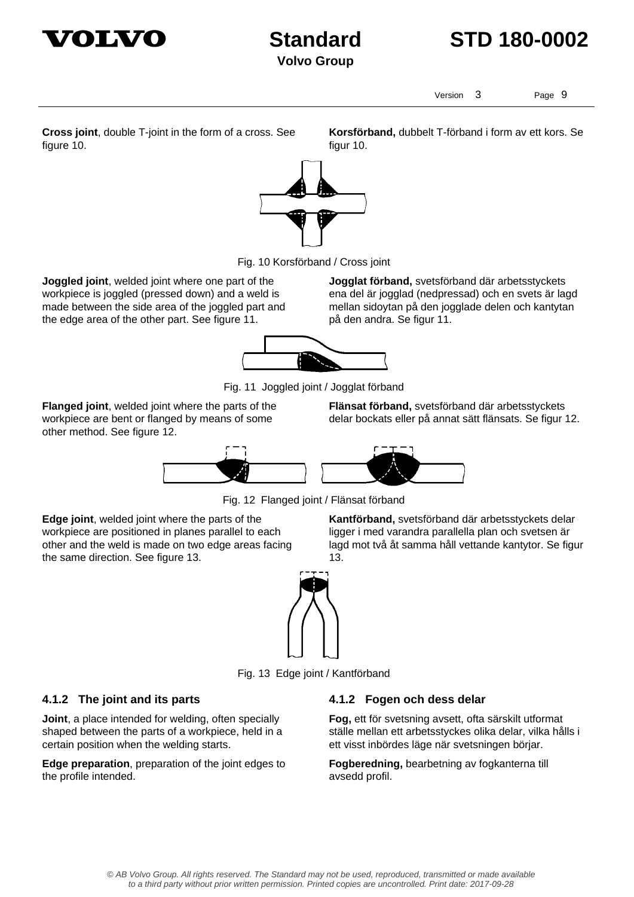**Cross joint**, double T-joint in the form of a cross. See figure 10.

**Korsförband,** dubbelt T-förband i form av ett kors. Se figur 10.

Fig. 10 Korsförband / Cross joint

**Joggled joint**, welded joint where one part of the workpiece is joggled (pressed down) and a weld is made between the side area of the joggled part and the edge area of the other part. See figure 11.

**Jogglat förband,** svetsförband där arbetsstyckets ena del är jogglad (nedpressad) och en svets är lagd mellan sidoytan på den jogglade delen och kantytan på den andra. Se figur 11.

Fig. 11 Joggled joint / Jogglat förband

**Flanged joint**, welded joint where the parts of the workpiece are bent or flanged by means of some other method. See figure 12.

**Flänsat förband,** svetsförband där arbetsstyckets delar bockats eller på annat sätt flänsats. Se figur 12.

Fig. 12 Flanged joint / Flänsat förband

**Edge joint**, welded joint where the parts of the workpiece are positioned in planes parallel to each other and the weld is made on two edge areas facing the same direction. See figure 13.

**Kantförband,** svetsförband där arbetsstyckets delar ligger i med varandra parallella plan och svetsen är lagd mot två åt samma håll vettande kantytor. Se figur 13.

Fig. 13 Edge joint / Kantförband

### 4.1.2 The joint and its parts

**Joint**, a place intended for welding, often specially shaped between the parts of a workpiece, held in a certain position when the welding starts.

**Edge preparation**, preparation of the joint edges to the profile intended.

### 4.1.2 Fogen och dess delar

**Fog,** ett för svetsning avsett, ofta särskilt utformat ställe mellan ett arbetsstyckes olika delar, vilka hålls i ett visst inbördes läge när svetsningen börjar.

**Fogberedning,** bearbetning av fogkanterna till avsedd profil.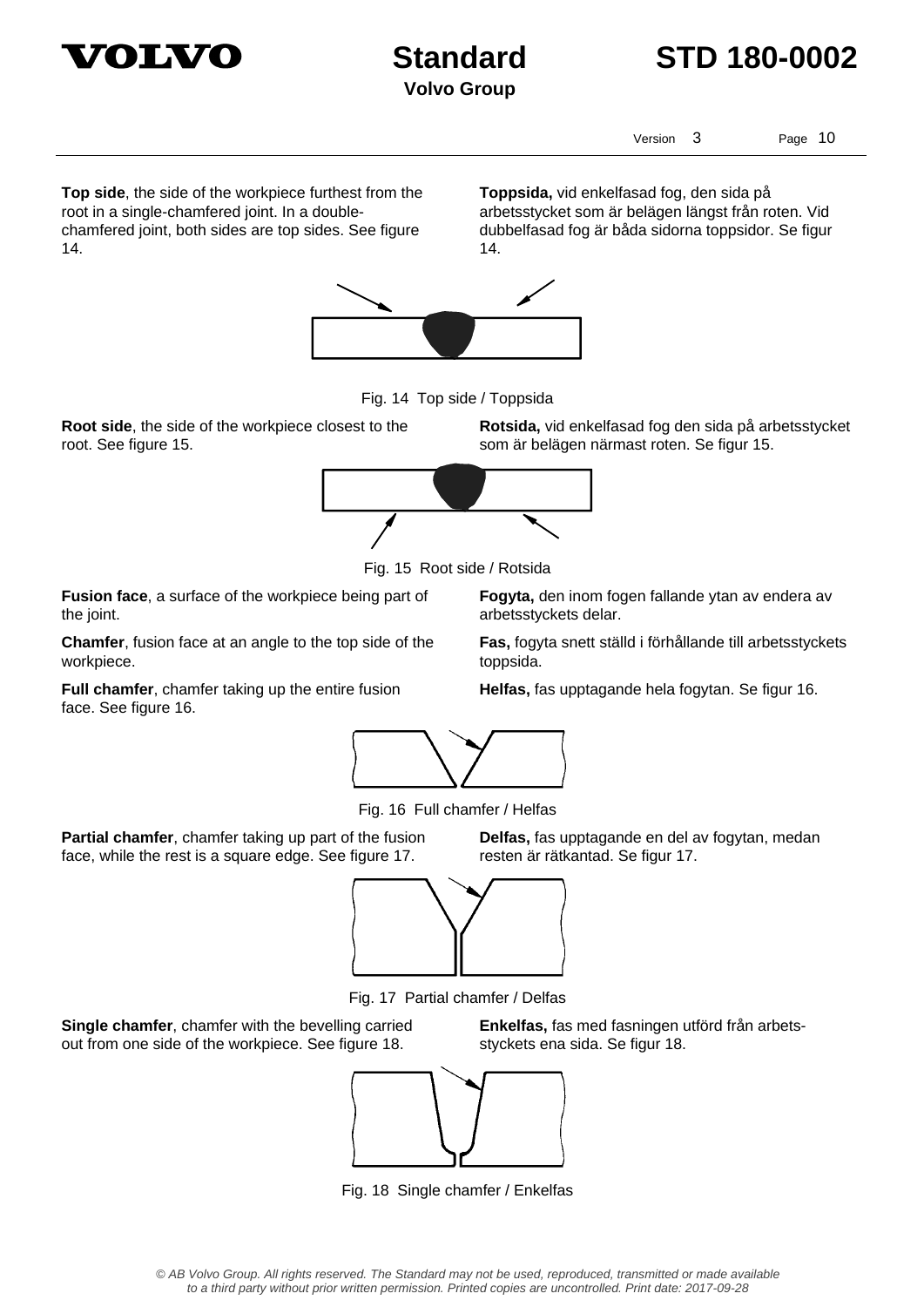**Top side**, the side of the workpiece furthest from the root in a single-chamfered joint. In a double-chamfered joint, both sides are top sides. See figure 14.

**Toppsida,** vid enkelfasad fog, den sida på arbetsstycket som är belägen längst från roten. Vid dubbelfasad fog är båda sidorna toppsidor. Se figur 14.

Fig. 14  Top side / Toppsida

**Root side**, the side of the workpiece closest to the root. See figure 15.

**Rotsida,** vid enkelfasad fog den sida på arbetsstycket som är belägen närmast roten. Se figur 15.

Fig. 15  Root side / Rotsida

**Fusion face**, a surface of the workpiece being part of the joint.

**Fogyta,** den inom fogen fallande ytan av endera av arbetsstyckets delar.

**Chamfer**, fusion face at an angle to the top side of the workpiece.

**Fas,** fogyta snett ställd i förhållande till arbetsstyckets toppsida.

**Full chamfer**, chamfer taking up the entire fusion face. See figure 16.

**Helfas,** fas upptagande hela fogytan. Se figur 16.

Fig. 16  Full chamfer / Helfas

**Partial chamfer**, chamfer taking up part of the fusion face, while the rest is a square edge. See figure 17.

**Delfas,** fas upptagande en del av fogytan, medan resten är rätkantad. Se figur 17.

Fig. 17  Partial chamfer / Delfas

**Single chamfer**, chamfer with the bevelling carried out from one side of the workpiece. See figure 18.

**Enkelfas,** fas med fasningen utförd från arbets-styckets ena sida. Se figur 18.

Fig. 18  Single chamfer / Enkelfas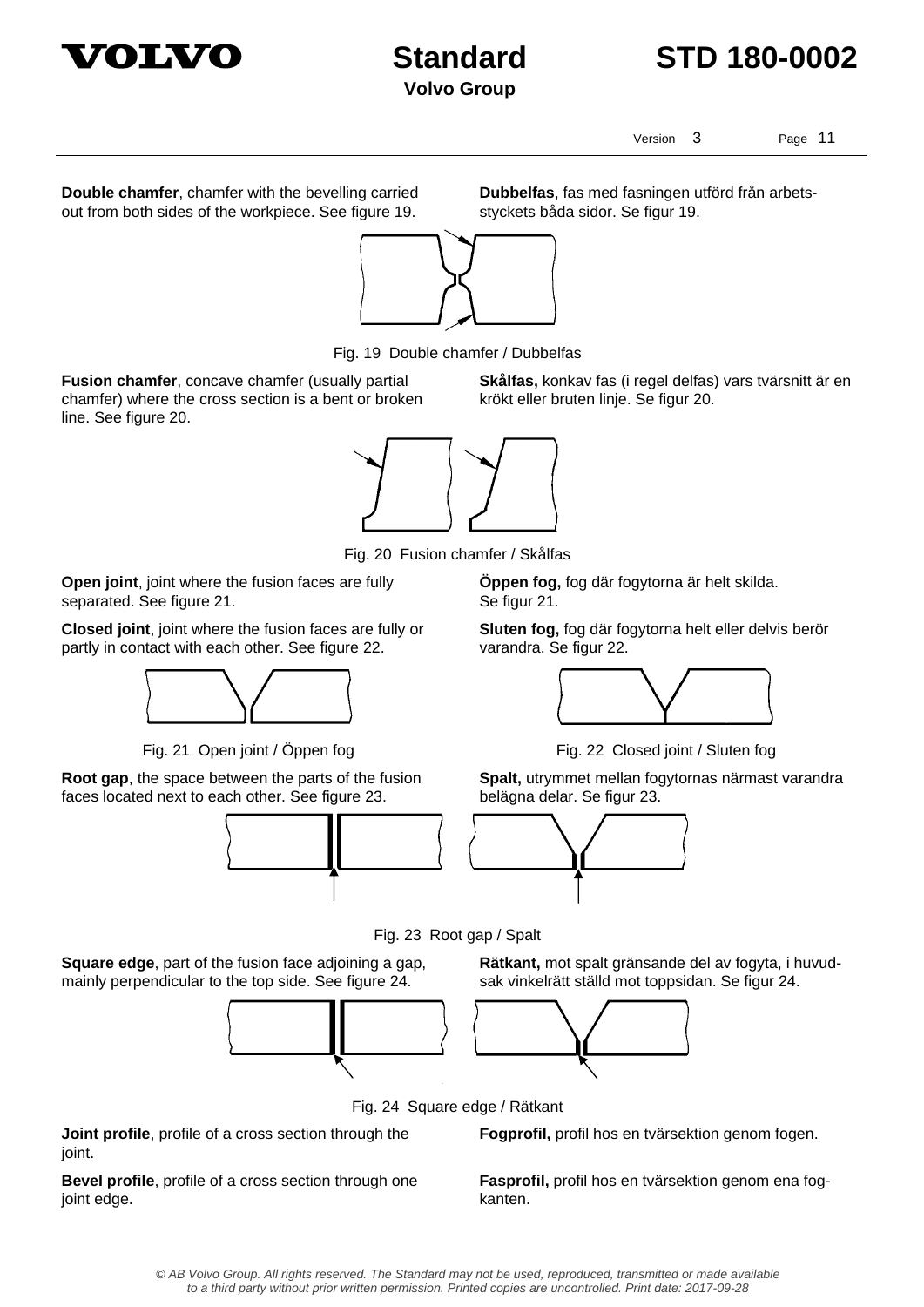**Double chamfer**, chamfer with the bevelling carried out from both sides of the workpiece. See figure 19.

**Dubbelfas**, fas med fasningen utförd från arbetsstyckets båda sidor. Se figur 19.

Fig. 19 Double chamfer / Dubbelfas

**Fusion chamfer**, concave chamfer (usually partial chamfer) where the cross section is a bent or broken line. See figure 20.

**Skålfas,** konkav fas (i regel delfas) vars tvärsnitt är en krökt eller bruten linje. Se figur 20.

Fig. 20 Fusion chamfer / Skålfas

**Open joint**, joint where the fusion faces are fully separated. See figure 21.

**Öppen fog,** fog där fogytorna är helt skilda. Se figur 21.

**Closed joint**, joint where the fusion faces are fully or partly in contact with each other. See figure 22.

**Sluten fog,** fog där fogytorna helt eller delvis berör varandra. Se figur 22.

Fig. 21 Open joint / Öppen fog

Fig. 22 Closed joint / Sluten fog

**Root gap**, the space between the parts of the fusion faces located next to each other. See figure 23.

**Spalt,** utrymmet mellan fogytornas närmast varandra belägna delar. Se figur 23.

Fig. 23 Root gap / Spalt

**Square edge**, part of the fusion face adjoining a gap, mainly perpendicular to the top side. See figure 24.

**Rätkant,** mot spalt gränsande del av fogyta, i huvudsak vinkelrätt ställd mot toppsidan. Se figur 24.

Fig. 24 Square edge / Rätkant

**Joint profile**, profile of a cross section through the joint.

**Fogprofil,** profil hos en tvärsektion genom fogen.

**Bevel profile**, profile of a cross section through one joint edge.

**Fasprofil,** profil hos en tvärsektion genom ena fogkanten.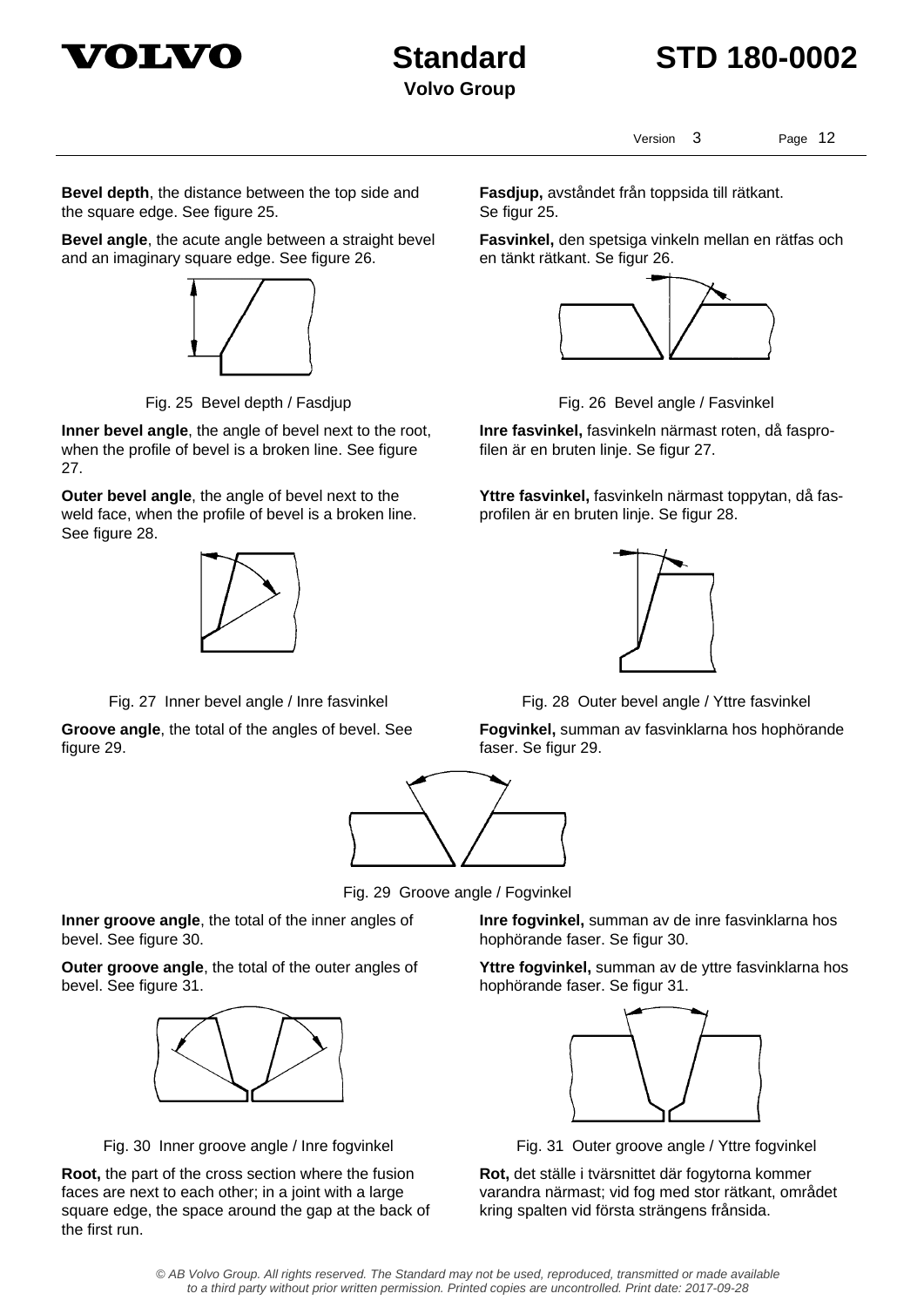**Bevel depth**, the distance between the top side and the square edge. See figure 25.

**Fasdjup,** avståndet från toppsida till rätkant. Se figur 25.

**Bevel angle**, the acute angle between a straight bevel and an imaginary square edge. See figure 26.

**Fasvinkel,** den spetsiga vinkeln mellan en rätfas och en tänkt rätkant. Se figur 26.

Fig. 25 Bevel depth / Fasdjup

Fig. 26 Bevel angle / Fasvinkel

**Inner bevel angle**, the angle of bevel next to the root, when the profile of bevel is a broken line. See figure 27.

**Inre fasvinkel,** fasvinkeln närmast roten, då fasprofilen är en bruten linje. Se figur 27.

**Outer bevel angle**, the angle of bevel next to the weld face, when the profile of bevel is a broken line. See figure 28.

**Yttre fasvinkel,** fasvinkeln närmast toppytan, då fasprofilen är en bruten linje. Se figur 28.

Fig. 27 Inner bevel angle / Inre fasvinkel

Fig. 28 Outer bevel angle / Yttre fasvinkel

**Groove angle**, the total of the angles of bevel. See figure 29.

**Fogvinkel,** summan av fasvinklarna hos hophörande faser. Se figur 29.

Fig. 29 Groove angle / Fogvinkel

**Inner groove angle**, the total of the inner angles of bevel. See figure 30.

**Inre fogvinkel,** summan av de inre fasvinklarna hos hophörande faser. Se figur 30.

**Outer groove angle**, the total of the outer angles of bevel. See figure 31.

**Yttre fogvinkel,** summan av de yttre fasvinklarna hos hophörande faser. Se figur 31.

Fig. 30 Inner groove angle / Inre fogvinkel

Fig. 31 Outer groove angle / Yttre fogvinkel

**Root,** the part of the cross section where the fusion faces are next to each other; in a joint with a large square edge, the space around the gap at the back of the first run.

**Rot,** det ställe i tvärsnittet där fogytorna kommer varandra närmast; vid fog med stor rätkant, området kring spalten vid första strängens frånsida.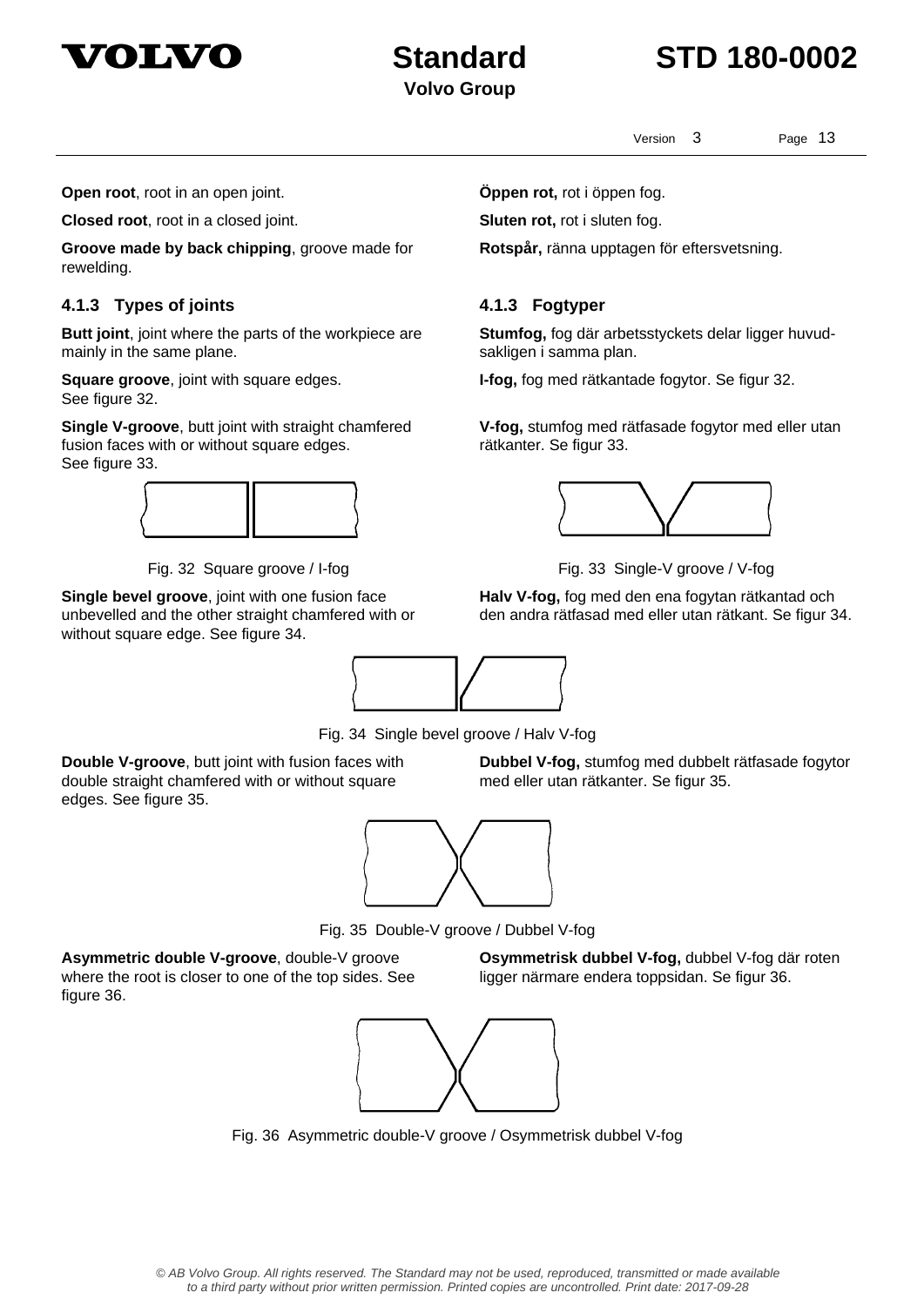**Open root**, root in an open joint.

**Öppen rot,** rot i öppen fog.

**Closed root**, root in a closed joint.

**Sluten rot,** rot i sluten fog.

**Groove made by back chipping**, groove made for rewelding.

**Rotspår,** ränna upptagen för eftersvetsning.

### 4.1.3 Types of joints

### 4.1.3 Fogtyper

**Butt joint**, joint where the parts of the workpiece are mainly in the same plane.

**Stumfog,** fog där arbetsstyckets delar ligger huvudsakligen i samma plan.

**Square groove**, joint with square edges. See figure 32.

**I-fog,** fog med rätkantade fogytor. Se figur 32.

**Single V-groove**, butt joint with straight chamfered fusion faces with or without square edges. See figure 33.

**V-fog,** stumfog med rätfasade fogytor med eller utan rätkanter. Se figur 33.

Fig. 32 Square groove / I-fog

Fig. 33 Single-V groove / V-fog

**Single bevel groove**, joint with one fusion face unbevelled and the other straight chamfered with or without square edge. See figure 34.

**Halv V-fog,** fog med den ena fogytan rätkantad och den andra rätfasad med eller utan rätkant. Se figur 34.

Fig. 34 Single bevel groove / Halv V-fog

**Double V-groove**, butt joint with fusion faces with double straight chamfered with or without square edges. See figure 35.

**Dubbel V-fog,** stumfog med dubbelt rätfasade fogytor med eller utan rätkanter. Se figur 35.

Fig. 35 Double-V groove / Dubbel V-fog

**Asymmetric double V-groove**, double-V groove where the root is closer to one of the top sides. See figure 36.

**Osymmetrisk dubbel V-fog,** dubbel V-fog där roten ligger närmare endera toppsidan. Se figur 36.

Fig. 36 Asymmetric double-V groove / Osymmetrisk dubbel V-fog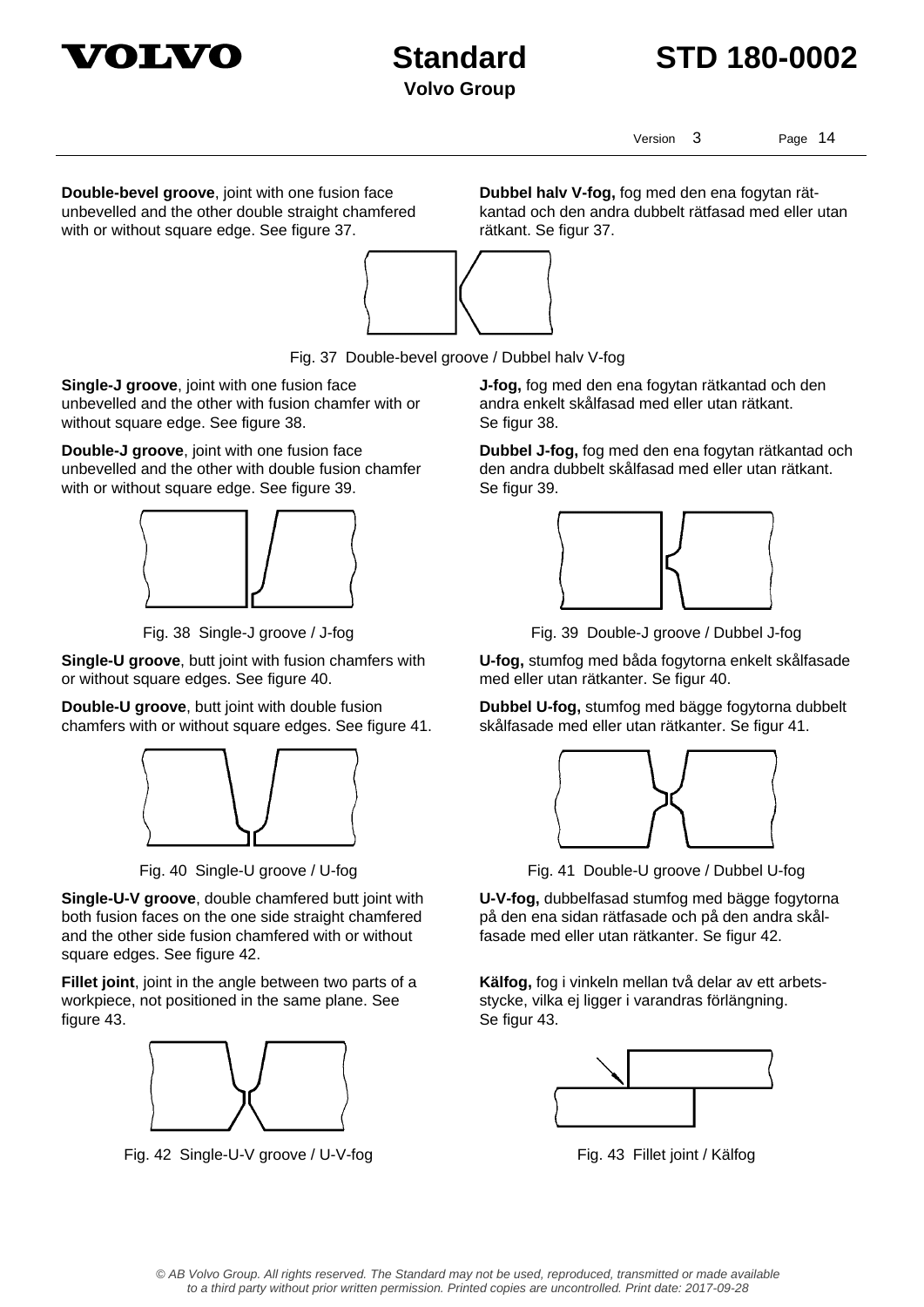**Double-bevel groove**, joint with one fusion face unbevelled and the other double straight chamfered with or without square edge. See figure 37.

**Dubbel halv V-fog,** fog med den ena fogytan rätkantad och den andra dubbelt rätfasad med eller utan rätkant. Se figur 37.

Fig. 37 Double-bevel groove / Dubbel halv V-fog

**Single-J groove**, joint with one fusion face unbevelled and the other with fusion chamfer with or without square edge. See figure 38.

**J-fog,** fog med den ena fogytan rätkantad och den andra enkelt skålfasad med eller utan rätkant. Se figur 38.

**Double-J groove**, joint with one fusion face unbevelled and the other with double fusion chamfer with or without square edge. See figure 39.

**Dubbel J-fog,** fog med den ena fogytan rätkantad och den andra dubbelt skålfasad med eller utan rätkant. Se figur 39.

Fig. 38 Single-J groove / J-fog

Fig. 39 Double-J groove / Dubbel J-fog

**Single-U groove**, butt joint with fusion chamfers with or without square edges. See figure 40.

**U-fog,** stumfog med båda fogytorna enkelt skålfasade med eller utan rätkanter. Se figur 40.

**Double-U groove**, butt joint with double fusion chamfers with or without square edges. See figure 41.

**Dubbel U-fog,** stumfog med bägge fogytorna dubbelt skålfasade med eller utan rätkanter. Se figur 41.

Fig. 40 Single-U groove / U-fog

Fig. 41 Double-U groove / Dubbel U-fog

**Single-U-V groove**, double chamfered butt joint with both fusion faces on the one side straight chamfered and the other side fusion chamfered with or without square edges. See figure 42.

**U-V-fog,** dubbelfasad stumfog med bägge fogytorna på den ena sidan rätfasade och på den andra skålfasade med eller utan rätkanter. Se figur 42.

**Fillet joint**, joint in the angle between two parts of a workpiece, not positioned in the same plane. See figure 43.

**Kälfog,** fog i vinkeln mellan två delar av ett arbetsstycke, vilka ej ligger i varandras förlängning. Se figur 43.

Fig. 42 Single-U-V groove / U-V-fog

Fig. 43 Fillet joint / Kälfog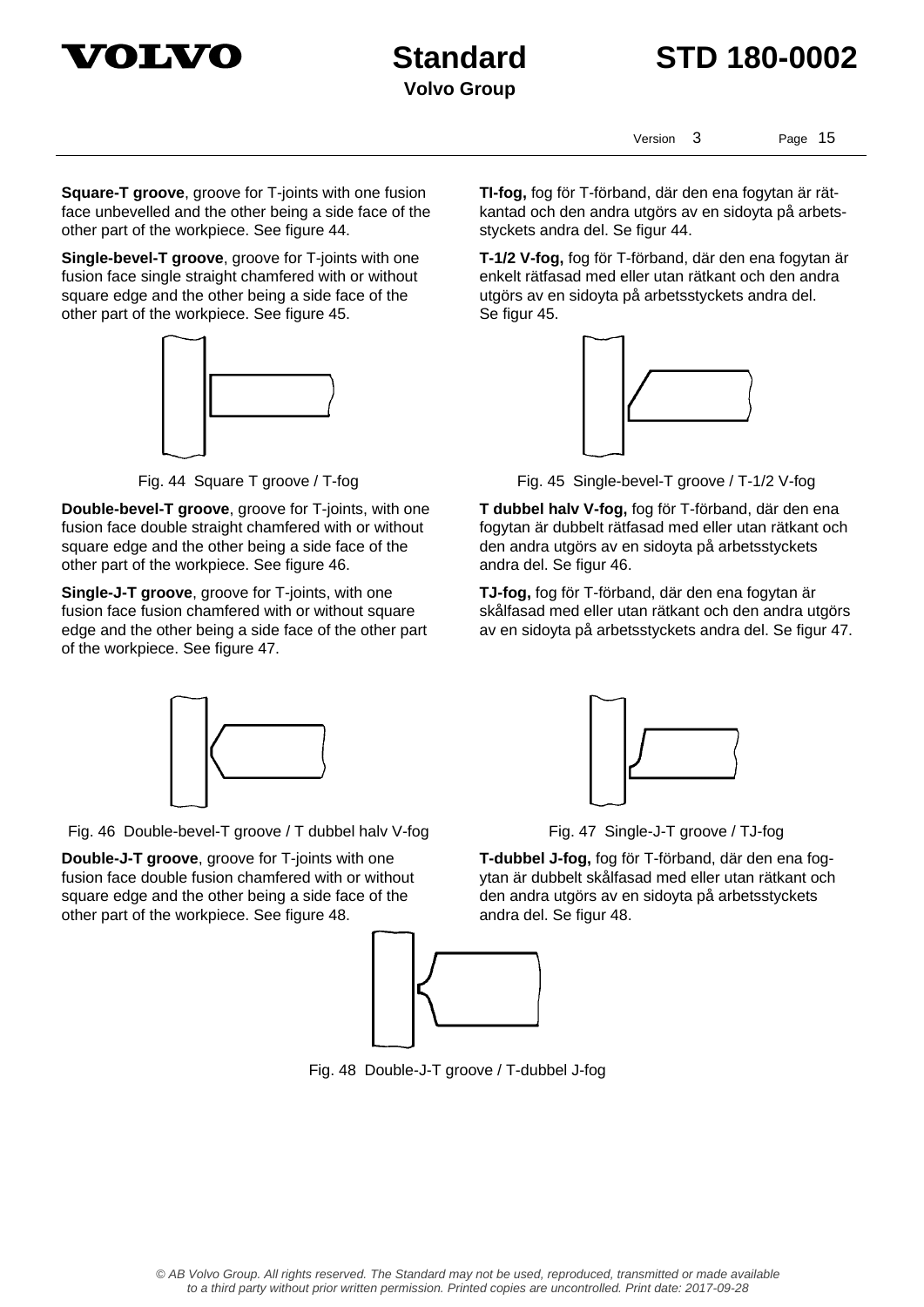**Square-T groove**, groove for T-joints with one fusion face unbevelled and the other being a side face of the other part of the workpiece. See figure 44.

**TI-fog,** fog för T-förband, där den ena fogytan är rätkantad och den andra utgörs av en sidoyta på arbetsstyckets andra del. Se figur 44.

**Single-bevel-T groove**, groove for T-joints with one fusion face single straight chamfered with or without square edge and the other being a side face of the other part of the workpiece. See figure 45.

**T-1/2 V-fog,** fog för T-förband, där den ena fogytan är enkelt rätfasad med eller utan rätkant och den andra utgörs av en sidoyta på arbetsstyckets andra del. Se figur 45.

Fig. 44 Square T groove / T-fog

Fig. 45 Single-bevel-T groove / T-1/2 V-fog

**Double-bevel-T groove**, groove for T-joints, with one fusion face double straight chamfered with or without square edge and the other being a side face of the other part of the workpiece. See figure 46.

**T dubbel halv V-fog,** fog för T-förband, där den ena fogytan är dubbelt rätfasad med eller utan rätkant och den andra utgörs av en sidoyta på arbetsstyckets andra del. Se figur 46.

**Single-J-T groove**, groove for T-joints, with one fusion face fusion chamfered with or without square edge and the other being a side face of the other part of the workpiece. See figure 47.

**TJ-fog,** fog för T-förband, där den ena fogytan är skålfasad med eller utan rätkant och den andra utgörs av en sidoyta på arbetsstyckets andra del. Se figur 47.

Fig. 46 Double-bevel-T groove / T dubbel halv V-fog

Fig. 47 Single-J-T groove / TJ-fog

**Double-J-T groove**, groove for T-joints with one fusion face double fusion chamfered with or without square edge and the other being a side face of the other part of the workpiece. See figure 48.

**T-dubbel J-fog,** fog för T-förband, där den ena fogytan är dubbelt skålfasad med eller utan rätkant och den andra utgörs av en sidoyta på arbetsstyckets andra del. Se figur 48.

Fig. 48 Double-J-T groove / T-dubbel J-fog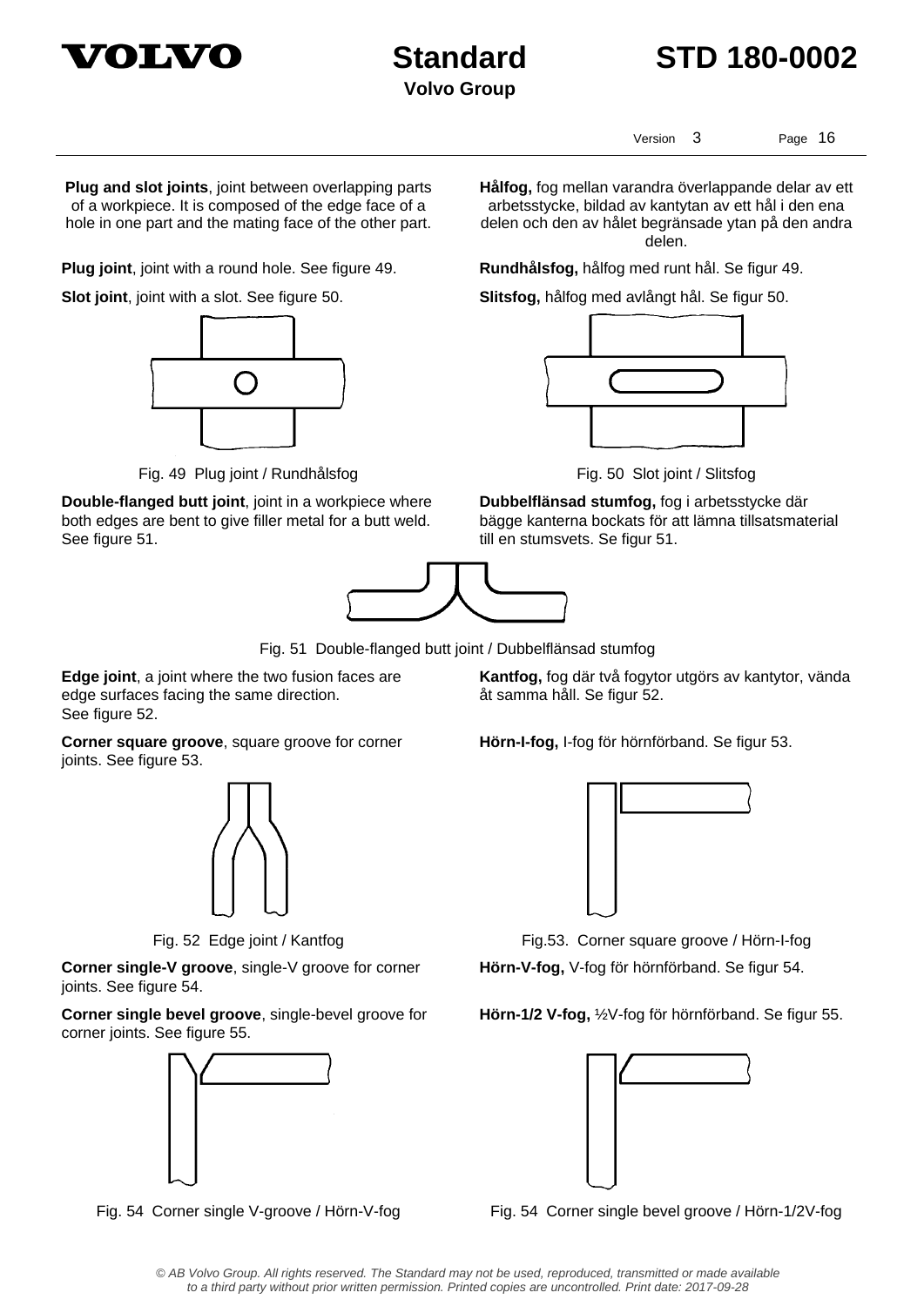**Plug and slot joints**, joint between overlapping parts of a workpiece. It is composed of the edge face of a hole in one part and the mating face of the other part.

**Hålfog,** fog mellan varandra överlappande delar av ett arbetsstycke, bildad av kantytan av ett hål i den ena delen och den av hålet begränsade ytan på den andra delen.

**Plug joint**, joint with a round hole. See figure 49.

**Rundhålsfog,** hålfog med runt hål. Se figur 49.

**Slot joint**, joint with a slot. See figure 50.

**Slitsfog,** hålfog med avlångt hål. Se figur 50.

Fig. 49 Plug joint / Rundhålsfog

Fig. 50 Slot joint / Slitsfog

**Double-flanged butt joint**, joint in a workpiece where both edges are bent to give filler metal for a butt weld. See figure 51.

**Dubbelflänsad stumfog,** fog i arbetsstycke där bägge kanterna bockats för att lämna tillsatsmaterial till en stumsvets. Se figur 51.

Fig. 51 Double-flanged butt joint / Dubbelflänsad stumfog

**Edge joint**, a joint where the two fusion faces are edge surfaces facing the same direction. See figure 52.

**Kantfog,** fog där två fogytor utgörs av kantytor, vända åt samma håll. Se figur 52.

**Corner square groove**, square groove for corner joints. See figure 53.

**Hörn-I-fog,** I-fog för hörnförband. Se figur 53.

Fig. 52 Edge joint / Kantfog

Fig.53. Corner square groove / Hörn-I-fog

**Corner single-V groove**, single-V groove for corner joints. See figure 54.

**Hörn-V-fog,** V-fog för hörnförband. Se figur 54.

**Corner single bevel groove**, single-bevel groove for corner joints. See figure 55.

**Hörn-1/2 V-fog,** ½V-fog för hörnförband. Se figur 55.

Fig. 54 Corner single V-groove / Hörn-V-fog

Fig. 54 Corner single bevel groove / Hörn-1/2V-fog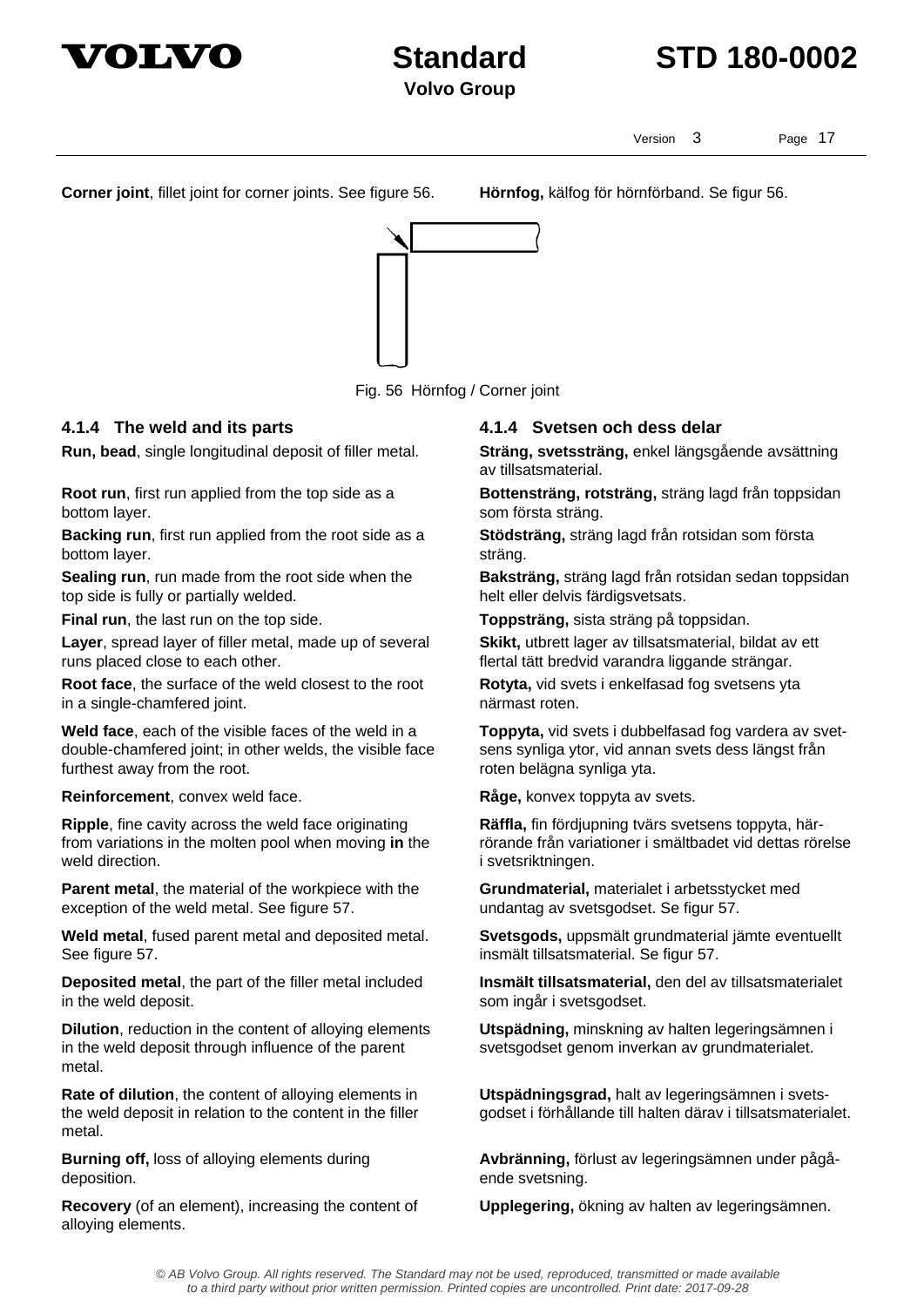**Corner joint**, fillet joint for corner joints. See figure 56.

**Hörnfog,** kälfog för hörnförband. Se figur 56.

Fig. 56 Hörnfog / Corner joint

### 4.1.4 The weld and its parts

**Run, bead**, single longitudinal deposit of filler metal.

**Root run**, first run applied from the top side as a bottom layer.

**Backing run**, first run applied from the root side as a bottom layer.

**Sealing run**, run made from the root side when the top side is fully or partially welded.

**Final run**, the last run on the top side.

**Layer**, spread layer of filler metal, made up of several runs placed close to each other.

**Root face**, the surface of the weld closest to the root in a single-chamfered joint.

**Weld face**, each of the visible faces of the weld in a double-chamfered joint; in other welds, the visible face furthest away from the root.

**Reinforcement**, convex weld face.

**Ripple**, fine cavity across the weld face originating from variations in the molten pool when moving **in** the weld direction.

**Parent metal**, the material of the workpiece with the exception of the weld metal. See figure 57.

**Weld metal**, fused parent metal and deposited metal. See figure 57.

**Deposited metal**, the part of the filler metal included in the weld deposit.

**Dilution**, reduction in the content of alloying elements in the weld deposit through influence of the parent metal.

**Rate of dilution**, the content of alloying elements in the weld deposit in relation to the content in the filler metal.

**Burning off,** loss of alloying elements during deposition.

**Recovery** (of an element), increasing the content of alloying elements.

### 4.1.4 Svetsen och dess delar

**Sträng, svetssträng,** enkel längsgående avsättning av tillsatsmaterial.

**Bottensträng, rotsträng,** sträng lagd från toppsidan som första sträng.

**Stödsträng,** sträng lagd från rotsidan som första sträng.

**Baksträng,** sträng lagd från rotsidan sedan toppsidan helt eller delvis färdigsvetsats.

**Toppsträng,** sista sträng på toppsidan.

**Skikt,** utbrett lager av tillsatsmaterial, bildat av ett flertal tätt bredvid varandra liggande strängar.

**Rotyta,** vid svets i enkelfasad fog svetsens yta närmast roten.

**Toppyta,** vid svets i dubbelfasad fog vardera av svetsens synliga ytor, vid annan svets dess längst från roten belägna synliga yta.

**Råge,** konvex toppyta av svets.

**Räffla,** fin fördjupning tvärs svetsens toppyta, härrörande från variationer i smältbadet vid dettas rörelse i svetsriktningen.

**Grundmaterial,** materialet i arbetsstycket med undantag av svetsgodset. Se figur 57.

**Svetsgods,** uppsmält grundmaterial jämte eventuellt insmält tillsatsmaterial. Se figur 57.

**Insmält tillsatsmaterial,** den del av tillsatsmaterialet som ingår i svetsgodset.

**Utspädning,** minskning av halten legeringsämnen i svetsgodset genom inverkan av grundmaterialet.

**Utspädningsgrad,** halt av legeringsämnen i svetsgodset i förhållande till halten därav i tillsatsmaterialet.

**Avbränning,** förlust av legeringsämnen under pågående svetsning.

**Upplegering,** ökning av halten av legeringsämnen.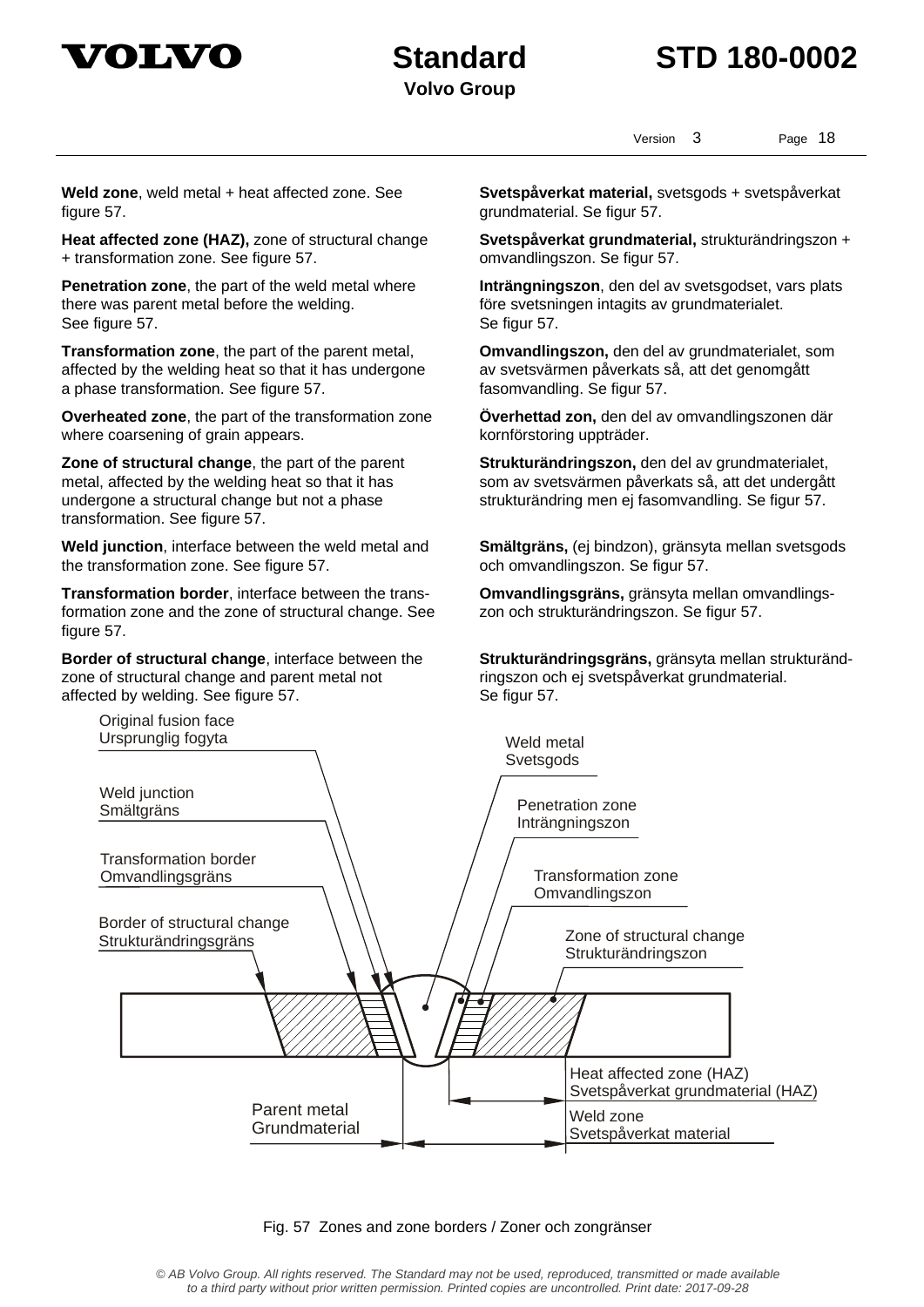**Weld zone**, weld metal + heat affected zone. See figure 57.

**Svetspåverkat material,** svetsgods + svetspåverkat grundmaterial. Se figur 57.

**Heat affected zone (HAZ),** zone of structural change + transformation zone. See figure 57.

**Svetspåverkat grundmaterial,** strukturändringszon + omvandlingszon. Se figur 57.

**Penetration zone**, the part of the weld metal where there was parent metal before the welding. See figure 57.

**Inträngningszon**, den del av svetsgodset, vars plats före svetsningen intagits av grundmaterialet. Se figur 57.

**Transformation zone**, the part of the parent metal, affected by the welding heat so that it has undergone a phase transformation. See figure 57.

**Omvandlingszon,** den del av grundmaterialet, som av svetsvärmen påverkats så, att det genomgått fasomvandling. Se figur 57.

**Overheated zone**, the part of the transformation zone where coarsening of grain appears.

**Överhettad zon,** den del av omvandlingszonen där kornförstoring uppträder.

**Zone of structural change**, the part of the parent metal, affected by the welding heat so that it has undergone a structural change but not a phase transformation. See figure 57.

**Strukturändringszon,** den del av grundmaterialet, som av svetsvärmen påverkats så, att det undergått strukturändring men ej fasomvandling. Se figur 57.

**Weld junction**, interface between the weld metal and the transformation zone. See figure 57.

**Smältgräns,** (ej bindzon), gränsyta mellan svetsgods och omvandlingszon. Se figur 57.

**Transformation border**, interface between the transformation zone and the zone of structural change. See figure 57.

**Omvandlingsgräns,** gränsyta mellan omvandlingszon och strukturändringszon. Se figur 57.

**Border of structural change**, interface between the zone of structural change and parent metal not affected by welding. See figure 57.

**Strukturändringsgräns,** gränsyta mellan strukturändringszon och ej svetspåverkat grundmaterial. Se figur 57.

Original fusion face / Ursprunglig fogyta
Weld junction / Smältgräns
Transformation border / Omvandlingsgräns
Border of structural change / Strukturändringsgräns
Weld metal / Svetsgods
Penetration zone / Inträngningszon
Transformation zone / Omvandlingszon
Zone of structural change / Strukturändringszon
Heat affected zone (HAZ) / Svetspåverkat grundmaterial (HAZ)
Parent metal / Grundmaterial
Weld zone / Svetspåverkat material

Fig. 57 Zones and zone borders / Zoner och zongränser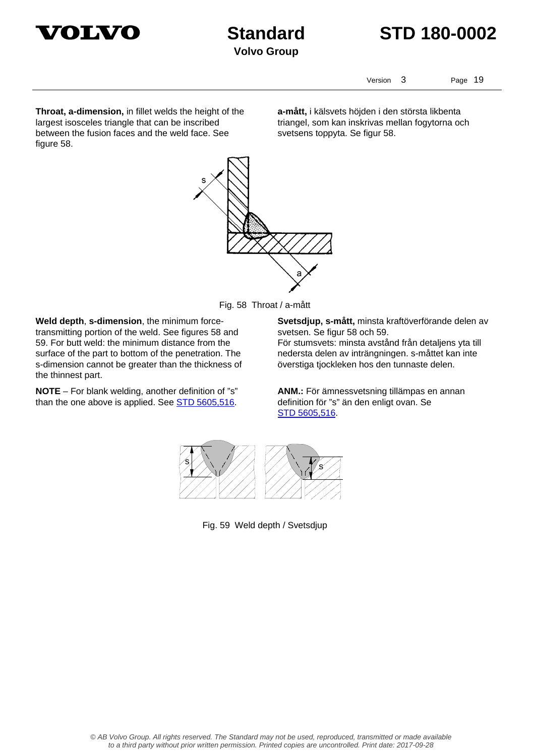**Throat, a-dimension,** in fillet welds the height of the largest isosceles triangle that can be inscribed between the fusion faces and the weld face. See figure 58.

**a-mått,** i kälsvets höjden i den största likbenta triangel, som kan inskrivas mellan fogytorna och svetsens toppyta. Se figur 58.

Fig. 58 Throat / a-mått

**Weld depth**, **s-dimension**, the minimum force-transmitting portion of the weld. See figures 58 and 59. For butt weld: the minimum distance from the surface of the part to bottom of the penetration. The s-dimension cannot be greater than the thickness of the thinnest part.

**Svetsdjup, s-mått,** minsta kraftöverförande delen av svetsen. Se figur 58 och 59.
För stumsvets: minsta avstånd från detaljens yta till nedersta delen av inträngningen. s-måttet kan inte överstiga tjockleken hos den tunnaste delen.

**NOTE** – For blank welding, another definition of "s" than the one above is applied. See STD 5605,516.

**ANM.:** För ämnessvetsning tillämpas en annan definition för "s" än den enligt ovan. Se STD 5605,516.

Fig. 59 Weld depth / Svetsdjup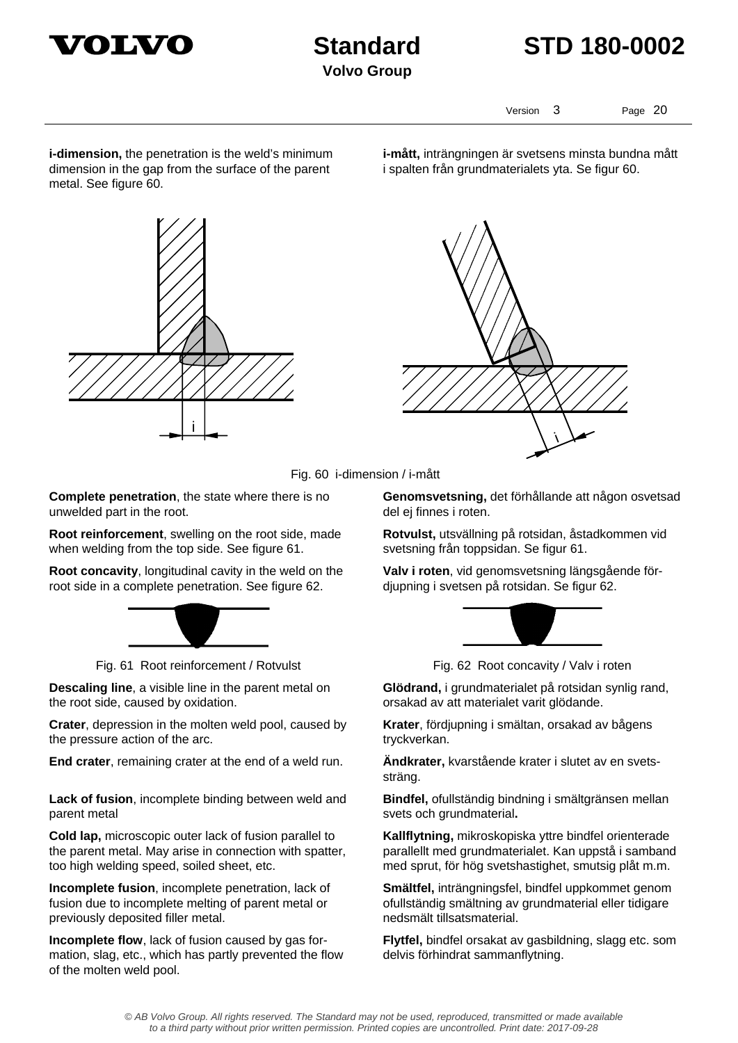**i-dimension,** the penetration is the weld's minimum dimension in the gap from the surface of the parent metal. See figure 60.

**i-mått,** inträngningen är svetsens minsta bundna mått i spalten från grundmaterialets yta. Se figur 60.

Fig. 60 i-dimension / i-mått

**Complete penetration**, the state where there is no unwelded part in the root.

**Genomsvetsning,** det förhållande att någon osvetsad del ej finnes i roten.

**Root reinforcement**, swelling on the root side, made when welding from the top side. See figure 61.

**Rotvulst,** utsvällning på rotsidan, åstadkommen vid svetsning från toppsidan. Se figur 61.

**Root concavity**, longitudinal cavity in the weld on the root side in a complete penetration. See figure 62.

**Valv i roten**, vid genomsvetsning längsgående fördjupning i svetsen på rotsidan. Se figur 62.

Fig. 61 Root reinforcement / Rotvulst

Fig. 62 Root concavity / Valv i roten

**Descaling line**, a visible line in the parent metal on the root side, caused by oxidation.

**Glödrand,** i grundmaterialet på rotsidan synlig rand, orsakad av att materialet varit glödande.

**Crater**, depression in the molten weld pool, caused by the pressure action of the arc.

**Krater**, fördjupning i smältan, orsakad av bågens tryckverkan.

**End crater**, remaining crater at the end of a weld run.

**Ändkrater,** kvarstående krater i slutet av en svetssträng.

**Lack of fusion**, incomplete binding between weld and parent metal

**Bindfel,** ofullständig bindning i smältgränsen mellan svets och grundmaterial**.**

**Cold lap,** microscopic outer lack of fusion parallel to the parent metal. May arise in connection with spatter, too high welding speed, soiled sheet, etc.

**Kallflytning,** mikroskopiska yttre bindfel orienterade parallellt med grundmaterialet. Kan uppstå i samband med sprut, för hög svetshastighet, smutsig plåt m.m.

**Incomplete fusion**, incomplete penetration, lack of fusion due to incomplete melting of parent metal or previously deposited filler metal.

**Smältfel,** inträngningsfel, bindfel uppkommet genom ofullständig smältning av grundmaterial eller tidigare nedsmält tillsatsmaterial.

**Incomplete flow**, lack of fusion caused by gas formation, slag, etc., which has partly prevented the flow of the molten weld pool.

**Flytfel,** bindfel orsakat av gasbildning, slagg etc. som delvis förhindrat sammanflytning.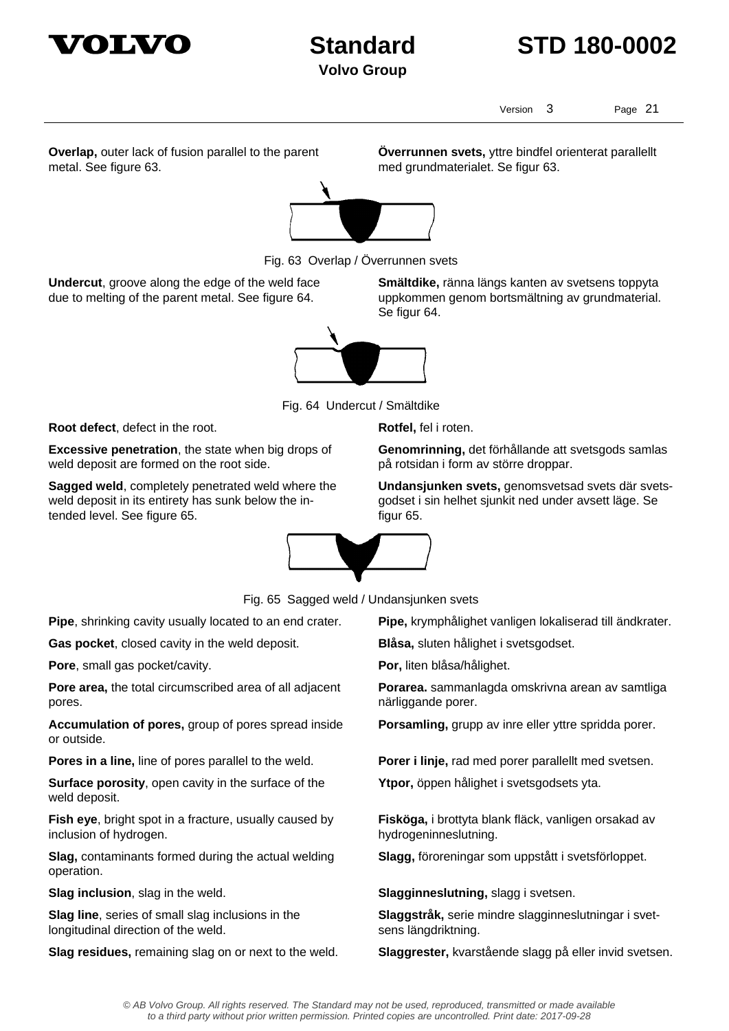**Overlap,** outer lack of fusion parallel to the parent metal. See figure 63.

**Överrunnen svets,** yttre bindfel orienterat parallellt med grundmaterialet. Se figur 63.

Fig. 63 Overlap / Överrunnen svets

**Undercut**, groove along the edge of the weld face due to melting of the parent metal. See figure 64.

**Smältdike,** ränna längs kanten av svetsens toppyta uppkommen genom bortsmältning av grundmaterial. Se figur 64.

Fig. 64 Undercut / Smältdike

**Root defect**, defect in the root.

**Rotfel,** fel i roten.

**Excessive penetration**, the state when big drops of weld deposit are formed on the root side.

**Genomrinning,** det förhållande att svetsgods samlas på rotsidan i form av större droppar.

**Sagged weld**, completely penetrated weld where the weld deposit in its entirety has sunk below the intended level. See figure 65.

**Undansjunken svets,** genomsvetsad svets där svetsgodset i sin helhet sjunkit ned under avsett läge. Se figur 65.

Fig. 65 Sagged weld / Undansjunken svets

**Pipe**, shrinking cavity usually located to an end crater.

**Pipe,** krymphålighet vanligen lokaliserad till ändkrater.

**Gas pocket**, closed cavity in the weld deposit.

**Blåsa,** sluten hålighet i svetsgodset.

**Pore**, small gas pocket/cavity.

**Por,** liten blåsa/hålighet.

**Pore area,** the total circumscribed area of all adjacent pores.

**Porarea.** sammanlagda omskrivna arean av samtliga närliggande porer.

**Accumulation of pores,** group of pores spread inside or outside.

**Porsamling,** grupp av inre eller yttre spridda porer.

**Pores in a line,** line of pores parallel to the weld.

**Porer i linje,** rad med porer parallellt med svetsen.

**Surface porosity**, open cavity in the surface of the weld deposit.

**Ytpor,** öppen hålighet i svetsgodsets yta.

**Fish eye**, bright spot in a fracture, usually caused by inclusion of hydrogen.

**Fisköga,** i brottyta blank fläck, vanligen orsakad av hydrogeninneslutning.

**Slag,** contaminants formed during the actual welding operation.

**Slagg,** föroreningar som uppstått i svetsförloppet.

**Slag inclusion**, slag in the weld.

**Slagginneslutning,** slagg i svetsen.

**Slag line**, series of small slag inclusions in the longitudinal direction of the weld.

**Slaggstråk,** serie mindre slagginneslutningar i svetsens längdriktning.

**Slag residues,** remaining slag on or next to the weld.

**Slaggrester,** kvarstående slagg på eller invid svetsen.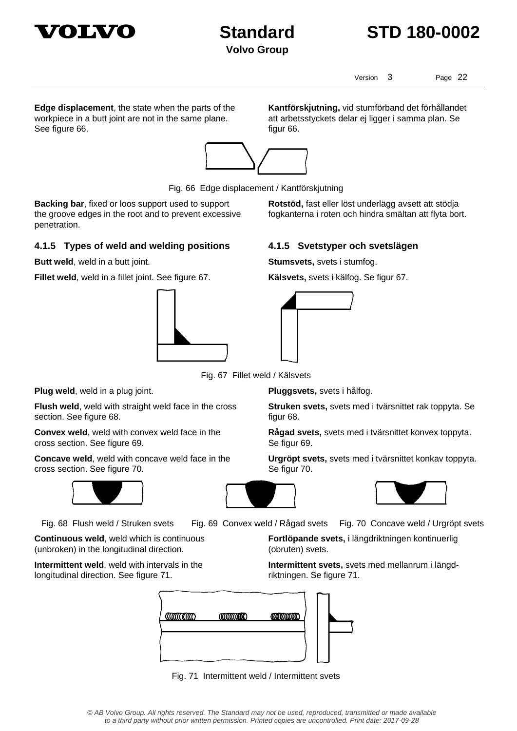**Edge displacement**, the state when the parts of the workpiece in a butt joint are not in the same plane. See figure 66.

**Kantförskjutning,** vid stumförband det förhållandet att arbetsstyckets delar ej ligger i samma plan. Se figur 66.

Fig. 66 Edge displacement / Kantförskjutning

**Backing bar**, fixed or loos support used to support the groove edges in the root and to prevent excessive penetration.

**Rotstöd,** fast eller löst underlägg avsett att stödja fogkanterna i roten och hindra smältan att flyta bort.

### 4.1.5 Types of weld and welding positions

### 4.1.5 Svetstyper och svetslägen

**Butt weld**, weld in a butt joint.

**Stumsvets,** svets i stumfog.

**Fillet weld**, weld in a fillet joint. See figure 67.

**Kälsvets,** svets i kälfog. Se figur 67.

Fig. 67 Fillet weld / Kälsvets

**Plug weld**, weld in a plug joint.

**Pluggsvets,** svets i hålfog.

**Flush weld**, weld with straight weld face in the cross section. See figure 68.

**Struken svets,** svets med i tvärsnittet rak toppyta. Se figur 68.

**Convex weld**, weld with convex weld face in the cross section. See figure 69.

**Rågad svets,** svets med i tvärsnittet konvex toppyta. Se figur 69.

**Concave weld**, weld with concave weld face in the cross section. See figure 70.

**Urgröpt svets,** svets med i tvärsnittet konkav toppyta. Se figur 70.

Fig. 68 Flush weld / Struken svets

Fig. 69 Convex weld / Rågad svets

Fig. 70 Concave weld / Urgröpt svets

**Continuous weld**, weld which is continuous (unbroken) in the longitudinal direction.

**Fortlöpande svets,** i längdriktningen kontinuerlig (obruten) svets.

**Intermittent weld**, weld with intervals in the longitudinal direction. See figure 71.

**Intermittent svets,** svets med mellanrum i längd-riktningen. Se figure 71.

Fig. 71 Intermittent weld / Intermittent svets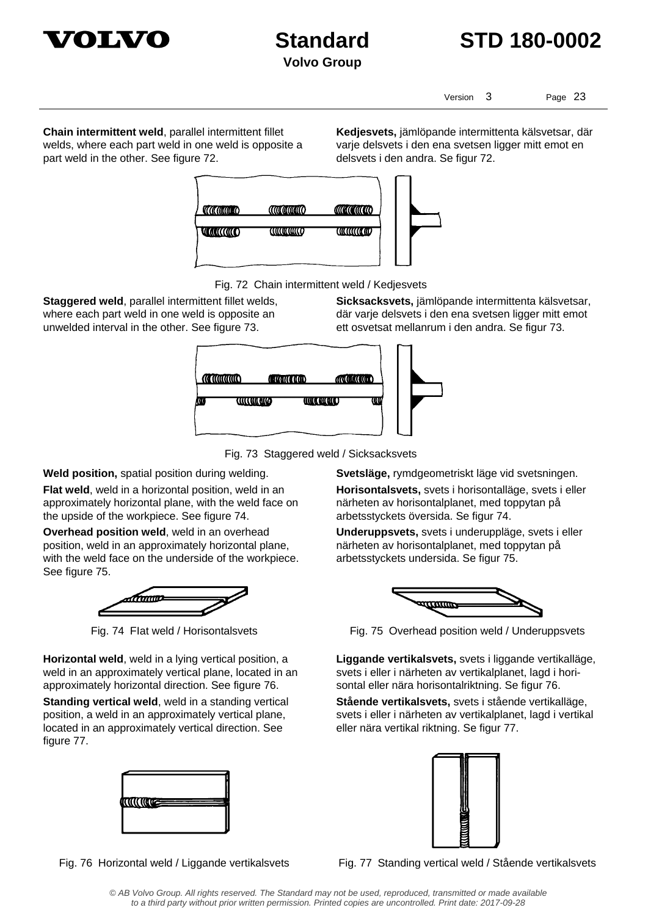**Chain intermittent weld**, parallel intermittent fillet welds, where each part weld in one weld is opposite a part weld in the other. See figure 72.

**Kedjesvets,** jämlöpande intermittenta kälsvetsar, där varje delsvets i den ena svetsen ligger mitt emot en delsvets i den andra. Se figur 72.

Fig. 72 Chain intermittent weld / Kedjesvets

**Staggered weld**, parallel intermittent fillet welds, where each part weld in one weld is opposite an unwelded interval in the other. See figure 73.

**Sicksacksvets,** jämlöpande intermittenta kälsvetsar, där varje delsvets i den ena svetsen ligger mitt emot ett osvetsat mellanrum i den andra. Se figur 73.

Fig. 73 Staggered weld / Sicksacksvets

**Weld position,** spatial position during welding.

**Svetsläge,** rymdgeometriskt läge vid svetsningen.

**Flat weld**, weld in a horizontal position, weld in an approximately horizontal plane, with the weld face on the upside of the workpiece. See figure 74.

**Horisontalsvets,** svets i horisontalläge, svets i eller närheten av horisontalplanet, med toppytan på arbetsstyckets översida. Se figur 74.

**Overhead position weld**, weld in an overhead position, weld in an approximately horizontal plane, with the weld face on the underside of the workpiece. See figure 75.

**Underuppsvets,** svets i underuppläge, svets i eller närheten av horisontalplanet, med toppytan på arbetsstyckets undersida. Se figur 75.

Fig. 74 Flat weld / Horisontalsvets

Fig. 75 Overhead position weld / Underuppsvets

**Horizontal weld**, weld in a lying vertical position, a weld in an approximately vertical plane, located in an approximately horizontal direction. See figure 76.

**Liggande vertikalsvets,** svets i liggande vertikalläge, svets i eller i närheten av vertikalplanet, lagd i horisontal eller nära horisontalriktning. Se figur 76.

**Standing vertical weld**, weld in a standing vertical position, a weld in an approximately vertical plane, located in an approximately vertical direction. See figure 77.

**Stående vertikalsvets,** svets i stående vertikalläge, svets i eller i närheten av vertikalplanet, lagd i vertikal eller nära vertikal riktning. Se figur 77.

Fig. 76 Horizontal weld / Liggande vertikalsvets

Fig. 77 Standing vertical weld / Stående vertikalsvets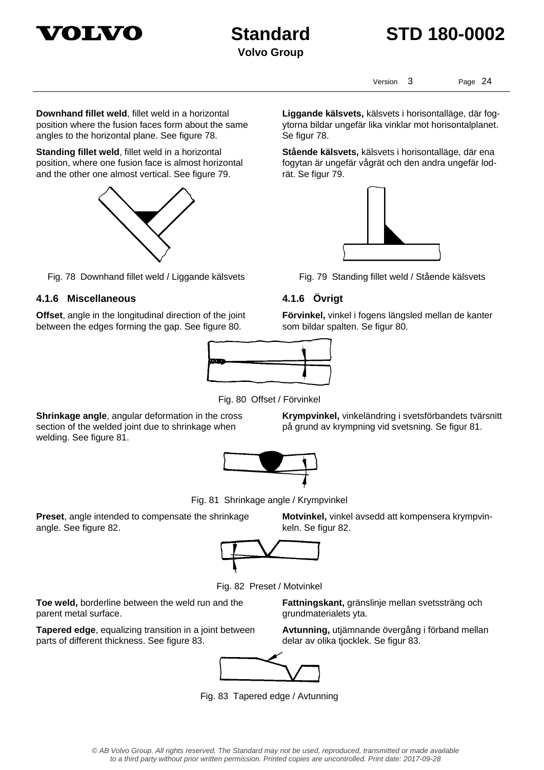**Downhand fillet weld**, fillet weld in a horizontal position where the fusion faces form about the same angles to the horizontal plane. See figure 78.

**Liggande kälsvets,** kälsvets i horisontalläge, där fog-ytorna bildar ungefär lika vinklar mot horisontalplanet. Se figur 78.

**Standing fillet weld**, fillet weld in a horizontal position, where one fusion face is almost horizontal and the other one almost vertical. See figure 79.

**Stående kälsvets,** kälsvets i horisontalläge, där ena fogytan är ungefär vågrät och den andra ungefär lod-rät. Se figur 79.

Fig. 78 Downhand fillet weld / Liggande kälsvets

Fig. 79 Standing fillet weld / Stående kälsvets

#### 4.1.6 Miscellaneous

#### 4.1.6 Övrigt

**Offset**, angle in the longitudinal direction of the joint between the edges forming the gap. See figure 80.

**Förvinkel,** vinkel i fogens längsled mellan de kanter som bildar spalten. Se figur 80.

Fig. 80 Offset / Förvinkel

**Shrinkage angle**, angular deformation in the cross section of the welded joint due to shrinkage when welding. See figure 81.

**Krympvinkel,** vinkeländring i svetsförbandets tvärsnitt på grund av krympning vid svetsning. Se figur 81.

Fig. 81 Shrinkage angle / Krympvinkel

**Preset**, angle intended to compensate the shrinkage angle. See figure 82.

**Motvinkel,** vinkel avsedd att kompensera krympvin-keln. Se figur 82.

Fig. 82 Preset / Motvinkel

**Toe weld,** borderline between the weld run and the parent metal surface.

**Fattningskant,** gränslinje mellan svetssträng och grundmaterialets yta.

**Tapered edge**, equalizing transition in a joint between parts of different thickness. See figure 83.

**Avtunning,** utjämnande övergång i förband mellan delar av olika tjocklek. Se figur 83.

Fig. 83 Tapered edge / Avtunning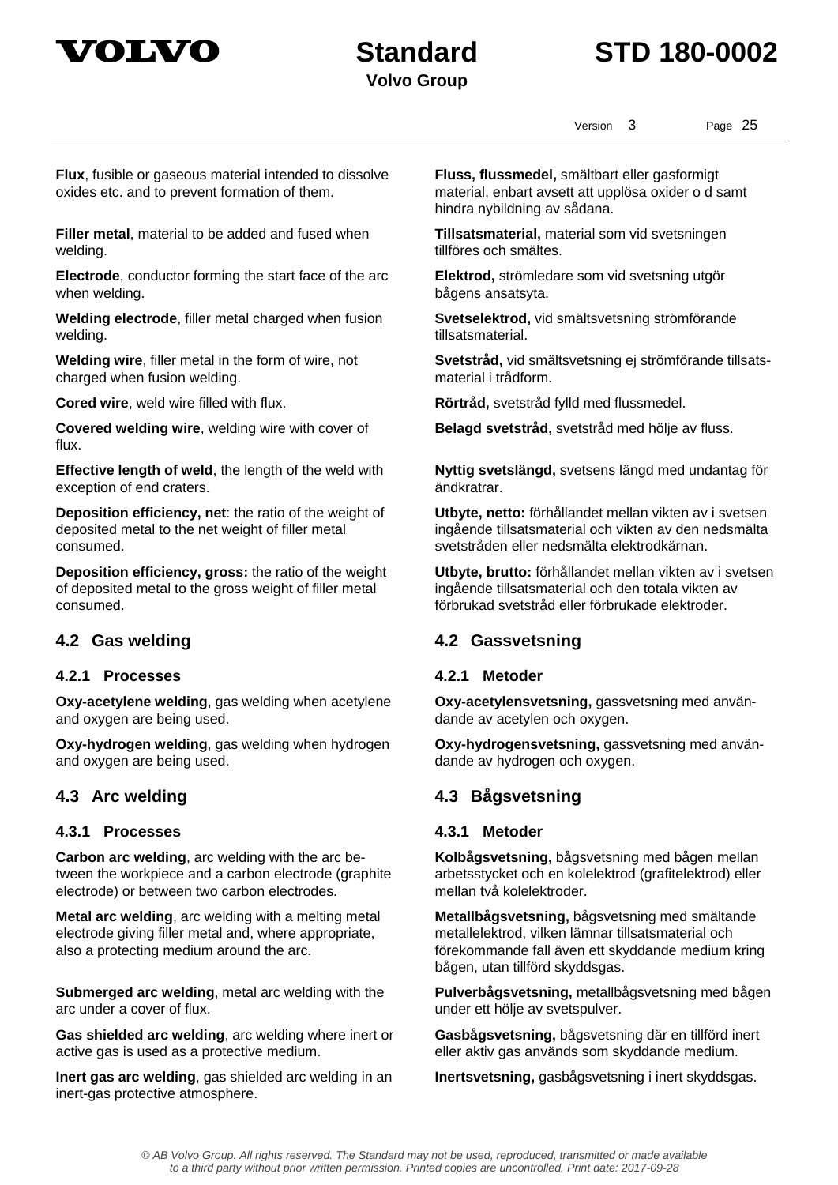**Flux**, fusible or gaseous material intended to dissolve oxides etc. and to prevent formation of them.

**Fluss, flussmedel,** smältbart eller gasformigt material, enbart avsett att upplösa oxider o d samt hindra nybildning av sådana.

**Filler metal**, material to be added and fused when welding.

**Tillsatsmaterial,** material som vid svetsningen tillföres och smältes.

**Electrode**, conductor forming the start face of the arc when welding.

**Elektrod,** strömledare som vid svetsning utgör bågens ansatsyta.

**Welding electrode**, filler metal charged when fusion welding.

**Svetselektrod,** vid smältsvetsning strömförande tillsatsmaterial.

**Welding wire**, filler metal in the form of wire, not charged when fusion welding.

**Svetstråd,** vid smältsvetsning ej strömförande tillsats-material i trådform.

**Cored wire**, weld wire filled with flux.

**Rörtråd,** svetstråd fylld med flussmedel.

**Covered welding wire**, welding wire with cover of flux.

**Belagd svetstråd,** svetstråd med hölje av fluss.

**Effective length of weld**, the length of the weld with exception of end craters.

**Nyttig svetslängd,** svetsens längd med undantag för ändkratrar.

**Deposition efficiency, net**: the ratio of the weight of deposited metal to the net weight of filler metal consumed.

**Utbyte, netto:** förhållandet mellan vikten av i svetsen ingående tillsatsmaterial och vikten av den nedsmälta svetstråden eller nedsmälta elektrodkärnan.

**Deposition efficiency, gross:** the ratio of the weight of deposited metal to the gross weight of filler metal consumed.

**Utbyte, brutto:** förhållandet mellan vikten av i svetsen ingående tillsatsmaterial och den totala vikten av förbrukad svetstråd eller förbrukade elektroder.

## 4.2 Gas welding

## 4.2 Gassvetsning

### 4.2.1 Processes

### 4.2.1 Metoder

**Oxy-acetylene welding**, gas welding when acetylene and oxygen are being used.

**Oxy-acetylensvetsning,** gassvetsning med använ-dande av acetylen och oxygen.

**Oxy-hydrogen welding**, gas welding when hydrogen and oxygen are being used.

**Oxy-hydrogensvetsning,** gassvetsning med använ-dande av hydrogen och oxygen.

## 4.3 Arc welding

## 4.3 Bågsvetsning

### 4.3.1 Processes

### 4.3.1 Metoder

**Carbon arc welding**, arc welding with the arc be-tween the workpiece and a carbon electrode (graphite electrode) or between two carbon electrodes.

**Kolbågsvetsning,** bågsvetsning med bågen mellan arbetsstycket och en kolelektrod (grafitelektrod) eller mellan två kolelektroder.

**Metal arc welding**, arc welding with a melting metal electrode giving filler metal and, where appropriate, also a protecting medium around the arc.

**Metallbågsvetsning,** bågsvetsning med smältande metallelektrod, vilken lämnar tillsatsmaterial och förekommande fall även ett skyddande medium kring bågen, utan tillförd skyddsgas.

**Submerged arc welding**, metal arc welding with the arc under a cover of flux.

**Pulverbågsvetsning,** metallbågsvetsning med bågen under ett hölje av svetspulver.

**Gas shielded arc welding**, arc welding where inert or active gas is used as a protective medium.

**Gasbågsvetsning,** bågsvetsning där en tillförd inert eller aktiv gas används som skyddande medium.

**Inert gas arc welding**, gas shielded arc welding in an inert-gas protective atmosphere.

**Inertsvetsning,** gasbågsvetsning i inert skyddsgas.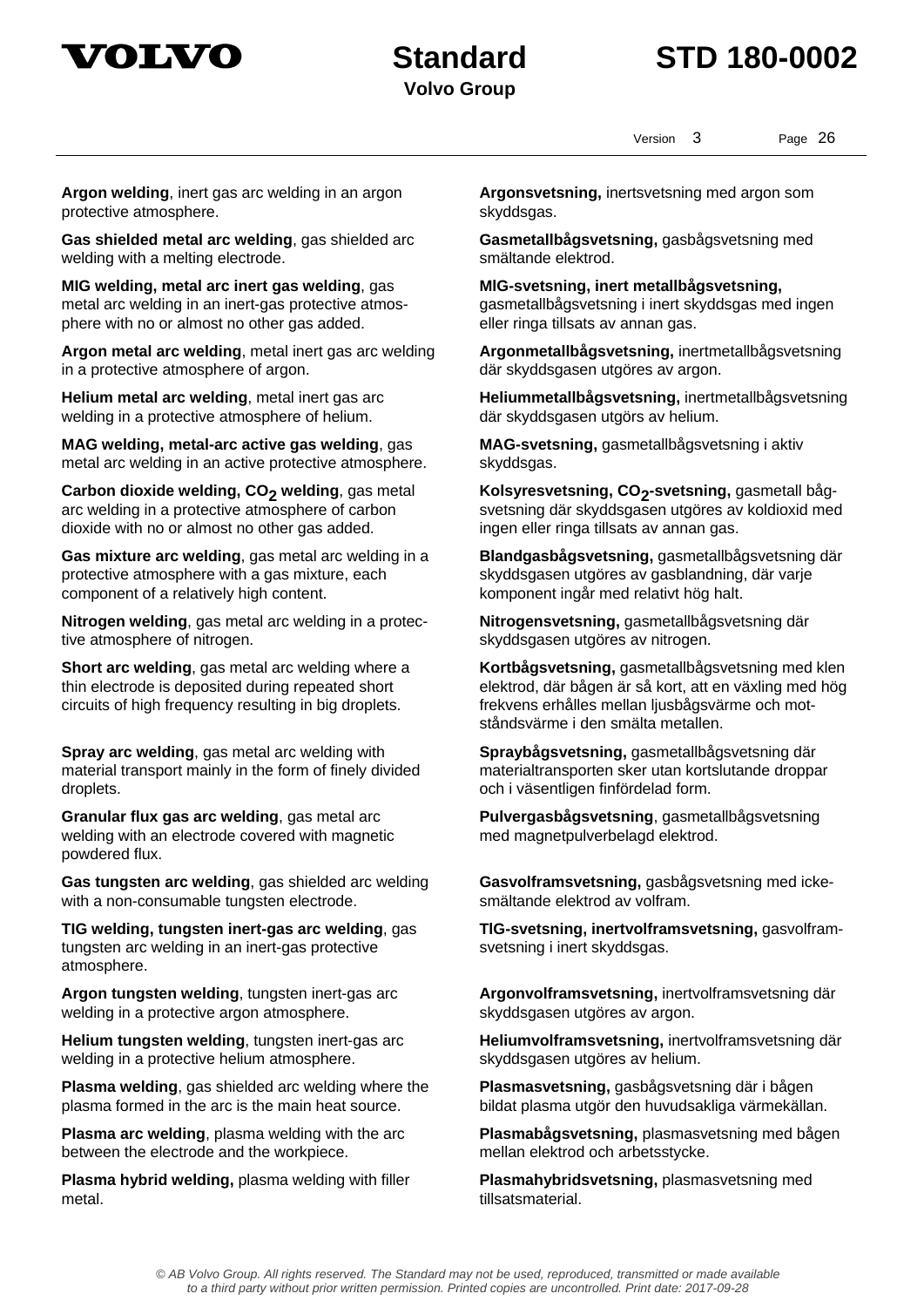**Argon welding**, inert gas arc welding in an argon protective atmosphere.

**Argonsvetsning,** inertsvetsning med argon som skyddsgas.

**Gas shielded metal arc welding**, gas shielded arc welding with a melting electrode.

**Gasmetallbågsvetsning,** gasbågsvetsning med smältande elektrod.

**MIG welding, metal arc inert gas welding**, gas metal arc welding in an inert-gas protective atmosphere with no or almost no other gas added.

**MIG-svetsning, inert metallbågsvetsning,** gasmetallbågsvetsning i inert skyddsgas med ingen eller ringa tillsats av annan gas.

**Argon metal arc welding**, metal inert gas arc welding in a protective atmosphere of argon.

**Argonmetallbågsvetsning,** inertmetallbågsvetsning där skyddsgasen utgöres av argon.

**Helium metal arc welding**, metal inert gas arc welding in a protective atmosphere of helium.

**Heliummetallbågsvetsning,** inertmetallbågsvetsning där skyddsgasen utgörs av helium.

**MAG welding, metal-arc active gas welding**, gas metal arc welding in an active protective atmosphere.

**MAG-svetsning,** gasmetallbågsvetsning i aktiv skyddsgas.

**Carbon dioxide welding, $CO_2$ welding**, gas metal arc welding in a protective atmosphere of carbon dioxide with no or almost no other gas added.

**Kolsyresvetsning, $CO_2$-svetsning,** gasmetall bågsvetsning där skyddsgasen utgöres av koldioxid med ingen eller ringa tillsats av annan gas.

**Gas mixture arc welding**, gas metal arc welding in a protective atmosphere with a gas mixture, each component of a relatively high content.

**Blandgasbågsvetsning,** gasmetallbågsvetsning där skyddsgasen utgöres av gasblandning, där varje komponent ingår med relativt hög halt.

**Nitrogen welding**, gas metal arc welding in a protective atmosphere of nitrogen.

**Nitrogensvetsning,** gasmetallbågsvetsning där skyddsgasen utgöres av nitrogen.

**Short arc welding**, gas metal arc welding where a thin electrode is deposited during repeated short circuits of high frequency resulting in big droplets.

**Kortbågsvetsning,** gasmetallbågsvetsning med klen elektrod, där bågen är så kort, att en växling med hög frekvens erhålles mellan ljusbågsvärme och motståndsvärme i den smälta metallen.

**Spray arc welding**, gas metal arc welding with material transport mainly in the form of finely divided droplets.

**Spraybågsvetsning,** gasmetallbågsvetsning där materialtransporten sker utan kortslutande droppar och i väsentligen finfördelad form.

**Granular flux gas arc welding**, gas metal arc welding with an electrode covered with magnetic powdered flux.

**Pulvergasbågsvetsning**, gasmetallbågsvetsning med magnetpulverbelagd elektrod.

**Gas tungsten arc welding**, gas shielded arc welding with a non-consumable tungsten electrode.

**Gasvolframsvetsning,** gasbågsvetsning med icke-smältande elektrod av volfram.

**TIG welding, tungsten inert-gas arc welding**, gas tungsten arc welding in an inert-gas protective atmosphere.

**TIG-svetsning, inertvolframsvetsning,** gasvolframsvetsning i inert skyddsgas.

**Argon tungsten welding**, tungsten inert-gas arc welding in a protective argon atmosphere.

**Argonvolframsvetsning,** inertvolframsvetsning där skyddsgasen utgöres av argon.

**Helium tungsten welding**, tungsten inert-gas arc welding in a protective helium atmosphere.

**Heliumvolframsvetsning,** inertvolframsvetsning där skyddsgasen utgöres av helium.

**Plasma welding**, gas shielded arc welding where the plasma formed in the arc is the main heat source.

**Plasmasvetsning,** gasbågsvetsning där i bågen bildat plasma utgör den huvudsakliga värmekällan.

**Plasma arc welding**, plasma welding with the arc between the electrode and the workpiece.

**Plasmabågsvetsning,** plasmasvetsning med bågen mellan elektrod och arbetsstycke.

**Plasma hybrid welding,** plasma welding with filler metal.

**Plasmahybridsvetsning,** plasmasvetsning med tillsatsmaterial.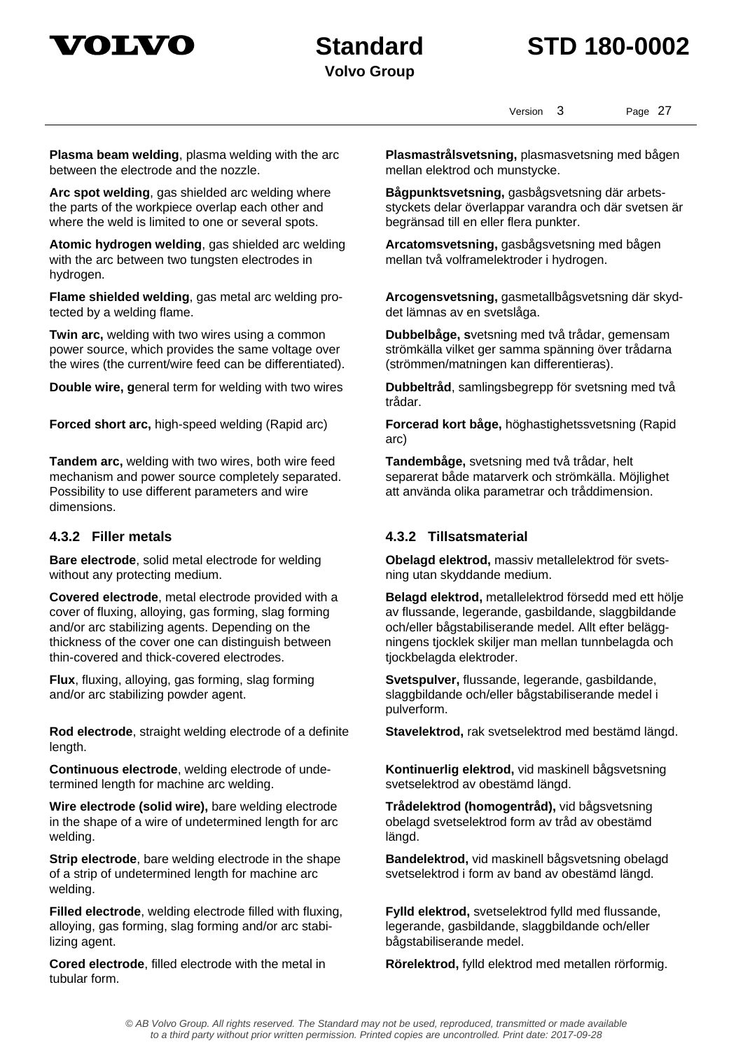**Plasma beam welding**, plasma welding with the arc between the electrode and the nozzle.

**Plasmastrålsvetsning,** plasmasvetsning med bågen mellan elektrod och munstycke.

**Arc spot welding**, gas shielded arc welding where the parts of the workpiece overlap each other and where the weld is limited to one or several spots.

**Bågpunktsvetsning,** gasbågsvetsning där arbets­styckets delar överlappar varandra och där svetsen är begränsad till en eller flera punkter.

**Atomic hydrogen welding**, gas shielded arc welding with the arc between two tungsten electrodes in hydrogen.

**Arcatomsvetsning,** gasbågsvetsning med bågen mellan två volframelektroder i hydrogen.

**Flame shielded welding**, gas metal arc welding pro­tected by a welding flame.

**Arcogensvetsning,** gasmetallbågsvetsning där skyd­det lämnas av en svetslåga.

**Twin arc,** welding with two wires using a common power source, which provides the same voltage over the wires (the current/wire feed can be differentiated).

**Dubbelbåge, s**vetsning med två trådar, gemensam strömkälla vilket ger samma spänning över trådarna (strömmen/matningen kan differentieras).

**Double wire, g**eneral term for welding with two wires

**Dubbeltråd**, samlingsbegrepp för svetsning med två trådar.

**Forced short arc,** high-speed welding (Rapid arc)

**Forcerad kort båge,** höghastighetssvetsning (Rapid arc)

**Tandem arc,** welding with two wires, both wire feed mechanism and power source completely separated. Possibility to use different parameters and wire dimensions.

**Tandembåge,** svetsning med två trådar, helt separerat både matarverk och strömkälla. Möjlighet att använda olika parametrar och tråddimension.

### 4.3.2 Filler metals

### 4.3.2 Tillsatsmaterial

**Bare electrode**, solid metal electrode for welding without any protecting medium.

**Obelagd elektrod,** massiv metallelektrod för svets­ning utan skyddande medium.

**Covered electrode**, metal electrode provided with a cover of fluxing, alloying, gas forming, slag forming and/or arc stabilizing agents. Depending on the thickness of the cover one can distinguish between thin-covered and thick-covered electrodes.

**Belagd elektrod,** metallelektrod försedd med ett hölje av flussande, legerande, gasbildande, slaggbildande och/eller bågstabiliserande medel. Allt efter beläg­gningens tjocklek skiljer man mellan tunnbelagda och tjockbelagda elektroder.

**Flux**, fluxing, alloying, gas forming, slag forming and/or arc stabilizing powder agent.

**Svetspulver,** flussande, legerande, gasbildande, slaggbildande och/eller bågstabiliserande medel i pulverform.

**Rod electrode**, straight welding electrode of a definite length.

**Stavelektrod,** rak svetselektrod med bestämd längd.

**Continuous electrode**, welding electrode of unde­termined length for machine arc welding.

**Kontinuerlig elektrod,** vid maskinell bågsvetsning svetselektrod av obestämd längd.

**Wire electrode (solid wire),** bare welding electrode in the shape of a wire of undetermined length for arc welding.

**Trådelektrod (homogentråd),** vid bågsvetsning obelagd svetselektrod form av tråd av obestämd längd.

**Strip electrode**, bare welding electrode in the shape of a strip of undetermined length for machine arc welding.

**Bandelektrod,** vid maskinell bågsvetsning obelagd svetselektrod i form av band av obestämd längd.

**Filled electrode**, welding electrode filled with fluxing, alloying, gas forming, slag forming and/or arc stabi­lizing agent.

**Fylld elektrod,** svetselektrod fylld med flussande, legerande, gasbildande, slaggbildande och/eller bågstabiliserande medel.

**Cored electrode**, filled electrode with the metal in tubular form.

**Rörelektrod,** fylld elektrod med metallen rörformig.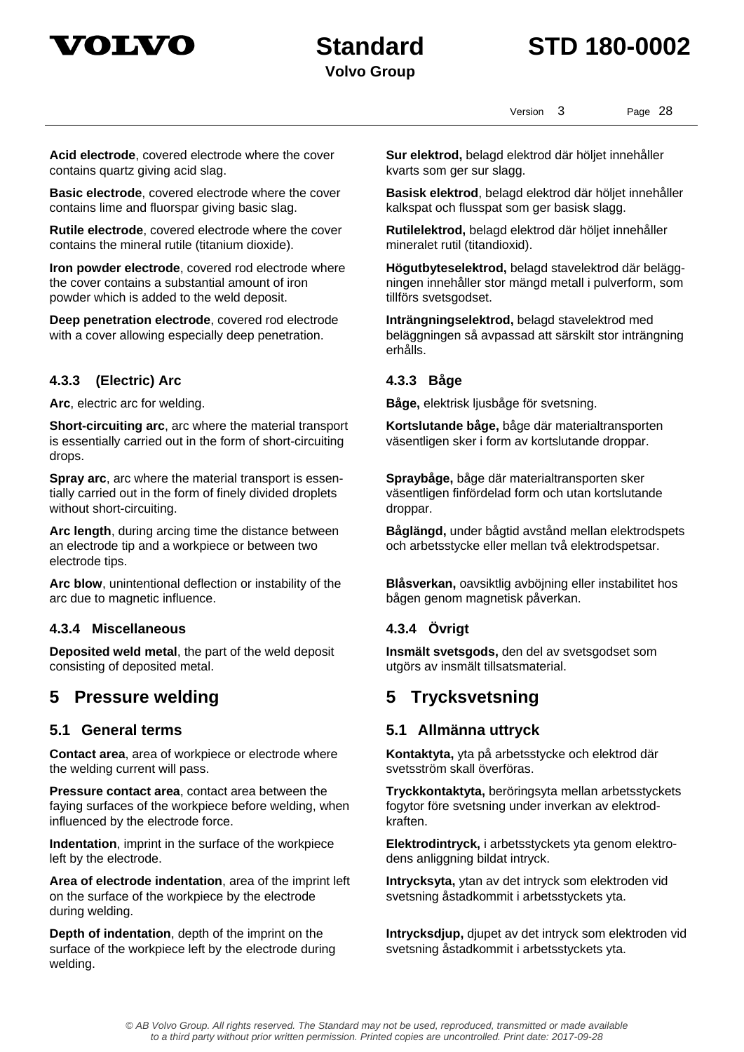**Acid electrode**, covered electrode where the cover contains quartz giving acid slag.

**Sur elektrod,** belagd elektrod där höljet innehåller kvarts som ger sur slagg.

**Basic electrode**, covered electrode where the cover contains lime and fluorspar giving basic slag.

**Basisk elektrod**, belagd elektrod där höljet innehåller kalkspat och flusspat som ger basisk slagg.

**Rutile electrode**, covered electrode where the cover contains the mineral rutile (titanium dioxide).

**Rutilelektrod,** belagd elektrod där höljet innehåller mineralet rutil (titandioxid).

**Iron powder electrode**, covered rod electrode where the cover contains a substantial amount of iron powder which is added to the weld deposit.

**Högutbyteselektrod,** belagd stavelektrod där beläggningen innehåller stor mängd metall i pulverform, som tillförs svetsgodset.

**Deep penetration electrode**, covered rod electrode with a cover allowing especially deep penetration.

**Inträngningselektrod,** belagd stavelektrod med beläggningen så avpassad att särskilt stor inträngning erhålls.

### 4.3.3 (Electric) Arc

### 4.3.3 Båge

**Arc**, electric arc for welding.

**Båge,** elektrisk ljusbåge för svetsning.

**Short-circuiting arc**, arc where the material transport is essentially carried out in the form of short-circuiting drops.

**Kortslutande båge,** båge där materialtransporten väsentligen sker i form av kortslutande droppar.

**Spray arc**, arc where the material transport is essentially carried out in the form of finely divided droplets without short-circuiting.

**Spraybåge,** båge där materialtransporten sker väsentligen finfördelad form och utan kortslutande droppar.

**Arc length**, during arcing time the distance between an electrode tip and a workpiece or between two electrode tips.

**Båglängd,** under bågtid avstånd mellan elektrodspets och arbetsstycke eller mellan två elektrodspetsar.

**Arc blow**, unintentional deflection or instability of the arc due to magnetic influence.

**Blåsverkan,** oavsiktlig avböjning eller instabilitet hos bågen genom magnetisk påverkan.

### 4.3.4 Miscellaneous

### 4.3.4 Övrigt

**Deposited weld metal**, the part of the weld deposit consisting of deposited metal.

**Insmält svetsgods,** den del av svetsgodset som utgörs av insmält tillsatsmaterial.

# 5 Pressure welding

# 5 Trycksvetsning

## 5.1 General terms

## 5.1 Allmänna uttryck

**Contact area**, area of workpiece or electrode where the welding current will pass.

**Kontaktyta,** yta på arbetsstycke och elektrod där svetsström skall överföras.

**Pressure contact area**, contact area between the faying surfaces of the workpiece before welding, when influenced by the electrode force.

**Tryckkontaktyta,** beröringsyta mellan arbetsstyckets fogytor före svetsning under inverkan av elektrodkraften.

**Indentation**, imprint in the surface of the workpiece left by the electrode.

**Elektrodintryck,** i arbetsstyckets yta genom elektrodens anliggning bildat intryck.

**Area of electrode indentation**, area of the imprint left on the surface of the workpiece by the electrode during welding.

**Intrycksyta,** ytan av det intryck som elektroden vid svetsning åstadkommit i arbetsstyckets yta.

**Depth of indentation**, depth of the imprint on the surface of the workpiece left by the electrode during welding.

**Intrycksdjup,** djupet av det intryck som elektroden vid svetsning åstadkommit i arbetsstyckets yta.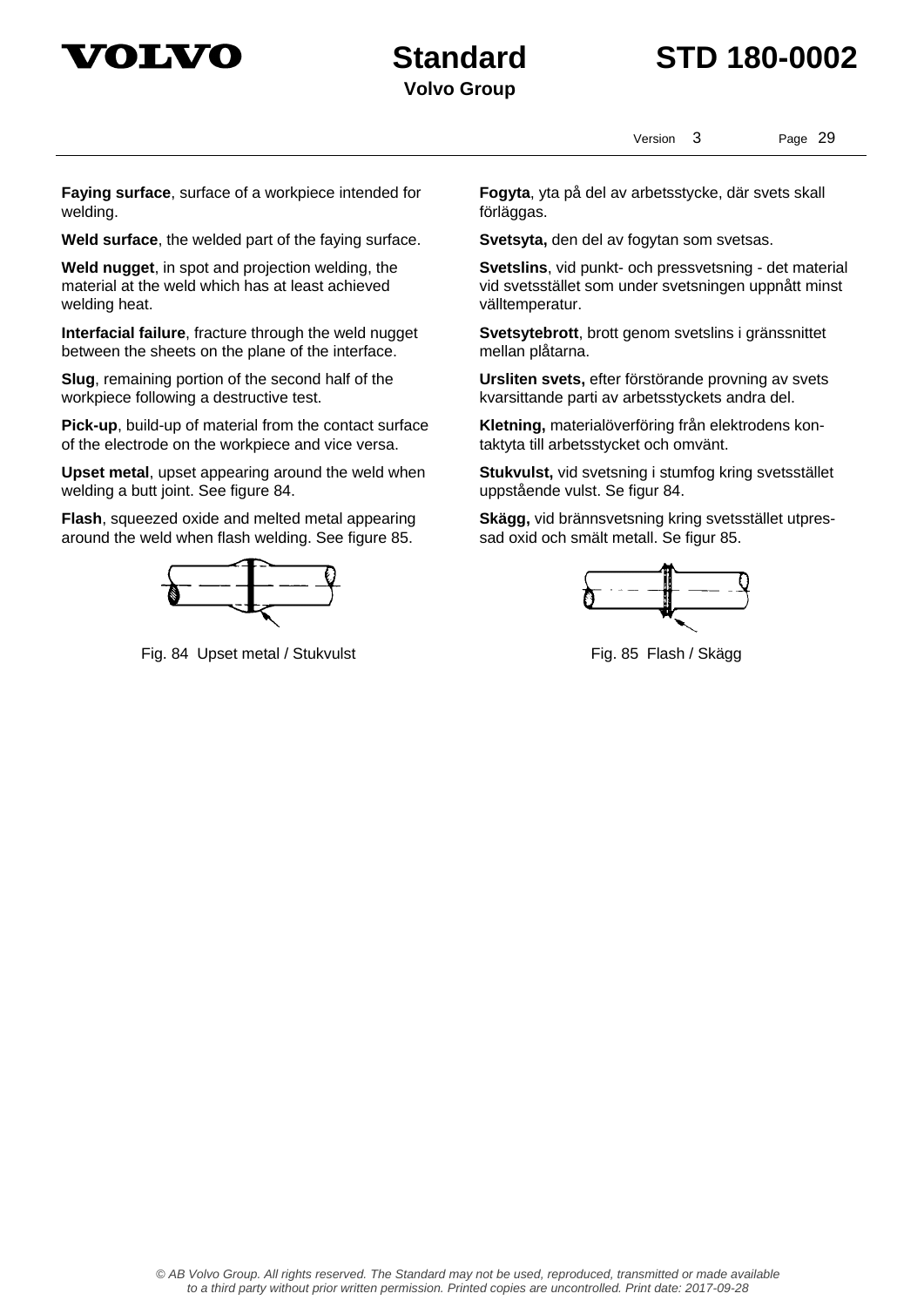**Faying surface**, surface of a workpiece intended for welding.

**Fogyta**, yta på del av arbetsstycke, där svets skall förläggas.

**Weld surface**, the welded part of the faying surface.

**Svetsyta,** den del av fogytan som svetsas.

**Weld nugget**, in spot and projection welding, the material at the weld which has at least achieved welding heat.

**Svetslins**, vid punkt- och pressvetsning - det material vid svetsstället som under svetsningen uppnått minst välltemperatur.

**Interfacial failure**, fracture through the weld nugget between the sheets on the plane of the interface.

**Svetsytebrott**, brott genom svetslins i gränssnittet mellan plåtarna.

**Slug**, remaining portion of the second half of the workpiece following a destructive test.

**Ursliten svets,** efter förstörande provning av svets kvarsittande parti av arbetsstyckets andra del.

**Pick-up**, build-up of material from the contact surface of the electrode on the workpiece and vice versa.

**Kletning,** materialöverföring från elektrodens kontaktyta till arbetsstycket och omvänt.

**Upset metal**, upset appearing around the weld when welding a butt joint. See figure 84.

**Stukvulst,** vid svetsning i stumfog kring svetsstället uppstående vulst. Se figur 84.

**Flash**, squeezed oxide and melted metal appearing around the weld when flash welding. See figure 85.

**Skägg,** vid brännsvetsning kring svetsstället utpressad oxid och smält metall. Se figur 85.

Fig. 84 Upset metal / Stukvulst

Fig. 85 Flash / Skägg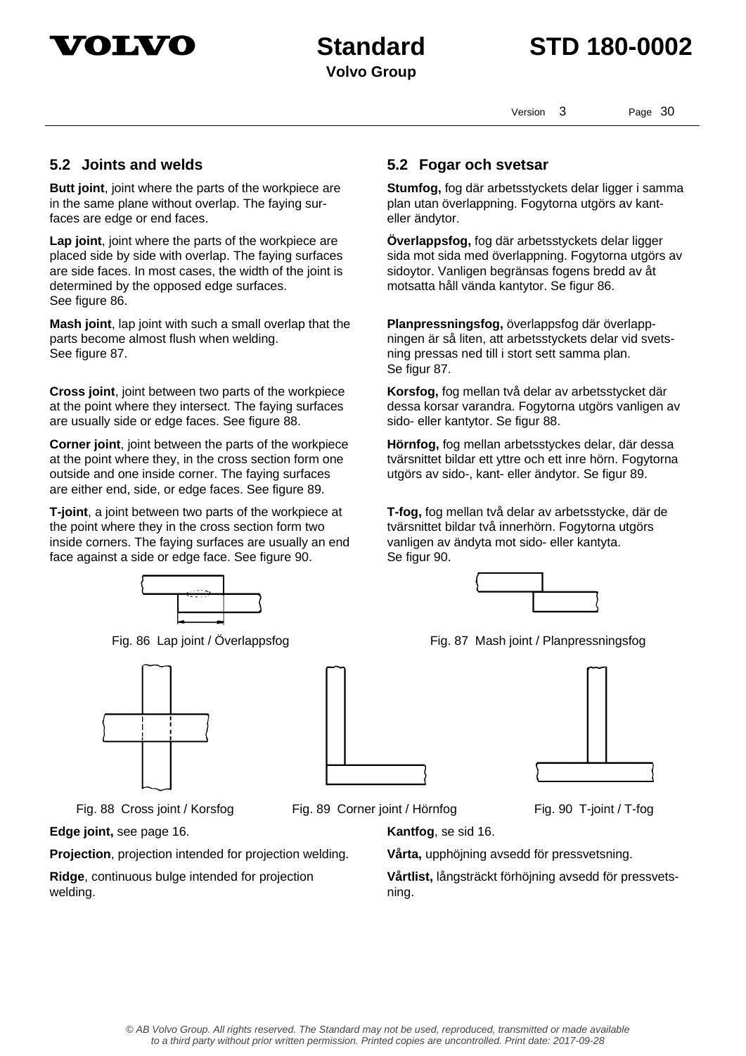## 5.2 Joints and welds

**Butt joint**, joint where the parts of the workpiece are in the same plane without overlap. The faying surfaces are edge or end faces.

**Lap joint**, joint where the parts of the workpiece are placed side by side with overlap. The faying surfaces are side faces. In most cases, the width of the joint is determined by the opposed edge surfaces. See figure 86.

**Mash joint**, lap joint with such a small overlap that the parts become almost flush when welding. See figure 87.

**Cross joint**, joint between two parts of the workpiece at the point where they intersect. The faying surfaces are usually side or edge faces. See figure 88.

**Corner joint**, joint between the parts of the workpiece at the point where they, in the cross section form one outside and one inside corner. The faying surfaces are either end, side, or edge faces. See figure 89.

**T-joint**, a joint between two parts of the workpiece at the point where they in the cross section form two inside corners. The faying surfaces are usually an end face against a side or edge face. See figure 90.

## 5.2 Fogar och svetsar

**Stumfog,** fog där arbetsstyckets delar ligger i samma plan utan överlappning. Fogytorna utgörs av kant- eller ändytor.

**Överlappsfog,** fog där arbetsstyckets delar ligger sida mot sida med överlappning. Fogytorna utgörs av sidoytor. Vanligen begränsas fogens bredd av åt motsatta håll vända kantytor. Se figur 86.

**Planpressningsfog,** överlappsfog där överlappningen är så liten, att arbetsstyckets delar vid svetsning pressas ned till i stort sett samma plan. Se figur 87.

**Korsfog,** fog mellan två delar av arbetsstycket där dessa korsar varandra. Fogytorna utgörs vanligen av sido- eller kantytor. Se figur 88.

**Hörnfog,** fog mellan arbetsstyckes delar, där dessa tvärsnittet bildar ett yttre och ett inre hörn. Fogytorna utgörs av sido-, kant- eller ändytor. Se figur 89.

**T-fog,** fog mellan två delar av arbetsstycke, där de tvärsnittet bildar två innerhörn. Fogytorna utgörs vanligen av ändyta mot sido- eller kantyta. Se figur 90.

Fig. 86 Lap joint / Överlappsfog

Fig. 87 Mash joint / Planpressningsfog

Fig. 88 Cross joint / Korsfog

Fig. 89 Corner joint / Hörnfog

Fig. 90 T-joint / T-fog

**Edge joint,** see page 16.

**Projection**, projection intended for projection welding.

**Ridge**, continuous bulge intended for projection welding.

**Kantfog**, se sid 16.

**Vårta,** upphöjning avsedd för pressvetsning.

**Vårtlist,** långsträckt förhöjning avsedd för pressvetsning.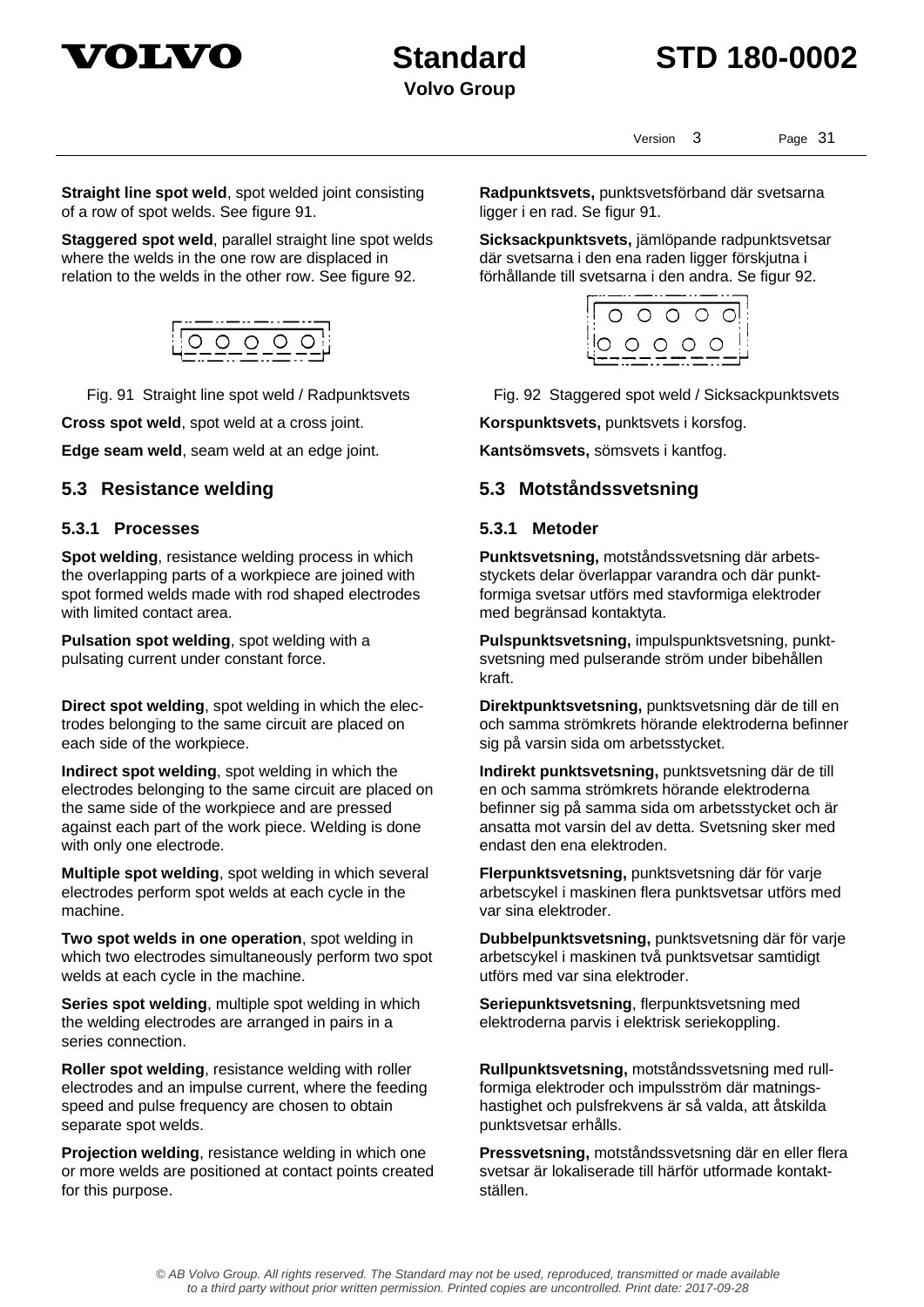**Straight line spot weld**, spot welded joint consisting of a row of spot welds. See figure 91.

**Radpunktsvets,** punktsvetsförband där svetsarna ligger i en rad. Se figur 91.

**Staggered spot weld**, parallel straight line spot welds where the welds in the one row are displaced in relation to the welds in the other row. See figure 92.

**Sicksackpunktsvets,** jämlöpande radpunktsvetsar där svetsarna i den ena raden ligger förskjutna i förhållande till svetsarna i den andra. Se figur 92.

Fig. 91 Straight line spot weld / Radpunktsvets

Fig. 92 Staggered spot weld / Sicksackpunktsvets

**Cross spot weld**, spot weld at a cross joint.

**Korspunktsvets,** punktsvets i korsfog.

**Edge seam weld**, seam weld at an edge joint.

**Kantsömsvets,** sömsvets i kantfog.

## 5.3 Resistance welding

## 5.3 Motståndssvetsning

### 5.3.1 Processes

### 5.3.1 Metoder

**Spot welding**, resistance welding process in which the overlapping parts of a workpiece are joined with spot formed welds made with rod shaped electrodes with limited contact area.

**Punktsvetsning,** motståndssvetsning där arbetsstyckets delar överlappar varandra och där punktformiga svetsar utförs med stavformiga elektroder med begränsad kontaktyta.

**Pulsation spot welding**, spot welding with a pulsating current under constant force.

**Pulspunktsvetsning,** impulspunktsvetsning, punktsvetsning med pulserande ström under bibehållen kraft.

**Direct spot welding**, spot welding in which the electrodes belonging to the same circuit are placed on each side of the workpiece.

**Direktpunktsvetsning,** punktsvetsning där de till en och samma strömkrets hörande elektroderna befinner sig på varsin sida om arbetsstycket.

**Indirect spot welding**, spot welding in which the electrodes belonging to the same circuit are placed on the same side of the workpiece and are pressed against each part of the work piece. Welding is done with only one electrode.

**Indirekt punktsvetsning,** punktsvetsning där de till en och samma strömkrets hörande elektroderna befinner sig på samma sida om arbetsstycket och är ansatta mot varsin del av detta. Svetsning sker med endast den ena elektroden.

**Multiple spot welding**, spot welding in which several electrodes perform spot welds at each cycle in the machine.

**Flerpunktsvetsning,** punktsvetsning där för varje arbetscykel i maskinen flera punktsvetsar utförs med var sina elektroder.

**Two spot welds in one operation**, spot welding in which two electrodes simultaneously perform two spot welds at each cycle in the machine.

**Dubbelpunktsvetsning,** punktsvetsning där för varje arbetscykel i maskinen två punktsvetsar samtidigt utförs med var sina elektroder.

**Series spot welding**, multiple spot welding in which the welding electrodes are arranged in pairs in a series connection.

**Seriepunktsvetsning**, flerpunktsvetsning med elektroderna parvis i elektrisk seriekoppling.

**Roller spot welding**, resistance welding with roller electrodes and an impulse current, where the feeding speed and pulse frequency are chosen to obtain separate spot welds.

**Rullpunktsvetsning,** motståndssvetsning med rullformiga elektroder och impulsström där matningshastighet och pulsfrekvens är så valda, att åtskilda punktsvetsar erhålls.

**Projection welding**, resistance welding in which one or more welds are positioned at contact points created for this purpose.

**Pressvetsning,** motståndssvetsning där en eller flera svetsar är lokaliserade till härför utformade kontaktställen.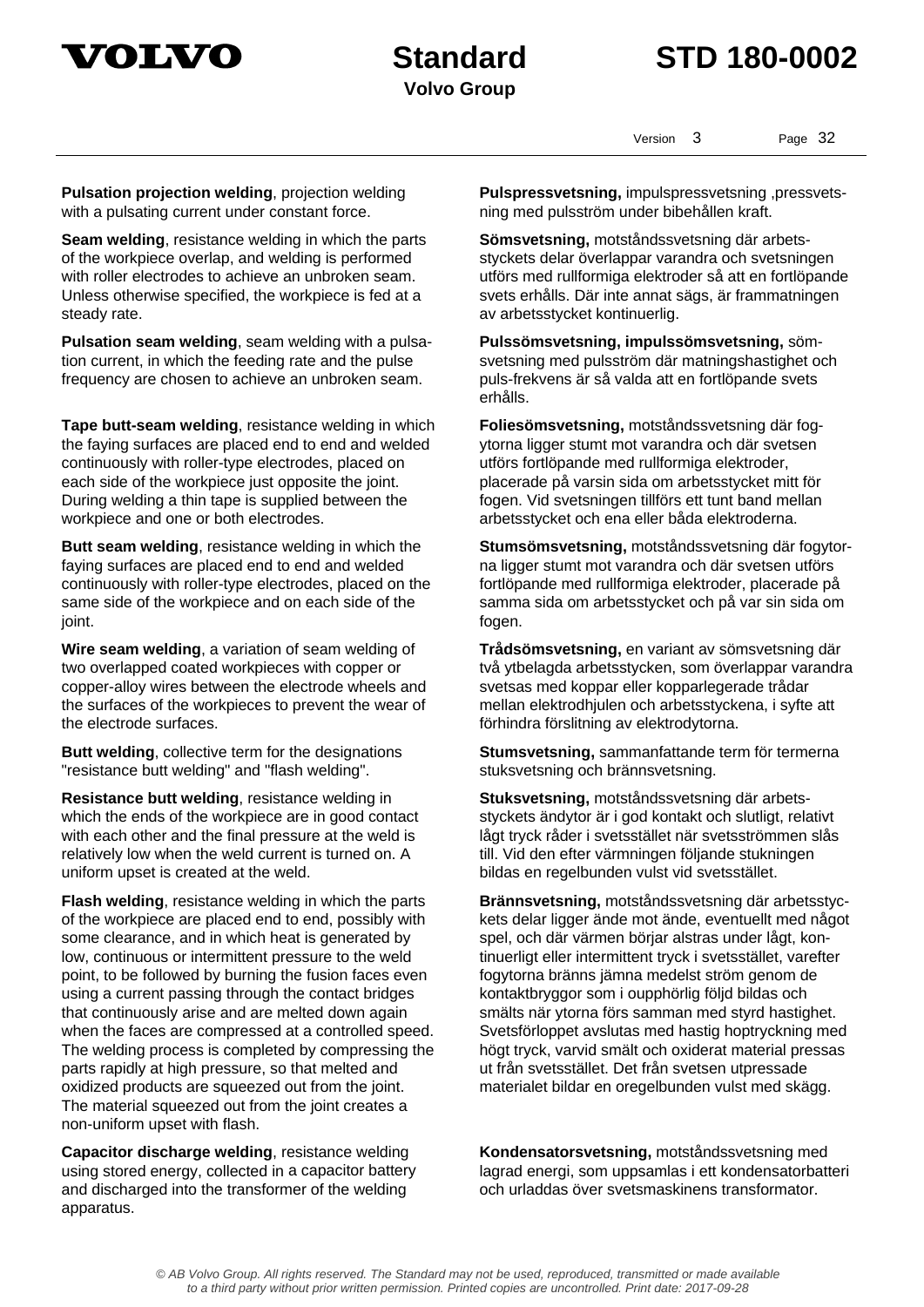**Pulsation projection welding**, projection welding with a pulsating current under constant force.

**Pulspressvetsning,** impulspressvetsning ,pressvetsning med pulsström under bibehållen kraft.

**Seam welding**, resistance welding in which the parts of the workpiece overlap, and welding is performed with roller electrodes to achieve an unbroken seam. Unless otherwise specified, the workpiece is fed at a steady rate.

**Sömsvetsning,** motståndssvetsning där arbetsstyckets delar överlappar varandra och svetsningen utförs med rullformiga elektroder så att en fortlöpande svets erhålls. Där inte annat sägs, är frammatningen av arbetsstycket kontinuerlig.

**Pulsation seam welding**, seam welding with a pulsation current, in which the feeding rate and the pulse frequency are chosen to achieve an unbroken seam.

**Pulssömsvetsning, impulssömsvetsning,** sömsvetsning med pulsström där matningshastighet och puls-frekvens är så valda att en fortlöpande svets erhålls.

**Tape butt-seam welding**, resistance welding in which the faying surfaces are placed end to end and welded continuously with roller-type electrodes, placed on each side of the workpiece just opposite the joint. During welding a thin tape is supplied between the workpiece and one or both electrodes.

**Foliesömsvetsning,** motståndssvetsning där fogytorna ligger stumt mot varandra och där svetsen utförs fortlöpande med rullformiga elektroder, placerade på varsin sida om arbetsstycket mitt för fogen. Vid svetsningen tillförs ett tunt band mellan arbetsstycket och ena eller båda elektroderna.

**Butt seam welding**, resistance welding in which the faying surfaces are placed end to end and welded continuously with roller-type electrodes, placed on the same side of the workpiece and on each side of the joint.

**Stumsömsvetsning,** motståndssvetsning där fogytorna ligger stumt mot varandra och där svetsen utförs fortlöpande med rullformiga elektroder, placerade på samma sida om arbetsstycket och på var sin sida om fogen.

**Wire seam welding**, a variation of seam welding of two overlapped coated workpieces with copper or copper-alloy wires between the electrode wheels and the surfaces of the workpieces to prevent the wear of the electrode surfaces.

**Trådsömsvetsning,** en variant av sömsvetsning där två ytbelagda arbetsstycken, som överlappar varandra svetsas med koppar eller kopparlegerade trådar mellan elektrodhjulen och arbetsstyckena, i syfte att förhindra förslitning av elektrodytorna.

**Butt welding**, collective term for the designations "resistance butt welding" and "flash welding".

**Stumsvetsning,** sammanfattande term för termerna stuksvetsning och brännsvetsning.

**Resistance butt welding**, resistance welding in which the ends of the workpiece are in good contact with each other and the final pressure at the weld is relatively low when the weld current is turned on. A uniform upset is created at the weld.

**Stuksvetsning,** motståndssvetsning där arbetsstyckets ändytor är i god kontakt och slutligt, relativt lågt tryck råder i svetsstället när svetsströmmen slås till. Vid den efter värmningen följande stukningen bildas en regelbunden vulst vid svetsstället.

**Flash welding**, resistance welding in which the parts of the workpiece are placed end to end, possibly with some clearance, and in which heat is generated by low, continuous or intermittent pressure to the weld point, to be followed by burning the fusion faces even using a current passing through the contact bridges that continuously arise and are melted down again when the faces are compressed at a controlled speed. The welding process is completed by compressing the parts rapidly at high pressure, so that melted and oxidized products are squeezed out from the joint. The material squeezed out from the joint creates a non-uniform upset with flash.

**Brännsvetsning,** motståndssvetsning där arbetsstyckets delar ligger ände mot ände, eventuellt med något spel, och där värmen börjar alstras under lågt, kontinuerligt eller intermittent tryck i svetsstället, varefter fogytorna bränns jämna medelst ström genom de kontaktbryggor som i oupphörlig följd bildas och smälts när ytorna förs samman med styrd hastighet. Svetsförloppet avslutas med hastig hoptryckning med högt tryck, varvid smält och oxiderat material pressas ut från svetsstället. Det från svetsen utpressade materialet bildar en oregelbunden vulst med skägg.

**Capacitor discharge welding**, resistance welding using stored energy, collected in a capacitor battery and discharged into the transformer of the welding apparatus.

**Kondensatorsvetsning,** motståndssvetsning med lagrad energi, som uppsamlas i ett kondensatorbatteri och urladdas över svetsmaskinens transformator.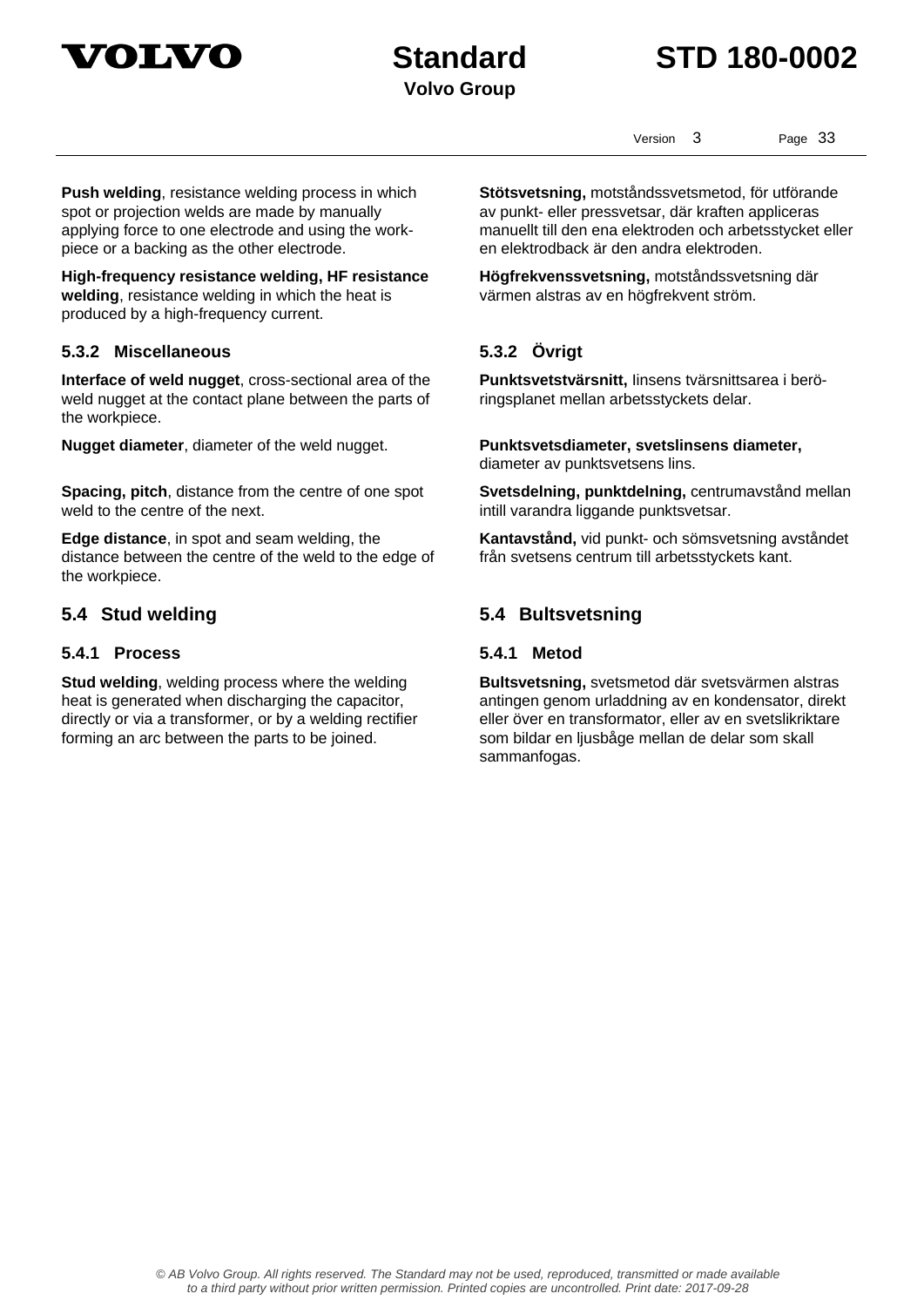**Push welding**, resistance welding process in which spot or projection welds are made by manually applying force to one electrode and using the work-piece or a backing as the other electrode.

**Stötsvetsning,** motståndssvetsmetod, för utförande av punkt- eller pressvetsar, där kraften appliceras manuellt till den ena elektroden och arbetsstycket eller en elektrodback är den andra elektroden.

**High-frequency resistance welding, HF resistance welding**, resistance welding in which the heat is produced by a high-frequency current.

**Högfrekvenssvetsning,** motståndssvetsning där värmen alstras av en högfrekvent ström.

### 5.3.2 Miscellaneous

### 5.3.2 Övrigt

**Interface of weld nugget**, cross-sectional area of the weld nugget at the contact plane between the parts of the workpiece.

**Punktsvetstvärsnitt,** linsens tvärsnittsarea i beröringsplanet mellan arbetsstyckets delar.

**Nugget diameter**, diameter of the weld nugget.

**Punktsvetsdiameter, svetslinsens diameter,** diameter av punktsvetsens lins.

**Spacing, pitch**, distance from the centre of one spot weld to the centre of the next.

**Svetsdelning, punktdelning,** centrumavstånd mellan intill varandra liggande punktsvetsar.

**Edge distance**, in spot and seam welding, the distance between the centre of the weld to the edge of the workpiece.

**Kantavstånd,** vid punkt- och sömsvetsning avståndet från svetsens centrum till arbetsstyckets kant.

## 5.4 Stud welding

## 5.4 Bultsvetsning

### 5.4.1 Process

### 5.4.1 Metod

**Stud welding**, welding process where the welding heat is generated when discharging the capacitor, directly or via a transformer, or by a welding rectifier forming an arc between the parts to be joined.

**Bultsvetsning,** svetsmetod där svetsvärmen alstras antingen genom urladdning av en kondensator, direkt eller över en transformator, eller av en svetslikriktare som bildar en ljusbåge mellan de delar som skall sammanfogas.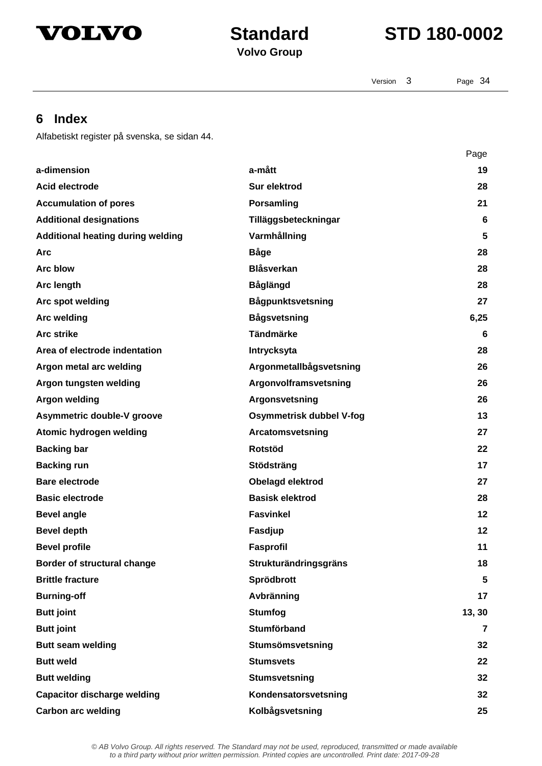## 6 Index

Alfabetiskt register på svenska, se sidan 44.

| | | Page |
|---|---|---|
| **a-dimension** | **a-mått** | **19** |
| **Acid electrode** | **Sur elektrod** | **28** |
| **Accumulation of pores** | **Porsamling** | **21** |
| **Additional designations** | **Tilläggsbeteckningar** | **6** |
| **Additional heating during welding** | **Varmhållning** | **5** |
| **Arc** | **Båge** | **28** |
| **Arc blow** | **Blåsverkan** | **28** |
| **Arc length** | **Båglängd** | **28** |
| **Arc spot welding** | **Bågpunktsvetsning** | **27** |
| **Arc welding** | **Bågsvetsning** | **6,25** |
| **Arc strike** | **Tändmärke** | **6** |
| **Area of electrode indentation** | **Intrycksyta** | **28** |
| **Argon metal arc welding** | **Argonmetallbågsvetsning** | **26** |
| **Argon tungsten welding** | **Argonvolframsvetsning** | **26** |
| **Argon welding** | **Argonsvetsning** | **26** |
| **Asymmetric double-V groove** | **Osymmetrisk dubbel V-fog** | **13** |
| **Atomic hydrogen welding** | **Arcatomsvetsning** | **27** |
| **Backing bar** | **Rotstöd** | **22** |
| **Backing run** | **Stödsträng** | **17** |
| **Bare electrode** | **Obelagd elektrod** | **27** |
| **Basic electrode** | **Basisk elektrod** | **28** |
| **Bevel angle** | **Fasvinkel** | **12** |
| **Bevel depth** | **Fasdjup** | **12** |
| **Bevel profile** | **Fasprofil** | **11** |
| **Border of structural change** | **Strukturändringsgräns** | **18** |
| **Brittle fracture** | **Sprödbrott** | **5** |
| **Burning-off** | **Avbränning** | **17** |
| **Butt joint** | **Stumfog** | **13, 30** |
| **Butt joint** | **Stumförband** | **7** |
| **Butt seam welding** | **Stumsömsvetsning** | **32** |
| **Butt weld** | **Stumsvets** | **22** |
| **Butt welding** | **Stumsvetsning** | **32** |
| **Capacitor discharge welding** | **Kondensatorsvetsning** | **32** |
| **Carbon arc welding** | **Kolbågsvetsning** | **25** |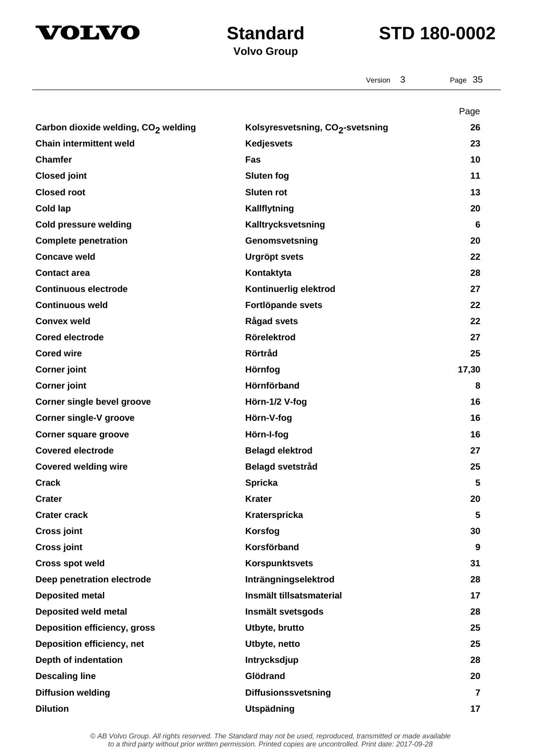| | | Page |
|---|---|---|
| **Carbon dioxide welding, $CO_2$ welding** | **Kolsyresvetsning, $CO_2$-svetsning** | **26** |
| **Chain intermittent weld** | **Kedjesvets** | **23** |
| **Chamfer** | **Fas** | **10** |
| **Closed joint** | **Sluten fog** | **11** |
| **Closed root** | **Sluten rot** | **13** |
| **Cold lap** | **Kallflytning** | **20** |
| **Cold pressure welding** | **Kalltrycksvetsning** | **6** |
| **Complete penetration** | **Genomsvetsning** | **20** |
| **Concave weld** | **Urgröpt svets** | **22** |
| **Contact area** | **Kontaktyta** | **28** |
| **Continuous electrode** | **Kontinuerlig elektrod** | **27** |
| **Continuous weld** | **Fortlöpande svets** | **22** |
| **Convex weld** | **Rågad svets** | **22** |
| **Cored electrode** | **Rörelektrod** | **27** |
| **Cored wire** | **Rörtråd** | **25** |
| **Corner joint** | **Hörnfog** | **17,30** |
| **Corner joint** | **Hörnförband** | **8** |
| **Corner single bevel groove** | **Hörn-1/2 V-fog** | **16** |
| **Corner single-V groove** | **Hörn-V-fog** | **16** |
| **Corner square groove** | **Hörn-I-fog** | **16** |
| **Covered electrode** | **Belagd elektrod** | **27** |
| **Covered welding wire** | **Belagd svetstråd** | **25** |
| **Crack** | **Spricka** | **5** |
| **Crater** | **Krater** | **20** |
| **Crater crack** | **Kraterspricka** | **5** |
| **Cross joint** | **Korsfog** | **30** |
| **Cross joint** | **Korsförband** | **9** |
| **Cross spot weld** | **Korspunktsvets** | **31** |
| **Deep penetration electrode** | **Inträngningselektrod** | **28** |
| **Deposited metal** | **Insmält tillsatsmaterial** | **17** |
| **Deposited weld metal** | **Insmält svetsgods** | **28** |
| **Deposition efficiency, gross** | **Utbyte, brutto** | **25** |
| **Deposition efficiency, net** | **Utbyte, netto** | **25** |
| **Depth of indentation** | **Intrycksdjup** | **28** |
| **Descaling line** | **Glödrand** | **20** |
| **Diffusion welding** | **Diffusionssvetsning** | **7** |
| **Dilution** | **Utspädning** | **17** |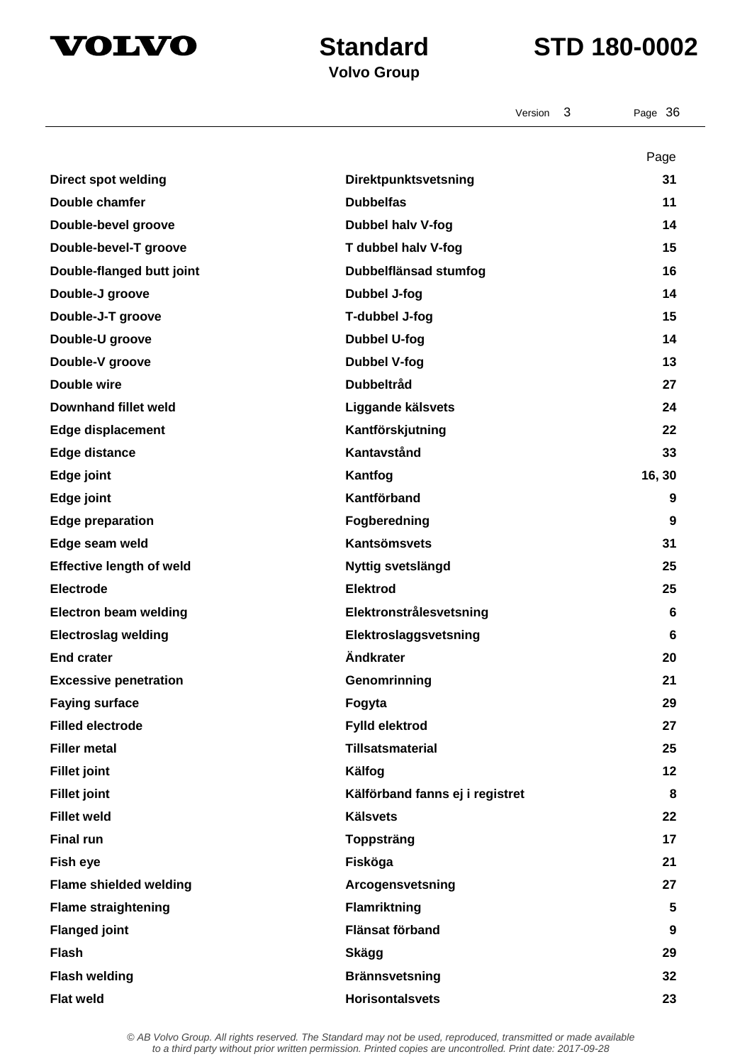| | | Page |
|---|---|---|
| **Direct spot welding** | **Direktpunktsvetsning** | **31** |
| **Double chamfer** | **Dubbelfas** | **11** |
| **Double-bevel groove** | **Dubbel halv V-fog** | **14** |
| **Double-bevel-T groove** | **T dubbel halv V-fog** | **15** |
| **Double-flanged butt joint** | **Dubbelflänsad stumfog** | **16** |
| **Double-J groove** | **Dubbel J-fog** | **14** |
| **Double-J-T groove** | **T-dubbel J-fog** | **15** |
| **Double-U groove** | **Dubbel U-fog** | **14** |
| **Double-V groove** | **Dubbel V-fog** | **13** |
| **Double wire** | **Dubbeltråd** | **27** |
| **Downhand fillet weld** | **Liggande kälsvets** | **24** |
| **Edge displacement** | **Kantförskjutning** | **22** |
| **Edge distance** | **Kantavstånd** | **33** |
| **Edge joint** | **Kantfog** | **16, 30** |
| **Edge joint** | **Kantförband** | **9** |
| **Edge preparation** | **Fogberedning** | **9** |
| **Edge seam weld** | **Kantsömsvets** | **31** |
| **Effective length of weld** | **Nyttig svetslängd** | **25** |
| **Electrode** | **Elektrod** | **25** |
| **Electron beam welding** | **Elektronstrålesvetsning** | **6** |
| **Electroslag welding** | **Elektroslaggsvetsning** | **6** |
| **End crater** | **Ändkrater** | **20** |
| **Excessive penetration** | **Genomrinning** | **21** |
| **Faying surface** | **Fogyta** | **29** |
| **Filled electrode** | **Fylld elektrod** | **27** |
| **Filler metal** | **Tillsatsmaterial** | **25** |
| **Fillet joint** | **Kälfog** | **12** |
| **Fillet joint** | **Kälförband fanns ej i registret** | **8** |
| **Fillet weld** | **Kälsvets** | **22** |
| **Final run** | **Toppsträng** | **17** |
| **Fish eye** | **Fisköga** | **21** |
| **Flame shielded welding** | **Arcogensvetsning** | **27** |
| **Flame straightening** | **Flamriktning** | **5** |
| **Flanged joint** | **Flänsat förband** | **9** |
| **Flash** | **Skägg** | **29** |
| **Flash welding** | **Brännsvetsning** | **32** |
| **Flat weld** | **Horisontalsvets** | **23** |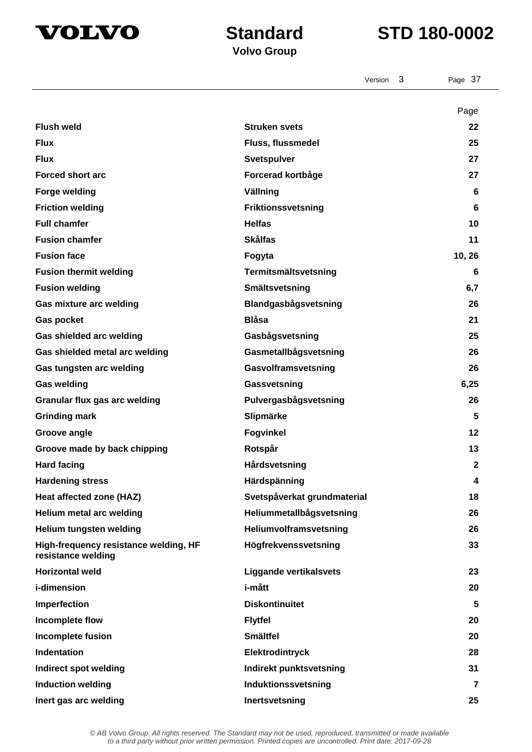| | | Page |
|---|---|---|
| **Flush weld** | **Struken svets** | **22** |
| **Flux** | **Fluss, flussmedel** | **25** |
| **Flux** | **Svetspulver** | **27** |
| **Forced short arc** | **Forcerad kortbåge** | **27** |
| **Forge welding** | **Vällning** | **6** |
| **Friction welding** | **Friktionssvetsning** | **6** |
| **Full chamfer** | **Helfas** | **10** |
| **Fusion chamfer** | **Skålfas** | **11** |
| **Fusion face** | **Fogyta** | **10, 26** |
| **Fusion thermit welding** | **Termitsmältsvetsning** | **6** |
| **Fusion welding** | **Smältsvetsning** | **6,7** |
| **Gas mixture arc welding** | **Blandgasbågsvetsning** | **26** |
| **Gas pocket** | **Blåsa** | **21** |
| **Gas shielded arc welding** | **Gasbågsvetsning** | **25** |
| **Gas shielded metal arc welding** | **Gasmetallbågsvetsning** | **26** |
| **Gas tungsten arc welding** | **Gasvolframsvetsning** | **26** |
| **Gas welding** | **Gassvetsning** | **6,25** |
| **Granular flux gas arc welding** | **Pulvergasbågsvetsning** | **26** |
| **Grinding mark** | **Slipmärke** | **5** |
| **Groove angle** | **Fogvinkel** | **12** |
| **Groove made by back chipping** | **Rotspår** | **13** |
| **Hard facing** | **Hårdsvetsning** | **2** |
| **Hardening stress** | **Härdspänning** | **4** |
| **Heat affected zone (HAZ)** | **Svetspåverkat grundmaterial** | **18** |
| **Helium metal arc welding** | **Heliummetallbågsvetsning** | **26** |
| **Helium tungsten welding** | **Heliumvolframsvetsning** | **26** |
| **High-frequency resistance welding, HF resistance welding** | **Högfrekvenssvetsning** | **33** |
| **Horizontal weld** | **Liggande vertikalsvets** | **23** |
| **i-dimension** | **i-mått** | **20** |
| **Imperfection** | **Diskontinuitet** | **5** |
| **Incomplete flow** | **Flytfel** | **20** |
| **Incomplete fusion** | **Smältfel** | **20** |
| **Indentation** | **Elektrodintryck** | **28** |
| **Indirect spot welding** | **Indirekt punktsvetsning** | **31** |
| **Induction welding** | **Induktionssvetsning** | **7** |
| **Inert gas arc welding** | **Inertsvetsning** | **25** |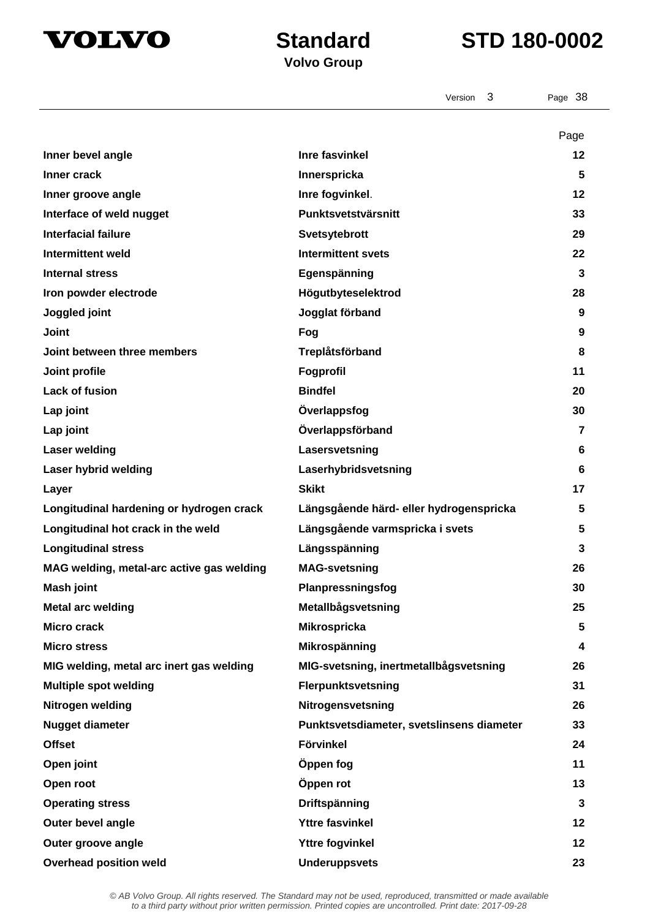| | | Page |
|---|---|---|
| **Inner bevel angle** | **Inre fasvinkel** | **12** |
| **Inner crack** | **Innerspricka** | **5** |
| **Inner groove angle** | **Inre fogvinkel**. | **12** |
| **Interface of weld nugget** | **Punktsvetstvärsnitt** | **33** |
| **Interfacial failure** | **Svetsytebrott** | **29** |
| **Intermittent weld** | **Intermittent svets** | **22** |
| **Internal stress** | **Egenspänning** | **3** |
| **Iron powder electrode** | **Högutbyteselektrod** | **28** |
| **Joggled joint** | **Jogglat förband** | **9** |
| **Joint** | **Fog** | **9** |
| **Joint between three members** | **Treplåtsförband** | **8** |
| **Joint profile** | **Fogprofil** | **11** |
| **Lack of fusion** | **Bindfel** | **20** |
| **Lap joint** | **Överlappsfog** | **30** |
| **Lap joint** | **Överlappsförband** | **7** |
| **Laser welding** | **Lasersvetsning** | **6** |
| **Laser hybrid welding** | **Laserhybridsvetsning** | **6** |
| **Layer** | **Skikt** | **17** |
| **Longitudinal hardening or hydrogen crack** | **Längsgående härd- eller hydrogenspricka** | **5** |
| **Longitudinal hot crack in the weld** | **Längsgående varmspricka i svets** | **5** |
| **Longitudinal stress** | **Längsspänning** | **3** |
| **MAG welding, metal-arc active gas welding** | **MAG-svetsning** | **26** |
| **Mash joint** | **Planpressningsfog** | **30** |
| **Metal arc welding** | **Metallbågsvetsning** | **25** |
| **Micro crack** | **Mikrospricka** | **5** |
| **Micro stress** | **Mikrospänning** | **4** |
| **MIG welding, metal arc inert gas welding** | **MIG-svetsning, inertmetallbågsvetsning** | **26** |
| **Multiple spot welding** | **Flerpunktsvetsning** | **31** |
| **Nitrogen welding** | **Nitrogensvetsning** | **26** |
| **Nugget diameter** | **Punktsvetsdiameter, svetslinsens diameter** | **33** |
| **Offset** | **Förvinkel** | **24** |
| **Open joint** | **Öppen fog** | **11** |
| **Open root** | **Öppen rot** | **13** |
| **Operating stress** | **Driftspänning** | **3** |
| **Outer bevel angle** | **Yttre fasvinkel** | **12** |
| **Outer groove angle** | **Yttre fogvinkel** | **12** |
| **Overhead position weld** | **Underuppsvets** | **23** |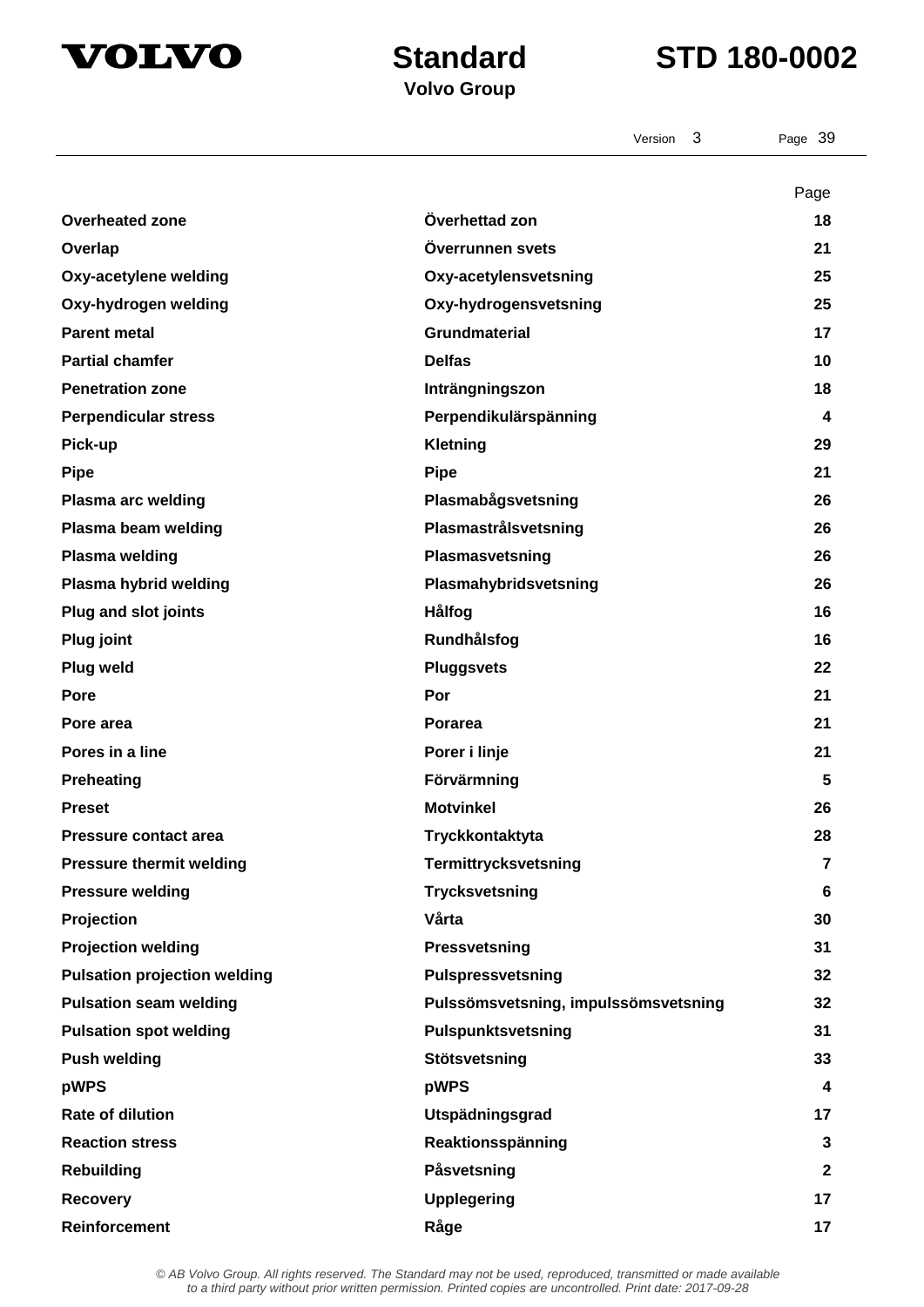| | | Page |
|---|---|---|
| **Overheated zone** | **Överhettad zon** | **18** |
| **Overlap** | **Överrunnen svets** | **21** |
| **Oxy-acetylene welding** | **Oxy-acetylensvetsning** | **25** |
| **Oxy-hydrogen welding** | **Oxy-hydrogensvetsning** | **25** |
| **Parent metal** | **Grundmaterial** | **17** |
| **Partial chamfer** | **Delfas** | **10** |
| **Penetration zone** | **Inträngningszon** | **18** |
| **Perpendicular stress** | **Perpendikulärspänning** | **4** |
| **Pick-up** | **Kletning** | **29** |
| **Pipe** | **Pipe** | **21** |
| **Plasma arc welding** | **Plasmabågsvetsning** | **26** |
| **Plasma beam welding** | **Plasmastrålsvetsning** | **26** |
| **Plasma welding** | **Plasmasvetsning** | **26** |
| **Plasma hybrid welding** | **Plasmahybridsvetsning** | **26** |
| **Plug and slot joints** | **Hålfog** | **16** |
| **Plug joint** | **Rundhålsfog** | **16** |
| **Plug weld** | **Pluggsvets** | **22** |
| **Pore** | **Por** | **21** |
| **Pore area** | **Porarea** | **21** |
| **Pores in a line** | **Porer i linje** | **21** |
| **Preheating** | **Förvärmning** | **5** |
| **Preset** | **Motvinkel** | **26** |
| **Pressure contact area** | **Tryckkontaktyta** | **28** |
| **Pressure thermit welding** | **Termittrycksvetsning** | **7** |
| **Pressure welding** | **Trycksvetsning** | **6** |
| **Projection** | **Vårta** | **30** |
| **Projection welding** | **Pressvetsning** | **31** |
| **Pulsation projection welding** | **Pulspressvetsning** | **32** |
| **Pulsation seam welding** | **Pulssömsvetsning, impulssömsvetsning** | **32** |
| **Pulsation spot welding** | **Pulspunktsvetsning** | **31** |
| **Push welding** | **Stötsvetsning** | **33** |
| **pWPS** | **pWPS** | **4** |
| **Rate of dilution** | **Utspädningsgrad** | **17** |
| **Reaction stress** | **Reaktionsspänning** | **3** |
| **Rebuilding** | **Påsvetsning** | **2** |
| **Recovery** | **Upplegering** | **17** |
| **Reinforcement** | **Råge** | **17** |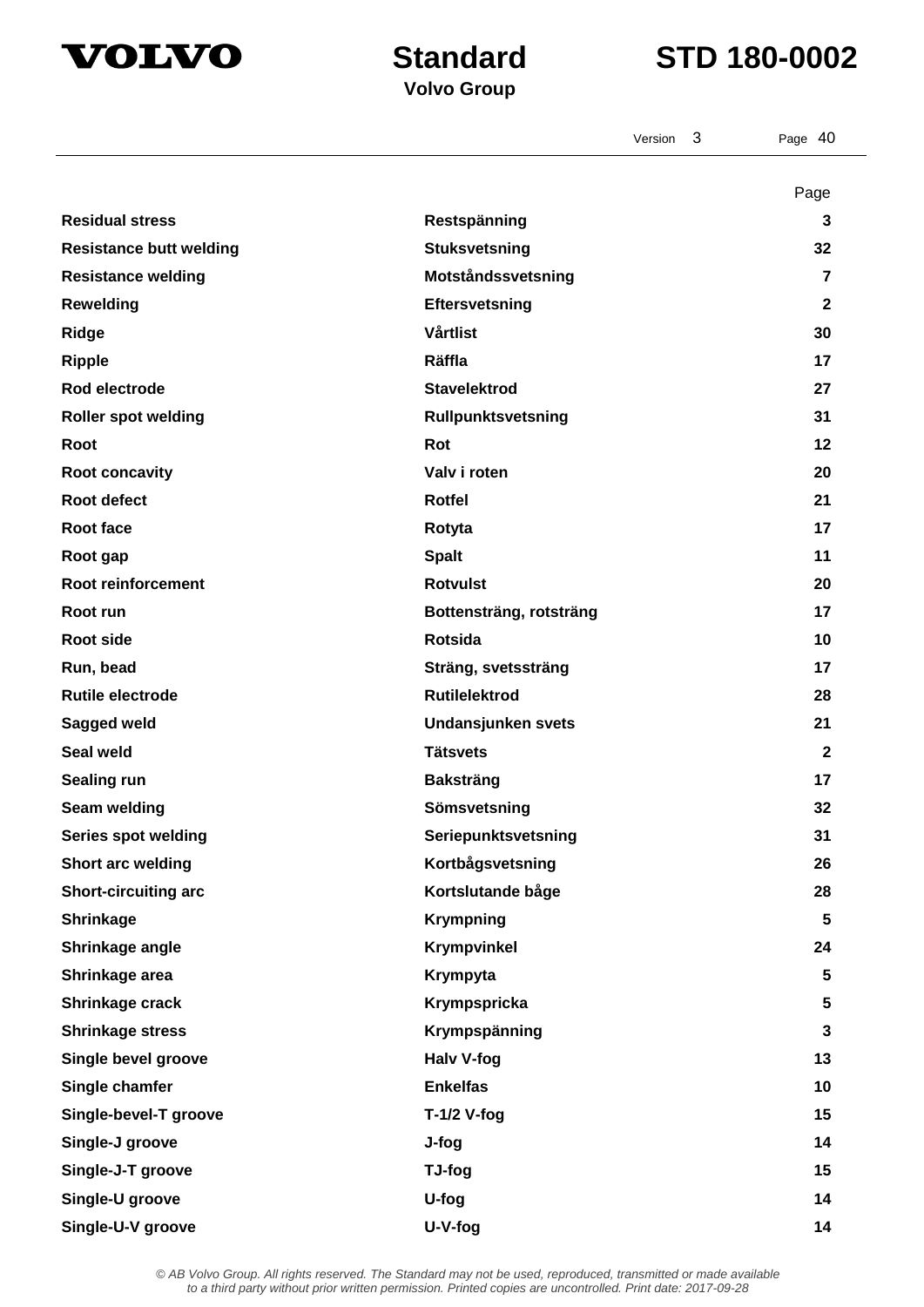| | | Page |
|---|---|---|
| **Residual stress** | **Restspänning** | **3** |
| **Resistance butt welding** | **Stuksvetsning** | **32** |
| **Resistance welding** | **Motståndssvetsning** | **7** |
| **Rewelding** | **Eftersvetsning** | **2** |
| **Ridge** | **Vårtlist** | **30** |
| **Ripple** | **Räffla** | **17** |
| **Rod electrode** | **Stavelektrod** | **27** |
| **Roller spot welding** | **Rullpunktsvetsning** | **31** |
| **Root** | **Rot** | **12** |
| **Root concavity** | **Valv i roten** | **20** |
| **Root defect** | **Rotfel** | **21** |
| **Root face** | **Rotyta** | **17** |
| **Root gap** | **Spalt** | **11** |
| **Root reinforcement** | **Rotvulst** | **20** |
| **Root run** | **Bottensträng, rotsträng** | **17** |
| **Root side** | **Rotsida** | **10** |
| **Run, bead** | **Sträng, svetssträng** | **17** |
| **Rutile electrode** | **Rutilelektrod** | **28** |
| **Sagged weld** | **Undansjunken svets** | **21** |
| **Seal weld** | **Tätsvets** | **2** |
| **Sealing run** | **Baksträng** | **17** |
| **Seam welding** | **Sömsvetsning** | **32** |
| **Series spot welding** | **Seriepunktsvetsning** | **31** |
| **Short arc welding** | **Kortbågsvetsning** | **26** |
| **Short-circuiting arc** | **Kortslutande båge** | **28** |
| **Shrinkage** | **Krympning** | **5** |
| **Shrinkage angle** | **Krympvinkel** | **24** |
| **Shrinkage area** | **Krympyta** | **5** |
| **Shrinkage crack** | **Krympspricka** | **5** |
| **Shrinkage stress** | **Krympspänning** | **3** |
| **Single bevel groove** | **Halv V-fog** | **13** |
| **Single chamfer** | **Enkelfas** | **10** |
| **Single-bevel-T groove** | **T-1/2 V-fog** | **15** |
| **Single-J groove** | **J-fog** | **14** |
| **Single-J-T groove** | **TJ-fog** | **15** |
| **Single-U groove** | **U-fog** | **14** |
| **Single-U-V groove** | **U-V-fog** | **14** |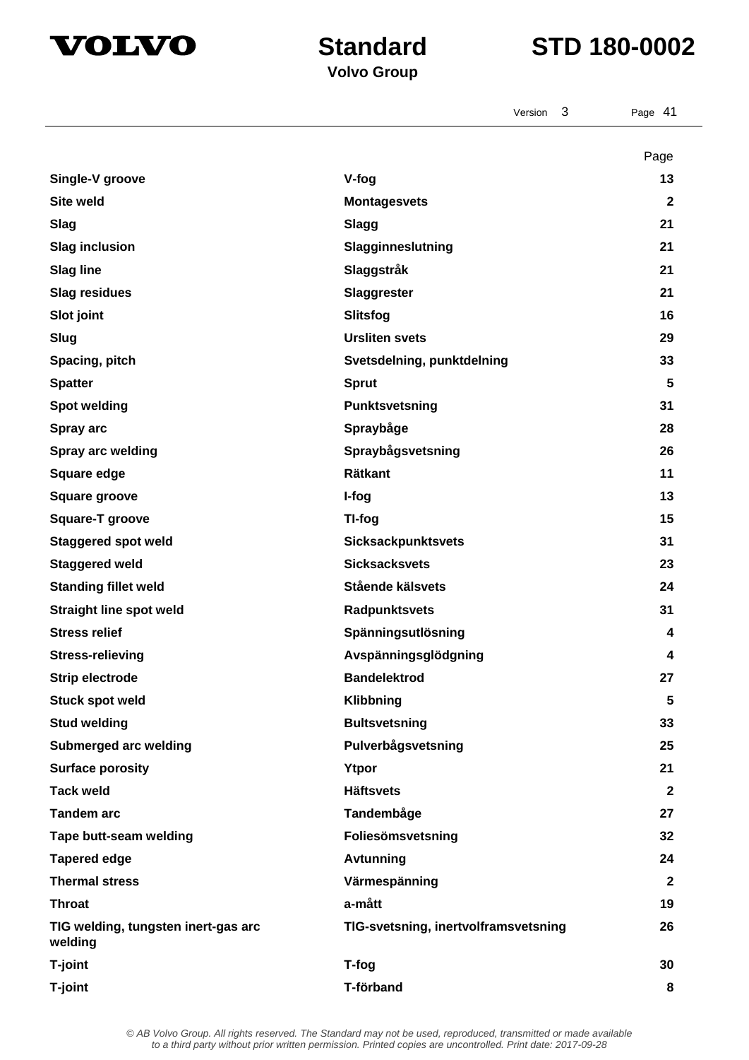| | | Page |
|---|---|---|
| **Single-V groove** | **V-fog** | **13** |
| **Site weld** | **Montagesvets** | **2** |
| **Slag** | **Slagg** | **21** |
| **Slag inclusion** | **Slagginneslutning** | **21** |
| **Slag line** | **Slaggstråk** | **21** |
| **Slag residues** | **Slaggrester** | **21** |
| **Slot joint** | **Slitsfog** | **16** |
| **Slug** | **Ursliten svets** | **29** |
| **Spacing, pitch** | **Svetsdelning, punktdelning** | **33** |
| **Spatter** | **Sprut** | **5** |
| **Spot welding** | **Punktsvetsning** | **31** |
| **Spray arc** | **Spraybåge** | **28** |
| **Spray arc welding** | **Spraybågsvetsning** | **26** |
| **Square edge** | **Rätkant** | **11** |
| **Square groove** | **I-fog** | **13** |
| **Square-T groove** | **TI-fog** | **15** |
| **Staggered spot weld** | **Sicksackpunktsvets** | **31** |
| **Staggered weld** | **Sicksacksvets** | **23** |
| **Standing fillet weld** | **Stående kälsvets** | **24** |
| **Straight line spot weld** | **Radpunktsvets** | **31** |
| **Stress relief** | **Spänningsutlösning** | **4** |
| **Stress-relieving** | **Avspänningsglödgning** | **4** |
| **Strip electrode** | **Bandelektrod** | **27** |
| **Stuck spot weld** | **Klibbning** | **5** |
| **Stud welding** | **Bultsvetsning** | **33** |
| **Submerged arc welding** | **Pulverbågsvetsning** | **25** |
| **Surface porosity** | **Ytpor** | **21** |
| **Tack weld** | **Häftsvets** | **2** |
| **Tandem arc** | **Tandembåge** | **27** |
| **Tape butt-seam welding** | **Foliesömsvetsning** | **32** |
| **Tapered edge** | **Avtunning** | **24** |
| **Thermal stress** | **Värmespänning** | **2** |
| **Throat** | **a-mått** | **19** |
| **TIG welding, tungsten inert-gas arc welding** | **TIG-svetsning, inertvolframsvetsning** | **26** |
| **T-joint** | **T-fog** | **30** |
| **T-joint** | **T-förband** | **8** |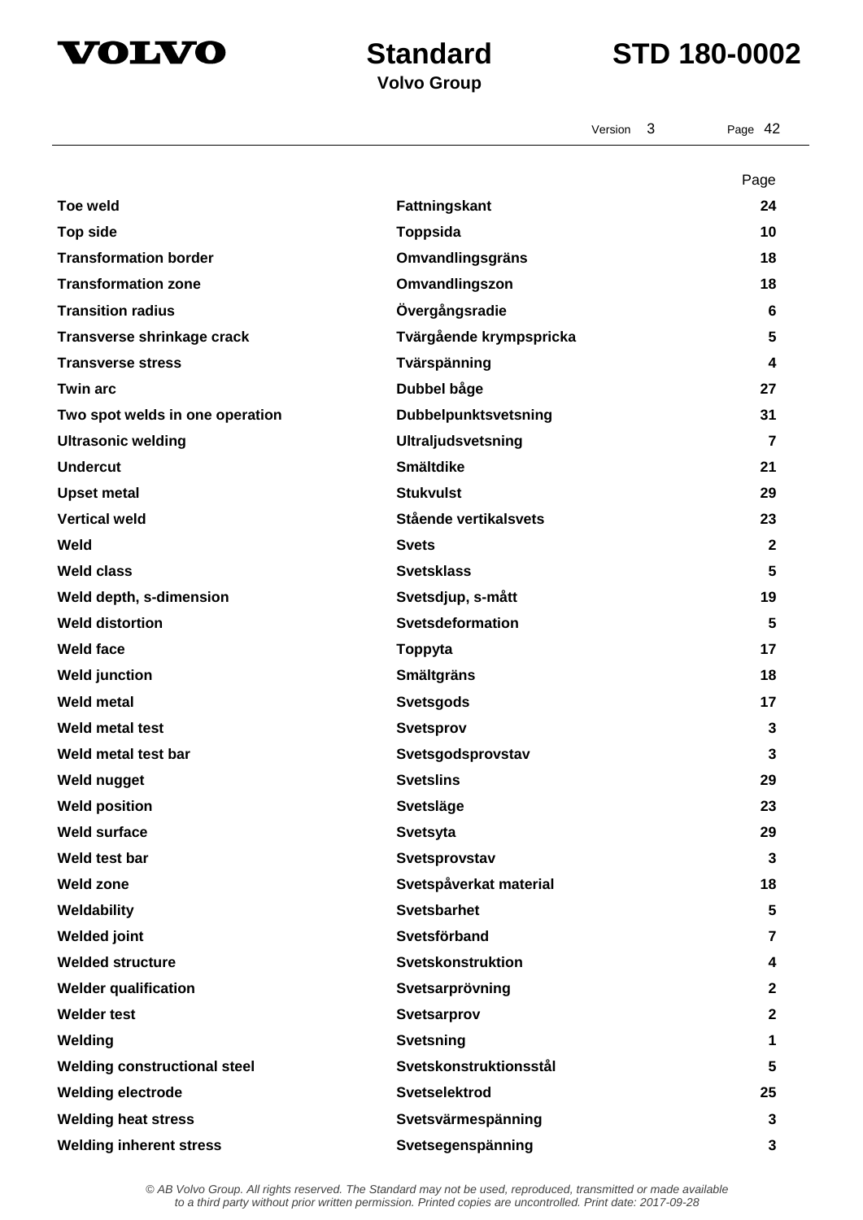| | | Page |
|---|---|---|
| **Toe weld** | **Fattningskant** | **24** |
| **Top side** | **Toppsida** | **10** |
| **Transformation border** | **Omvandlingsgräns** | **18** |
| **Transformation zone** | **Omvandlingszon** | **18** |
| **Transition radius** | **Övergångsradie** | **6** |
| **Transverse shrinkage crack** | **Tvärgående krympspricka** | **5** |
| **Transverse stress** | **Tvärspänning** | **4** |
| **Twin arc** | **Dubbel båge** | **27** |
| **Two spot welds in one operation** | **Dubbelpunktsvetsning** | **31** |
| **Ultrasonic welding** | **Ultraljudsvetsning** | **7** |
| **Undercut** | **Smältdike** | **21** |
| **Upset metal** | **Stukvulst** | **29** |
| **Vertical weld** | **Stående vertikalsvets** | **23** |
| **Weld** | **Svets** | **2** |
| **Weld class** | **Svetsklass** | **5** |
| **Weld depth, s-dimension** | **Svetsdjup, s-mått** | **19** |
| **Weld distortion** | **Svetsdeformation** | **5** |
| **Weld face** | **Toppyta** | **17** |
| **Weld junction** | **Smältgräns** | **18** |
| **Weld metal** | **Svetsgods** | **17** |
| **Weld metal test** | **Svetsprov** | **3** |
| **Weld metal test bar** | **Svetsgodsprovstav** | **3** |
| **Weld nugget** | **Svetslins** | **29** |
| **Weld position** | **Svetsläge** | **23** |
| **Weld surface** | **Svetsyta** | **29** |
| **Weld test bar** | **Svetsprovstav** | **3** |
| **Weld zone** | **Svetspåverkat material** | **18** |
| **Weldability** | **Svetsbarhet** | **5** |
| **Welded joint** | **Svetsförband** | **7** |
| **Welded structure** | **Svetskonstruktion** | **4** |
| **Welder qualification** | **Svetsarprövning** | **2** |
| **Welder test** | **Svetsarprov** | **2** |
| **Welding** | **Svetsning** | **1** |
| **Welding constructional steel** | **Svetskonstruktionsstål** | **5** |
| **Welding electrode** | **Svetselektrod** | **25** |
| **Welding heat stress** | **Svetsvärmespänning** | **3** |
| **Welding inherent stress** | **Svetsegenspänning** | **3** |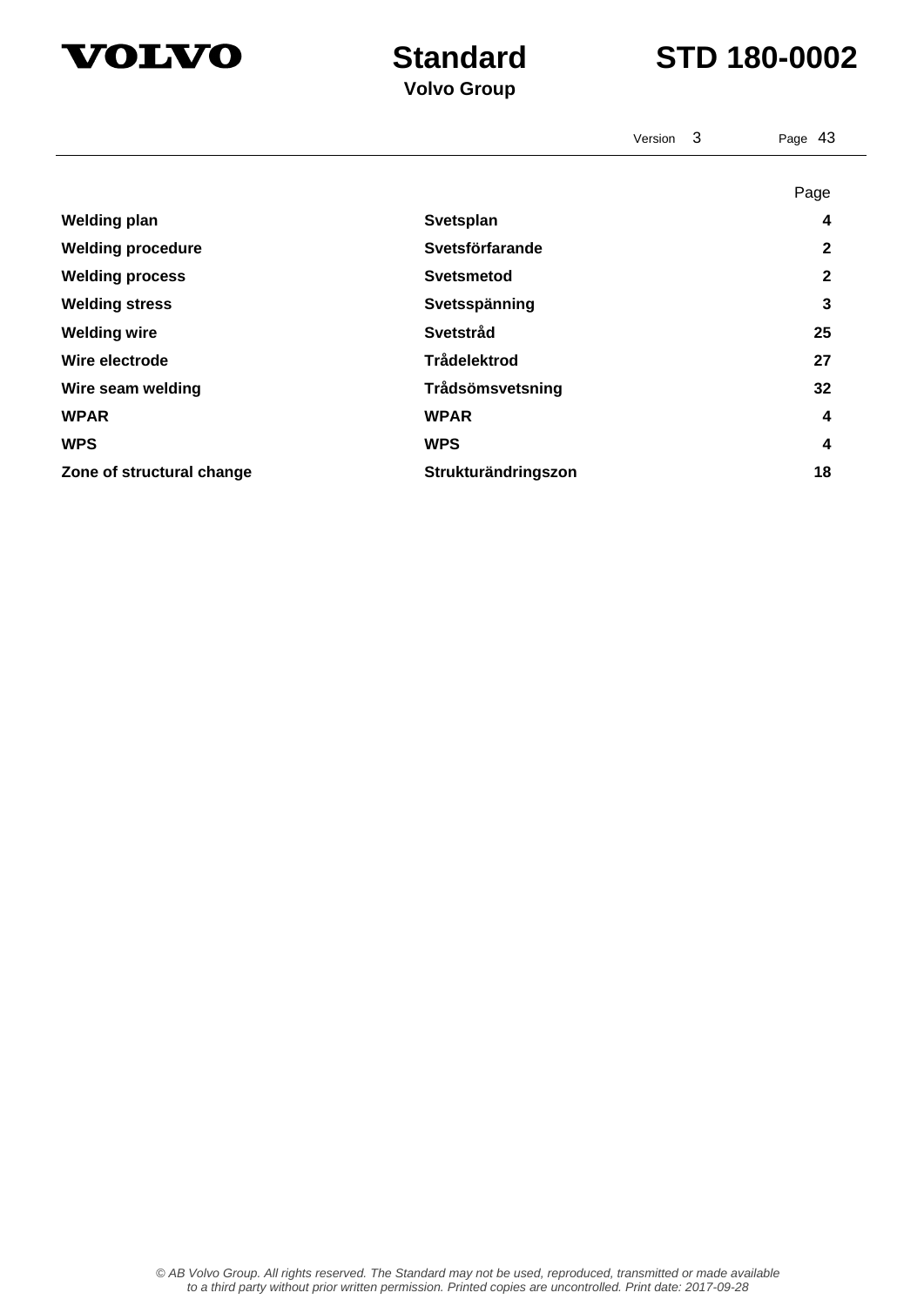|  |  | Page |
|---|---|---|
| **Welding plan** | **Svetsplan** | **4** |
| **Welding procedure** | **Svetsförfarande** | **2** |
| **Welding process** | **Svetsmetod** | **2** |
| **Welding stress** | **Svetsspänning** | **3** |
| **Welding wire** | **Svetstråd** | **25** |
| **Wire electrode** | **Trådelektrod** | **27** |
| **Wire seam welding** | **Trådsömsvetsning** | **32** |
| **WPAR** | **WPAR** | **4** |
| **WPS** | **WPS** | **4** |
| **Zone of structural change** | **Strukturändringszon** | **18** |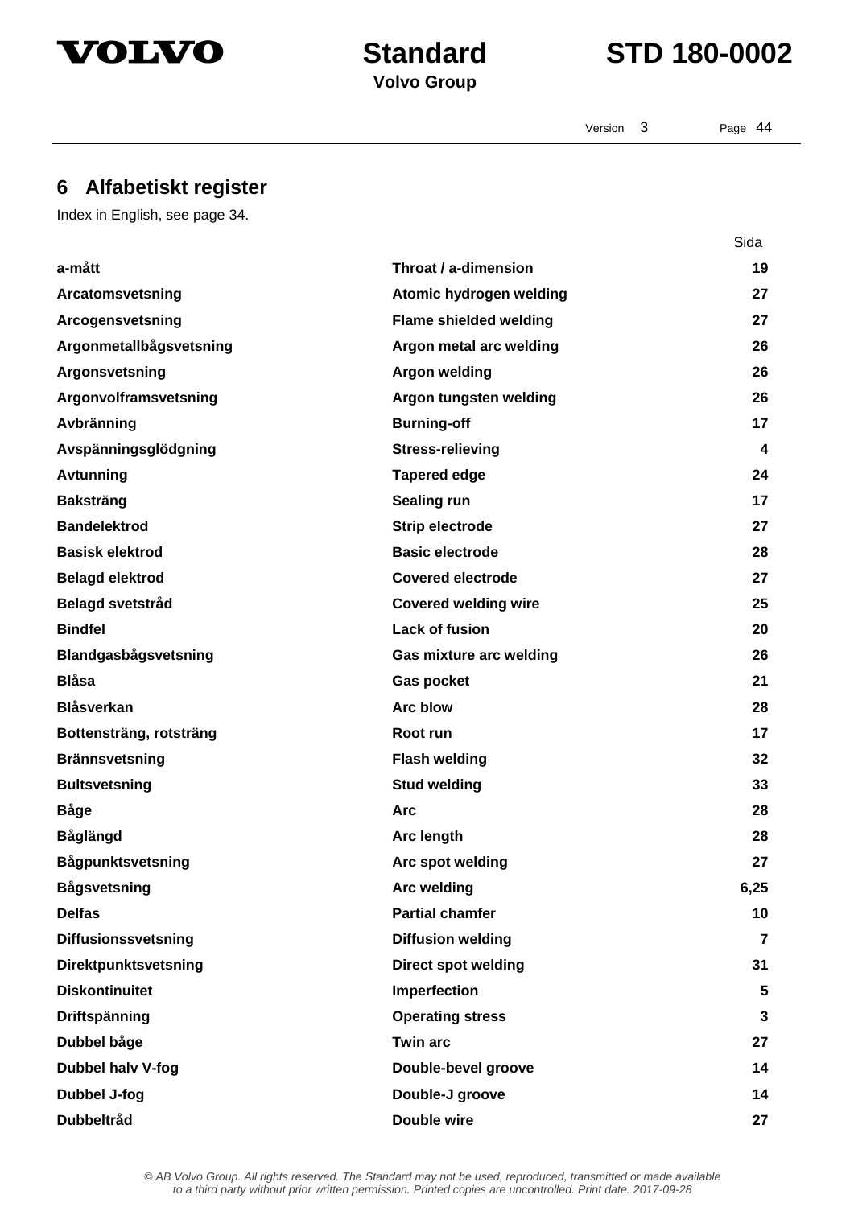## 6 Alfabetiskt register

Index in English, see page 34.

| | | Sida |
|---|---|---|
| **a-mått** | **Throat / a-dimension** | **19** |
| **Arcatomsvetsning** | **Atomic hydrogen welding** | **27** |
| **Arcogensvetsning** | **Flame shielded welding** | **27** |
| **Argonmetallbågsvetsning** | **Argon metal arc welding** | **26** |
| **Argonsvetsning** | **Argon welding** | **26** |
| **Argonvolframsvetsning** | **Argon tungsten welding** | **26** |
| **Avbränning** | **Burning-off** | **17** |
| **Avspänningsglödgning** | **Stress-relieving** | **4** |
| **Avtunning** | **Tapered edge** | **24** |
| **Baksträng** | **Sealing run** | **17** |
| **Bandelektrod** | **Strip electrode** | **27** |
| **Basisk elektrod** | **Basic electrode** | **28** |
| **Belagd elektrod** | **Covered electrode** | **27** |
| **Belagd svetstråd** | **Covered welding wire** | **25** |
| **Bindfel** | **Lack of fusion** | **20** |
| **Blandgasbågsvetsning** | **Gas mixture arc welding** | **26** |
| **Blåsa** | **Gas pocket** | **21** |
| **Blåsverkan** | **Arc blow** | **28** |
| **Bottensträng, rotsträng** | **Root run** | **17** |
| **Brännsvetsning** | **Flash welding** | **32** |
| **Bultsvetsning** | **Stud welding** | **33** |
| **Båge** | **Arc** | **28** |
| **Båglängd** | **Arc length** | **28** |
| **Bågpunktsvetsning** | **Arc spot welding** | **27** |
| **Bågsvetsning** | **Arc welding** | **6,25** |
| **Delfas** | **Partial chamfer** | **10** |
| **Diffusionssvetsning** | **Diffusion welding** | **7** |
| **Direktpunktsvetsning** | **Direct spot welding** | **31** |
| **Diskontinuitet** | **Imperfection** | **5** |
| **Driftspänning** | **Operating stress** | **3** |
| **Dubbel båge** | **Twin arc** | **27** |
| **Dubbel halv V-fog** | **Double-bevel groove** | **14** |
| **Dubbel J-fog** | **Double-J groove** | **14** |
| **Dubbeltråd** | **Double wire** | **27** |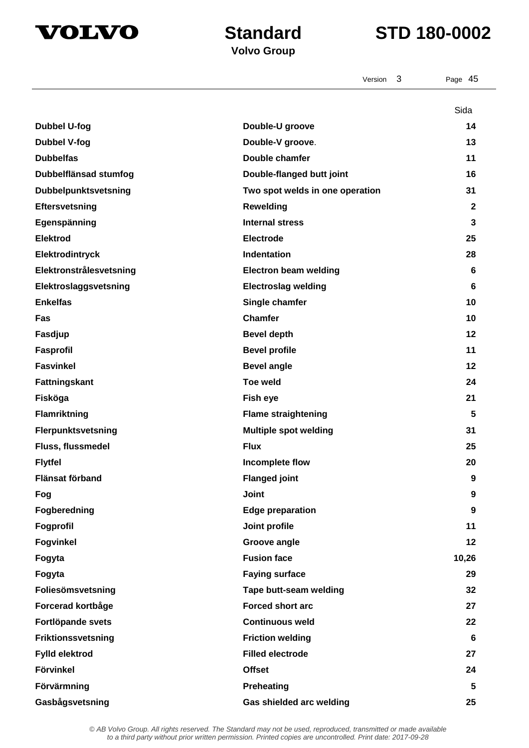| | | Sida |
|---|---|---|
| **Dubbel U-fog** | **Double-U groove** | **14** |
| **Dubbel V-fog** | **Double-V groove**. | **13** |
| **Dubbelfas** | **Double chamfer** | **11** |
| **Dubbelflänsad stumfog** | **Double-flanged butt joint** | **16** |
| **Dubbelpunktsvetsning** | **Two spot welds in one operation** | **31** |
| **Eftersvetsning** | **Rewelding** | **2** |
| **Egenspänning** | **Internal stress** | **3** |
| **Elektrod** | **Electrode** | **25** |
| **Elektrodintryck** | **Indentation** | **28** |
| **Elektronstrålesvetsning** | **Electron beam welding** | **6** |
| **Elektroslaggsvetsning** | **Electroslag welding** | **6** |
| **Enkelfas** | **Single chamfer** | **10** |
| **Fas** | **Chamfer** | **10** |
| **Fasdjup** | **Bevel depth** | **12** |
| **Fasprofil** | **Bevel profile** | **11** |
| **Fasvinkel** | **Bevel angle** | **12** |
| **Fattningskant** | **Toe weld** | **24** |
| **Fisköga** | **Fish eye** | **21** |
| **Flamriktning** | **Flame straightening** | **5** |
| **Flerpunktsvetsning** | **Multiple spot welding** | **31** |
| **Fluss, flussmedel** | **Flux** | **25** |
| **Flytfel** | **Incomplete flow** | **20** |
| **Flänsat förband** | **Flanged joint** | **9** |
| **Fog** | **Joint** | **9** |
| **Fogberedning** | **Edge preparation** | **9** |
| **Fogprofil** | **Joint profile** | **11** |
| **Fogvinkel** | **Groove angle** | **12** |
| **Fogyta** | **Fusion face** | **10,26** |
| **Fogyta** | **Faying surface** | **29** |
| **Foliesömsvetsning** | **Tape butt-seam welding** | **32** |
| **Forcerad kortbåge** | **Forced short arc** | **27** |
| **Fortlöpande svets** | **Continuous weld** | **22** |
| **Friktionssvetsning** | **Friction welding** | **6** |
| **Fylld elektrod** | **Filled electrode** | **27** |
| **Förvinkel** | **Offset** | **24** |
| **Förvärmning** | **Preheating** | **5** |
| **Gasbågsvetsning** | **Gas shielded arc welding** | **25** |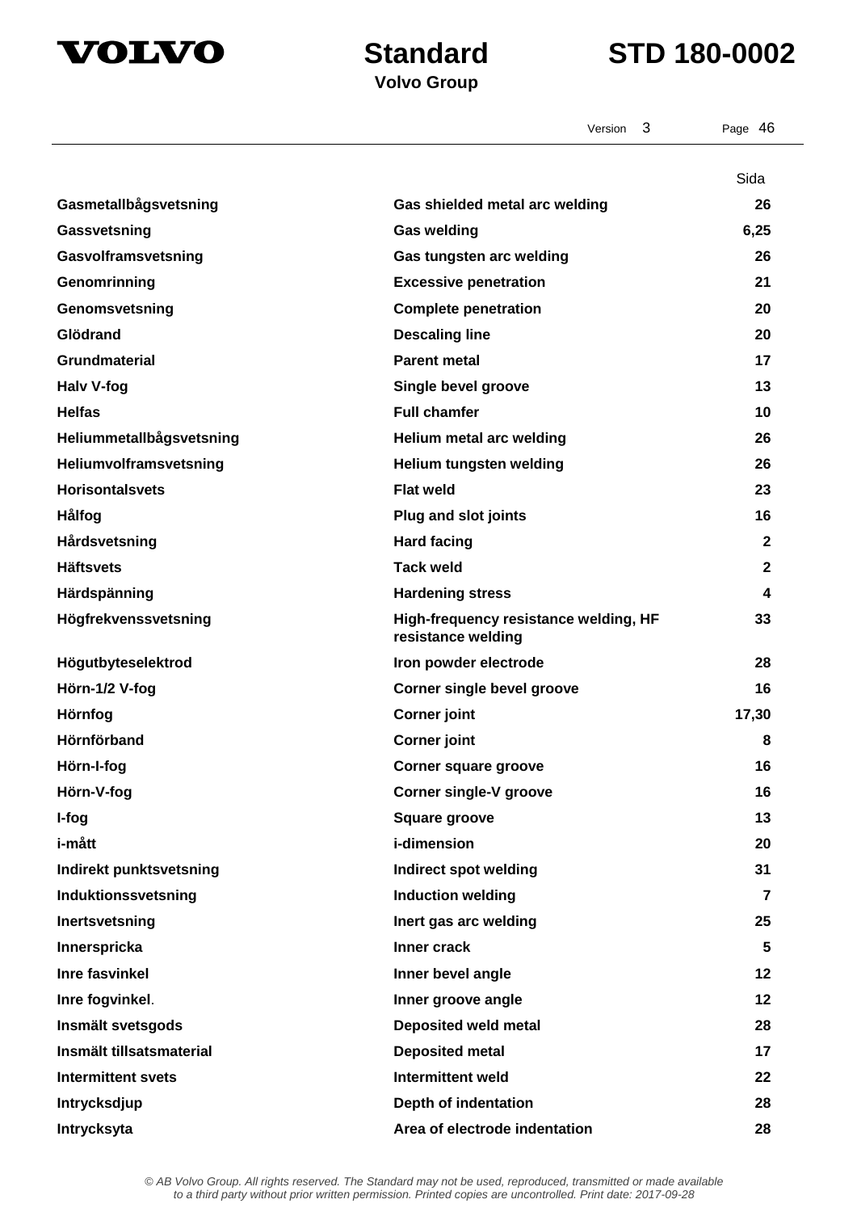| | | Sida |
|---|---|---|
| **Gasmetallbågsvetsning** | **Gas shielded metal arc welding** | **26** |
| **Gassvetsning** | **Gas welding** | **6,25** |
| **Gasvolframsvetsning** | **Gas tungsten arc welding** | **26** |
| **Genomrinning** | **Excessive penetration** | **21** |
| **Genomsvetsning** | **Complete penetration** | **20** |
| **Glödrand** | **Descaling line** | **20** |
| **Grundmaterial** | **Parent metal** | **17** |
| **Halv V-fog** | **Single bevel groove** | **13** |
| **Helfas** | **Full chamfer** | **10** |
| **Heliummetallbågsvetsning** | **Helium metal arc welding** | **26** |
| **Heliumvolframsvetsning** | **Helium tungsten welding** | **26** |
| **Horisontalsvets** | **Flat weld** | **23** |
| **Hålfog** | **Plug and slot joints** | **16** |
| **Hårdsvetsning** | **Hard facing** | **2** |
| **Häftsvets** | **Tack weld** | **2** |
| **Härdspänning** | **Hardening stress** | **4** |
| **Högfrekvenssvetsning** | **High-frequency resistance welding, HF resistance welding** | **33** |
| **Högutbyteselektrod** | **Iron powder electrode** | **28** |
| **Hörn-1/2 V-fog** | **Corner single bevel groove** | **16** |
| **Hörnfog** | **Corner joint** | **17,30** |
| **Hörnförband** | **Corner joint** | **8** |
| **Hörn-I-fog** | **Corner square groove** | **16** |
| **Hörn-V-fog** | **Corner single-V groove** | **16** |
| **I-fog** | **Square groove** | **13** |
| **i-mått** | **i-dimension** | **20** |
| **Indirekt punktsvetsning** | **Indirect spot welding** | **31** |
| **Induktionssvetsning** | **Induction welding** | **7** |
| **Inertsvetsning** | **Inert gas arc welding** | **25** |
| **Innerspricka** | **Inner crack** | **5** |
| **Inre fasvinkel** | **Inner bevel angle** | **12** |
| **Inre fogvinkel**. | **Inner groove angle** | **12** |
| **Insmält svetsgods** | **Deposited weld metal** | **28** |
| **Insmält tillsatsmaterial** | **Deposited metal** | **17** |
| **Intermittent svets** | **Intermittent weld** | **22** |
| **Intrycksdjup** | **Depth of indentation** | **28** |
| **Intrycksyta** | **Area of electrode indentation** | **28** |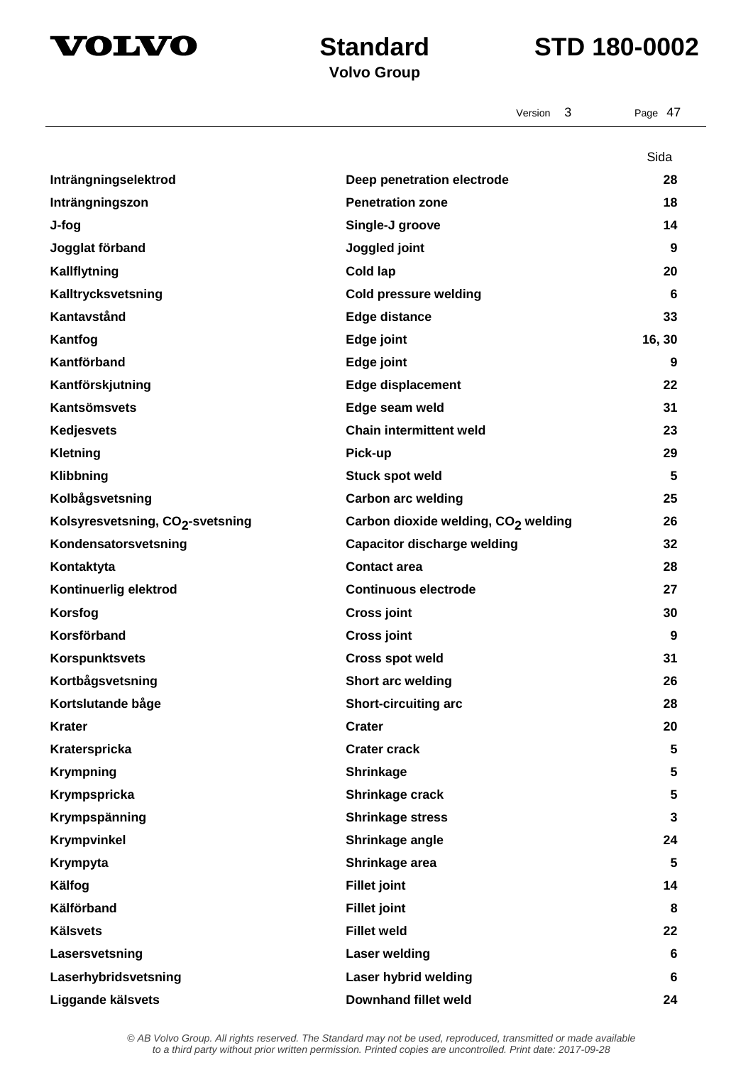| | | Sida |
|---|---|---|
| **Inträngningselektrod** | **Deep penetration electrode** | **28** |
| **Inträngningszon** | **Penetration zone** | **18** |
| **J-fog** | **Single-J groove** | **14** |
| **Jogglat förband** | **Joggled joint** | **9** |
| **Kallflytning** | **Cold lap** | **20** |
| **Kalltrycksvetsning** | **Cold pressure welding** | **6** |
| **Kantavstånd** | **Edge distance** | **33** |
| **Kantfog** | **Edge joint** | **16, 30** |
| **Kantförband** | **Edge joint** | **9** |
| **Kantförskjutning** | **Edge displacement** | **22** |
| **Kantsömsvets** | **Edge seam weld** | **31** |
| **Kedjesvets** | **Chain intermittent weld** | **23** |
| **Kletning** | **Pick-up** | **29** |
| **Klibbning** | **Stuck spot weld** | **5** |
| **Kolbågsvetsning** | **Carbon arc welding** | **25** |
| **Kolsyresvetsning, $CO_2$-svetsning** | **Carbon dioxide welding, $CO_2$ welding** | **26** |
| **Kondensatorsvetsning** | **Capacitor discharge welding** | **32** |
| **Kontaktyta** | **Contact area** | **28** |
| **Kontinuerlig elektrod** | **Continuous electrode** | **27** |
| **Korsfog** | **Cross joint** | **30** |
| **Korsförband** | **Cross joint** | **9** |
| **Korspunktsvets** | **Cross spot weld** | **31** |
| **Kortbågsvetsning** | **Short arc welding** | **26** |
| **Kortslutande båge** | **Short-circuiting arc** | **28** |
| **Krater** | **Crater** | **20** |
| **Kraterspricka** | **Crater crack** | **5** |
| **Krympning** | **Shrinkage** | **5** |
| **Krympspricka** | **Shrinkage crack** | **5** |
| **Krympspänning** | **Shrinkage stress** | **3** |
| **Krympvinkel** | **Shrinkage angle** | **24** |
| **Krympyta** | **Shrinkage area** | **5** |
| **Kälfog** | **Fillet joint** | **14** |
| **Kälförband** | **Fillet joint** | **8** |
| **Kälsvets** | **Fillet weld** | **22** |
| **Lasersvetsning** | **Laser welding** | **6** |
| **Laserhybridsvetsning** | **Laser hybrid welding** | **6** |
| **Liggande kälsvets** | **Downhand fillet weld** | **24** |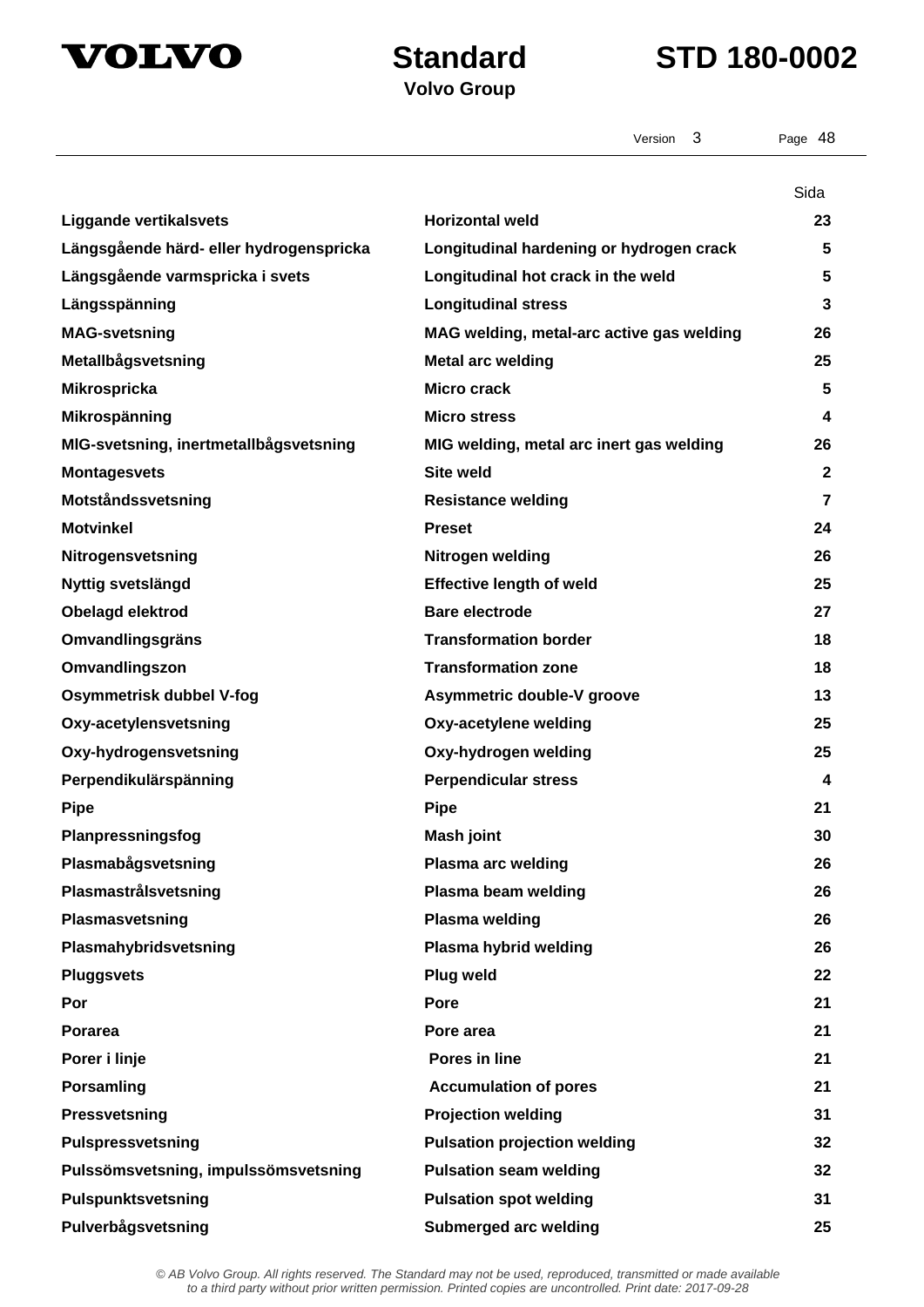| | | Sida |
|---|---|---|
| **Liggande vertikalsvets** | **Horizontal weld** | **23** |
| **Längsgående härd- eller hydrogenspricka** | **Longitudinal hardening or hydrogen crack** | **5** |
| **Längsgående varmspricka i svets** | **Longitudinal hot crack in the weld** | **5** |
| **Längsspänning** | **Longitudinal stress** | **3** |
| **MAG-svetsning** | **MAG welding, metal-arc active gas welding** | **26** |
| **Metallbågsvetsning** | **Metal arc welding** | **25** |
| **Mikrospricka** | **Micro crack** | **5** |
| **Mikrospänning** | **Micro stress** | **4** |
| **MIG-svetsning, inertmetallbågsvetsning** | **MIG welding, metal arc inert gas welding** | **26** |
| **Montagesvets** | **Site weld** | **2** |
| **Motståndssvetsning** | **Resistance welding** | **7** |
| **Motvinkel** | **Preset** | **24** |
| **Nitrogensvetsning** | **Nitrogen welding** | **26** |
| **Nyttig svetslängd** | **Effective length of weld** | **25** |
| **Obelagd elektrod** | **Bare electrode** | **27** |
| **Omvandlingsgräns** | **Transformation border** | **18** |
| **Omvandlingszon** | **Transformation zone** | **18** |
| **Osymmetrisk dubbel V-fog** | **Asymmetric double-V groove** | **13** |
| **Oxy-acetylensvetsning** | **Oxy-acetylene welding** | **25** |
| **Oxy-hydrogensvetsning** | **Oxy-hydrogen welding** | **25** |
| **Perpendikulärspänning** | **Perpendicular stress** | **4** |
| **Pipe** | **Pipe** | **21** |
| **Planpressningsfog** | **Mash joint** | **30** |
| **Plasmabågsvetsning** | **Plasma arc welding** | **26** |
| **Plasmastrålsvetsning** | **Plasma beam welding** | **26** |
| **Plasmasvetsning** | **Plasma welding** | **26** |
| **Plasmahybridsvetsning** | **Plasma hybrid welding** | **26** |
| **Pluggsvets** | **Plug weld** | **22** |
| **Por** | **Pore** | **21** |
| **Porarea** | **Pore area** | **21** |
| **Porer i linje** | **Pores in line** | **21** |
| **Porsamling** | **Accumulation of pores** | **21** |
| **Pressvetsning** | **Projection welding** | **31** |
| **Pulspressvetsning** | **Pulsation projection welding** | **32** |
| **Pulssömsvetsning, impulssömsvetsning** | **Pulsation seam welding** | **32** |
| **Pulspunktsvetsning** | **Pulsation spot welding** | **31** |
| **Pulverbågsvetsning** | **Submerged arc welding** | **25** |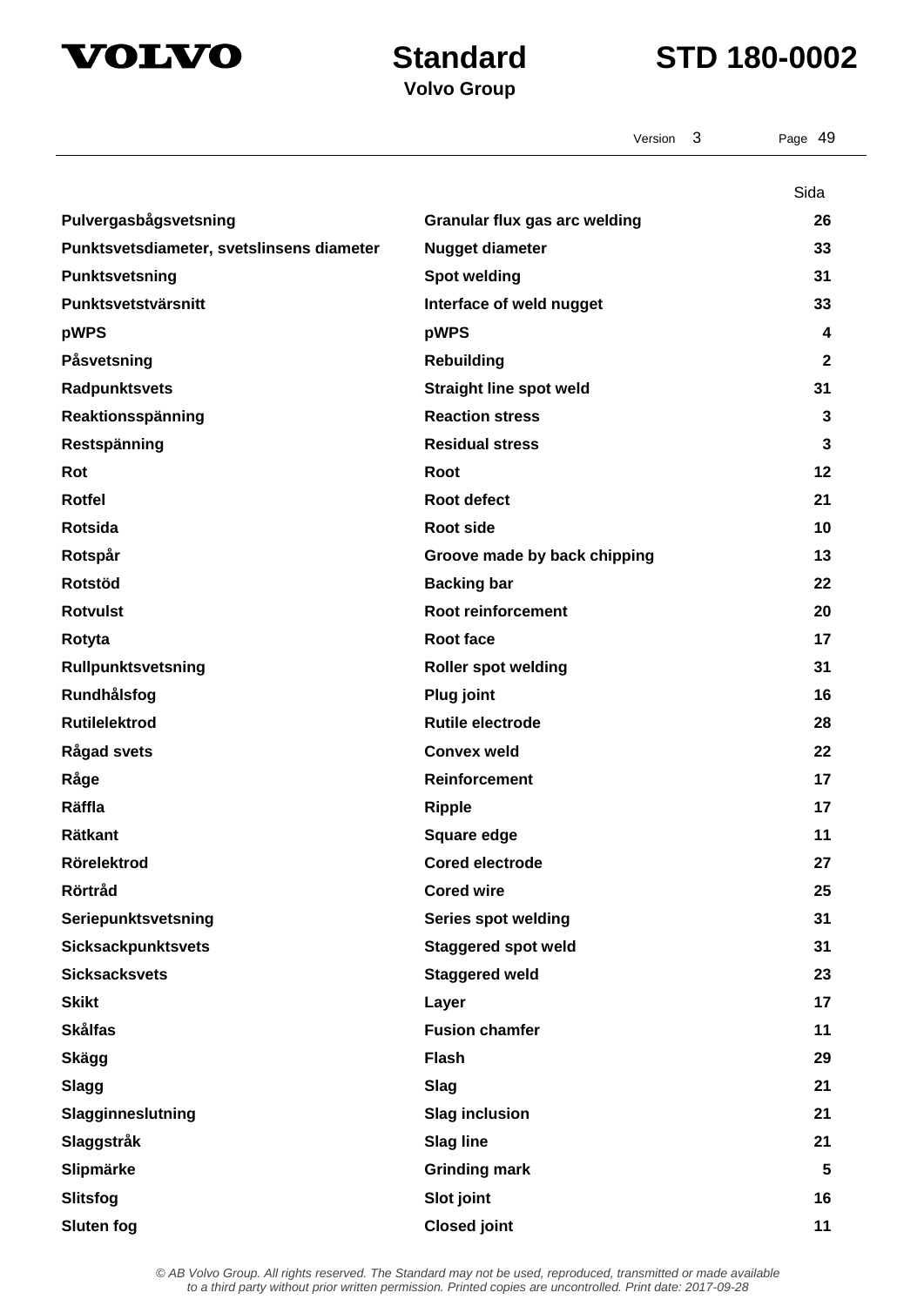| | | Sida |
|---|---|---|
| **Pulvergasbågsvetsning** | **Granular flux gas arc welding** | **26** |
| **Punktsvetsdiameter, svetslinsens diameter** | **Nugget diameter** | **33** |
| **Punktsvetsning** | **Spot welding** | **31** |
| **Punktsvetstvärsnitt** | **Interface of weld nugget** | **33** |
| **pWPS** | **pWPS** | **4** |
| **Påsvetsning** | **Rebuilding** | **2** |
| **Radpunktsvets** | **Straight line spot weld** | **31** |
| **Reaktionsspänning** | **Reaction stress** | **3** |
| **Restspänning** | **Residual stress** | **3** |
| **Rot** | **Root** | **12** |
| **Rotfel** | **Root defect** | **21** |
| **Rotsida** | **Root side** | **10** |
| **Rotspår** | **Groove made by back chipping** | **13** |
| **Rotstöd** | **Backing bar** | **22** |
| **Rotvulst** | **Root reinforcement** | **20** |
| **Rotyta** | **Root face** | **17** |
| **Rullpunktsvetsning** | **Roller spot welding** | **31** |
| **Rundhålsfog** | **Plug joint** | **16** |
| **Rutilelektrod** | **Rutile electrode** | **28** |
| **Rågad svets** | **Convex weld** | **22** |
| **Råge** | **Reinforcement** | **17** |
| **Räffla** | **Ripple** | **17** |
| **Rätkant** | **Square edge** | **11** |
| **Rörelektrod** | **Cored electrode** | **27** |
| **Rörtråd** | **Cored wire** | **25** |
| **Seriepunktsvetsning** | **Series spot welding** | **31** |
| **Sicksackpunktsvets** | **Staggered spot weld** | **31** |
| **Sicksacksvets** | **Staggered weld** | **23** |
| **Skikt** | **Layer** | **17** |
| **Skålfas** | **Fusion chamfer** | **11** |
| **Skägg** | **Flash** | **29** |
| **Slagg** | **Slag** | **21** |
| **Slagginneslutning** | **Slag inclusion** | **21** |
| **Slaggstråk** | **Slag line** | **21** |
| **Slipmärke** | **Grinding mark** | **5** |
| **Slitsfog** | **Slot joint** | **16** |
| **Sluten fog** | **Closed joint** | **11** |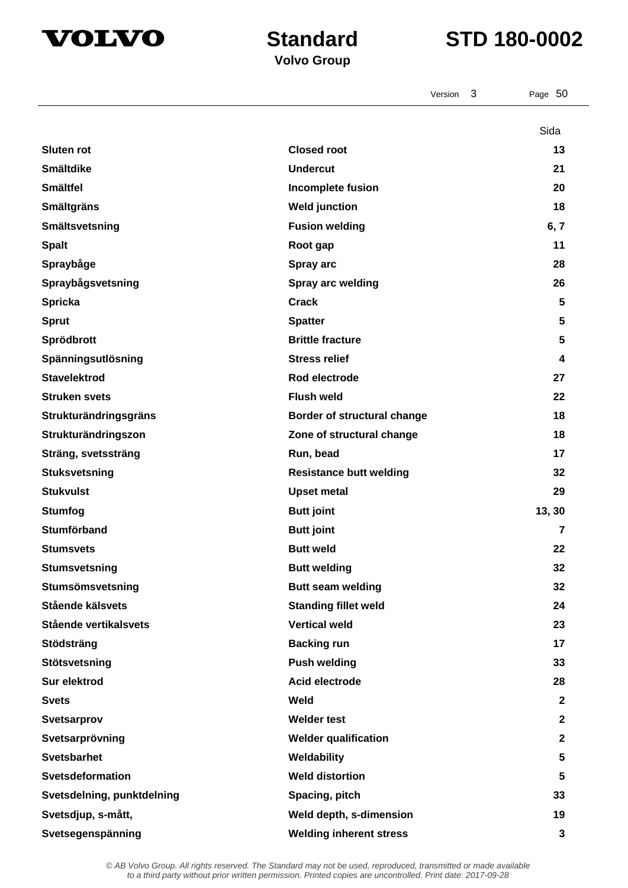| | | Sida |
|---|---|---|
| **Sluten rot** | **Closed root** | **13** |
| **Smältdike** | **Undercut** | **21** |
| **Smältfel** | **Incomplete fusion** | **20** |
| **Smältgräns** | **Weld junction** | **18** |
| **Smältsvetsning** | **Fusion welding** | **6, 7** |
| **Spalt** | **Root gap** | **11** |
| **Spraybåge** | **Spray arc** | **28** |
| **Spraybågsvetsning** | **Spray arc welding** | **26** |
| **Spricka** | **Crack** | **5** |
| **Sprut** | **Spatter** | **5** |
| **Sprödbrott** | **Brittle fracture** | **5** |
| **Spänningsutlösning** | **Stress relief** | **4** |
| **Stavelektrod** | **Rod electrode** | **27** |
| **Struken svets** | **Flush weld** | **22** |
| **Strukturändringsgräns** | **Border of structural change** | **18** |
| **Strukturändringszon** | **Zone of structural change** | **18** |
| **Sträng, svetssträng** | **Run, bead** | **17** |
| **Stuksvetsning** | **Resistance butt welding** | **32** |
| **Stukvulst** | **Upset metal** | **29** |
| **Stumfog** | **Butt joint** | **13, 30** |
| **Stumförband** | **Butt joint** | **7** |
| **Stumsvets** | **Butt weld** | **22** |
| **Stumsvetsning** | **Butt welding** | **32** |
| **Stumsömsvetsning** | **Butt seam welding** | **32** |
| **Stående kälsvets** | **Standing fillet weld** | **24** |
| **Stående vertikalsvets** | **Vertical weld** | **23** |
| **Stödsträng** | **Backing run** | **17** |
| **Stötsvetsning** | **Push welding** | **33** |
| **Sur elektrod** | **Acid electrode** | **28** |
| **Svets** | **Weld** | **2** |
| **Svetsarprov** | **Welder test** | **2** |
| **Svetsarprövning** | **Welder qualification** | **2** |
| **Svetsbarhet** | **Weldability** | **5** |
| **Svetsdeformation** | **Weld distortion** | **5** |
| **Svetsdelning, punktdelning** | **Spacing, pitch** | **33** |
| **Svetsdjup, s-mått,** | **Weld depth, s-dimension** | **19** |
| **Svetsegenspänning** | **Welding inherent stress** | **3** |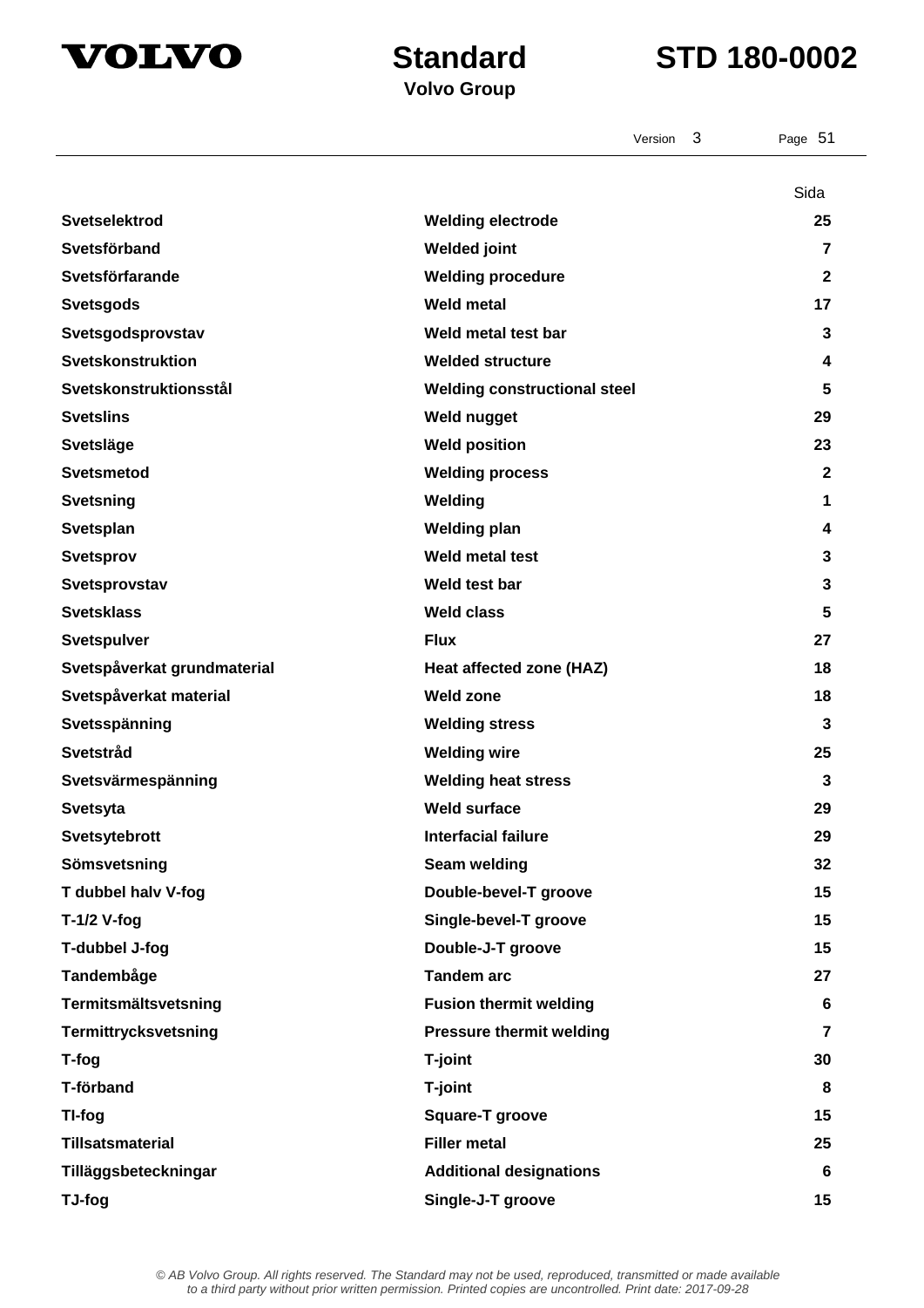| | | Sida |
|---|---|---|
| **Svetselektrod** | **Welding electrode** | **25** |
| **Svetsförband** | **Welded joint** | **7** |
| **Svetsförfarande** | **Welding procedure** | **2** |
| **Svetsgods** | **Weld metal** | **17** |
| **Svetsgodsprovstav** | **Weld metal test bar** | **3** |
| **Svetskonstruktion** | **Welded structure** | **4** |
| **Svetskonstruktionsstål** | **Welding constructional steel** | **5** |
| **Svetslins** | **Weld nugget** | **29** |
| **Svetsläge** | **Weld position** | **23** |
| **Svetsmetod** | **Welding process** | **2** |
| **Svetsning** | **Welding** | **1** |
| **Svetsplan** | **Welding plan** | **4** |
| **Svetsprov** | **Weld metal test** | **3** |
| **Svetsprovstav** | **Weld test bar** | **3** |
| **Svetsklass** | **Weld class** | **5** |
| **Svetspulver** | **Flux** | **27** |
| **Svetspåverkat grundmaterial** | **Heat affected zone (HAZ)** | **18** |
| **Svetspåverkat material** | **Weld zone** | **18** |
| **Svetsspänning** | **Welding stress** | **3** |
| **Svetstråd** | **Welding wire** | **25** |
| **Svetsvärmespänning** | **Welding heat stress** | **3** |
| **Svetsyta** | **Weld surface** | **29** |
| **Svetsytebrott** | **Interfacial failure** | **29** |
| **Sömsvetsning** | **Seam welding** | **32** |
| **T dubbel halv V-fog** | **Double-bevel-T groove** | **15** |
| **T-1/2 V-fog** | **Single-bevel-T groove** | **15** |
| **T-dubbel J-fog** | **Double-J-T groove** | **15** |
| **Tandembåge** | **Tandem arc** | **27** |
| **Termitsmältsvetsning** | **Fusion thermit welding** | **6** |
| **Termittrycksvetsning** | **Pressure thermit welding** | **7** |
| **T-fog** | **T-joint** | **30** |
| **T-förband** | **T-joint** | **8** |
| **TI-fog** | **Square-T groove** | **15** |
| **Tillsatsmaterial** | **Filler metal** | **25** |
| **Tilläggsbeteckningar** | **Additional designations** | **6** |
| **TJ-fog** | **Single-J-T groove** | **15** |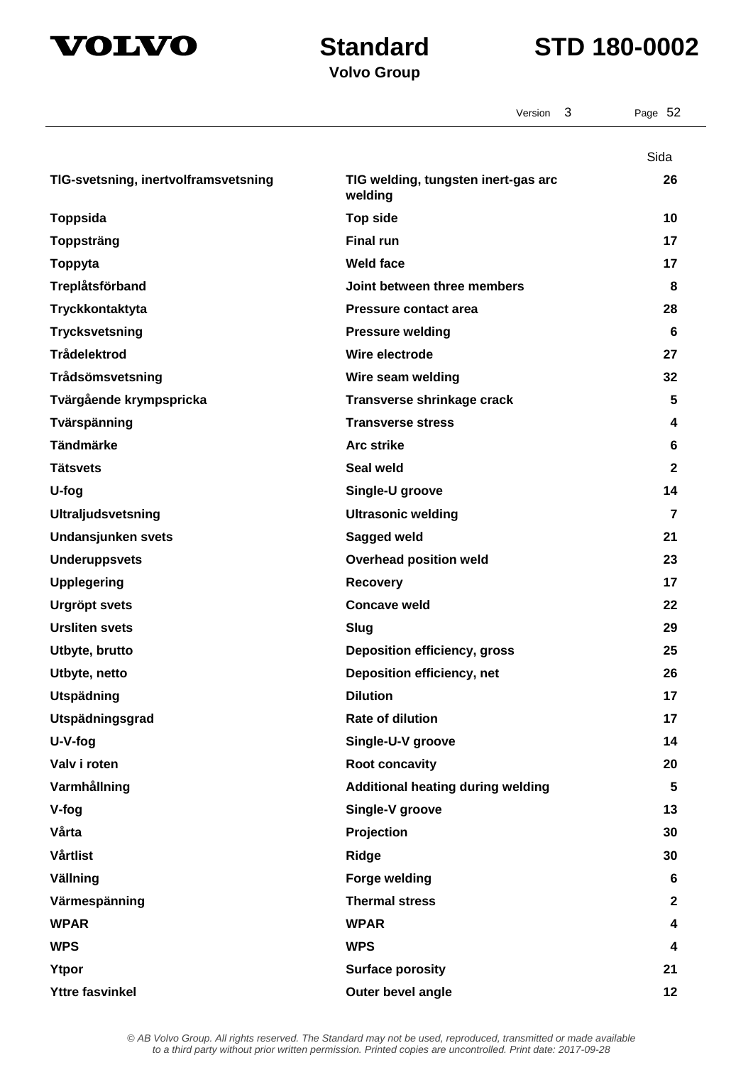| | | Sida |
|---|---|---|
| **TIG-svetsning, inertvolframsvetsning** | **TIG welding, tungsten inert-gas arc welding** | **26** |
| **Toppsida** | **Top side** | **10** |
| **Toppsträng** | **Final run** | **17** |
| **Toppyta** | **Weld face** | **17** |
| **Treplåtsförband** | **Joint between three members** | **8** |
| **Tryckkontaktyta** | **Pressure contact area** | **28** |
| **Trycksvetsning** | **Pressure welding** | **6** |
| **Trådelektrod** | **Wire electrode** | **27** |
| **Trådsömsvetsning** | **Wire seam welding** | **32** |
| **Tvärgående krympspricka** | **Transverse shrinkage crack** | **5** |
| **Tvärspänning** | **Transverse stress** | **4** |
| **Tändmärke** | **Arc strike** | **6** |
| **Tätsvets** | **Seal weld** | **2** |
| **U-fog** | **Single-U groove** | **14** |
| **Ultraljudsvetsning** | **Ultrasonic welding** | **7** |
| **Undansjunken svets** | **Sagged weld** | **21** |
| **Underuppsvets** | **Overhead position weld** | **23** |
| **Upplegering** | **Recovery** | **17** |
| **Urgröpt svets** | **Concave weld** | **22** |
| **Ursliten svets** | **Slug** | **29** |
| **Utbyte, brutto** | **Deposition efficiency, gross** | **25** |
| **Utbyte, netto** | **Deposition efficiency, net** | **26** |
| **Utspädning** | **Dilution** | **17** |
| **Utspädningsgrad** | **Rate of dilution** | **17** |
| **U-V-fog** | **Single-U-V groove** | **14** |
| **Valv i roten** | **Root concavity** | **20** |
| **Varmhållning** | **Additional heating during welding** | **5** |
| **V-fog** | **Single-V groove** | **13** |
| **Vårta** | **Projection** | **30** |
| **Vårtlist** | **Ridge** | **30** |
| **Vällning** | **Forge welding** | **6** |
| **Värmespänning** | **Thermal stress** | **2** |
| **WPAR** | **WPAR** | **4** |
| **WPS** | **WPS** | **4** |
| **Ytpor** | **Surface porosity** | **21** |
| **Yttre fasvinkel** | **Outer bevel angle** | **12** |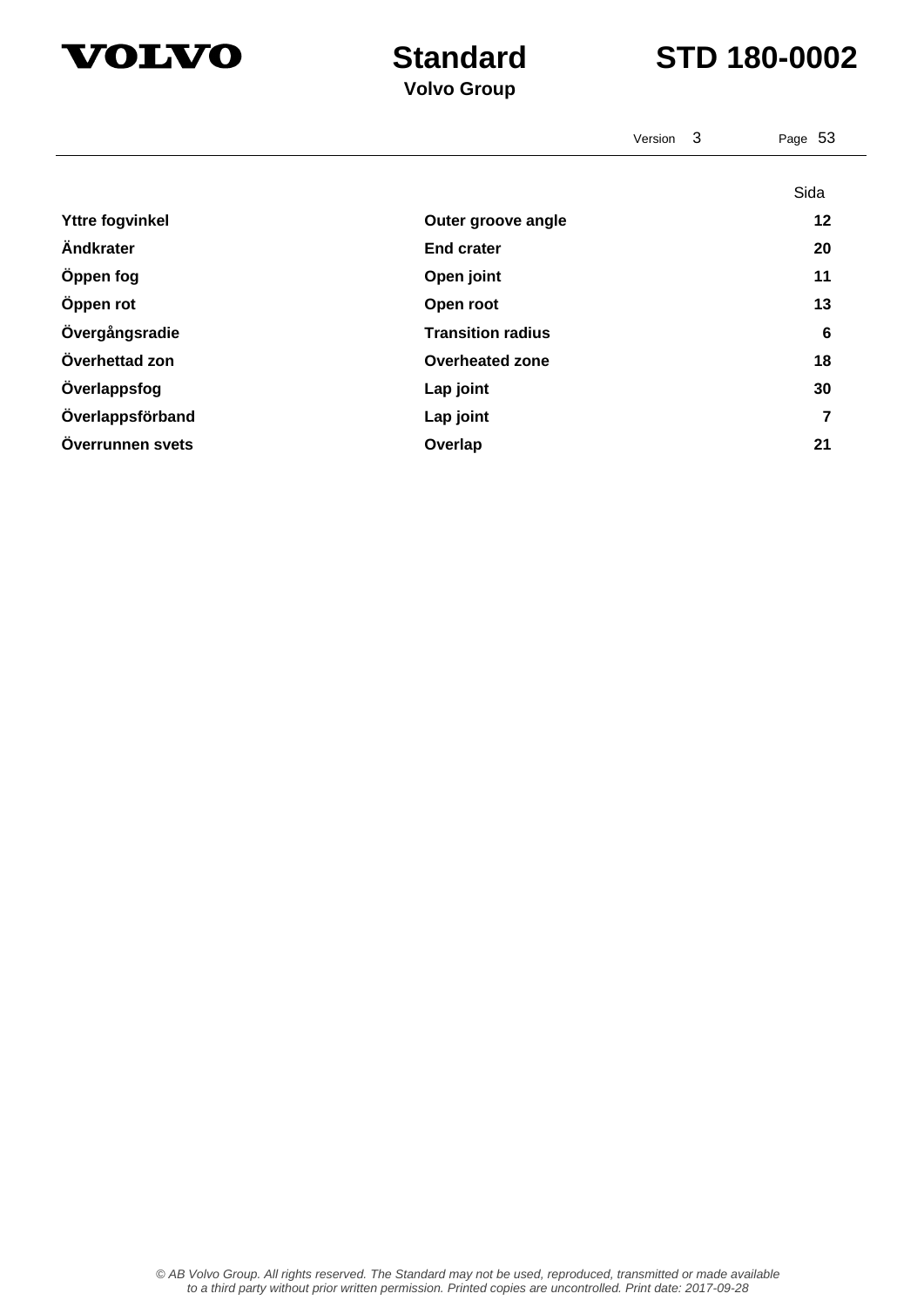| | | Sida |
|---|---|---|
| **Yttre fogvinkel** | **Outer groove angle** | **12** |
| **Ändkrater** | **End crater** | **20** |
| **Öppen fog** | **Open joint** | **11** |
| **Öppen rot** | **Open root** | **13** |
| **Övergångsradie** | **Transition radius** | **6** |
| **Överhettad zon** | **Overheated zone** | **18** |
| **Överlappsfog** | **Lap joint** | **30** |
| **Överlappsförband** | **Lap joint** | **7** |
| **Överrunnen svets** | **Overlap** | **21** |

*© AB Volvo Group. All rights reserved. The Standard may not be used, reproduced, transmitted or made available to a third party without prior written permission. Printed copies are uncontrolled. Print date: 2017-09-28*